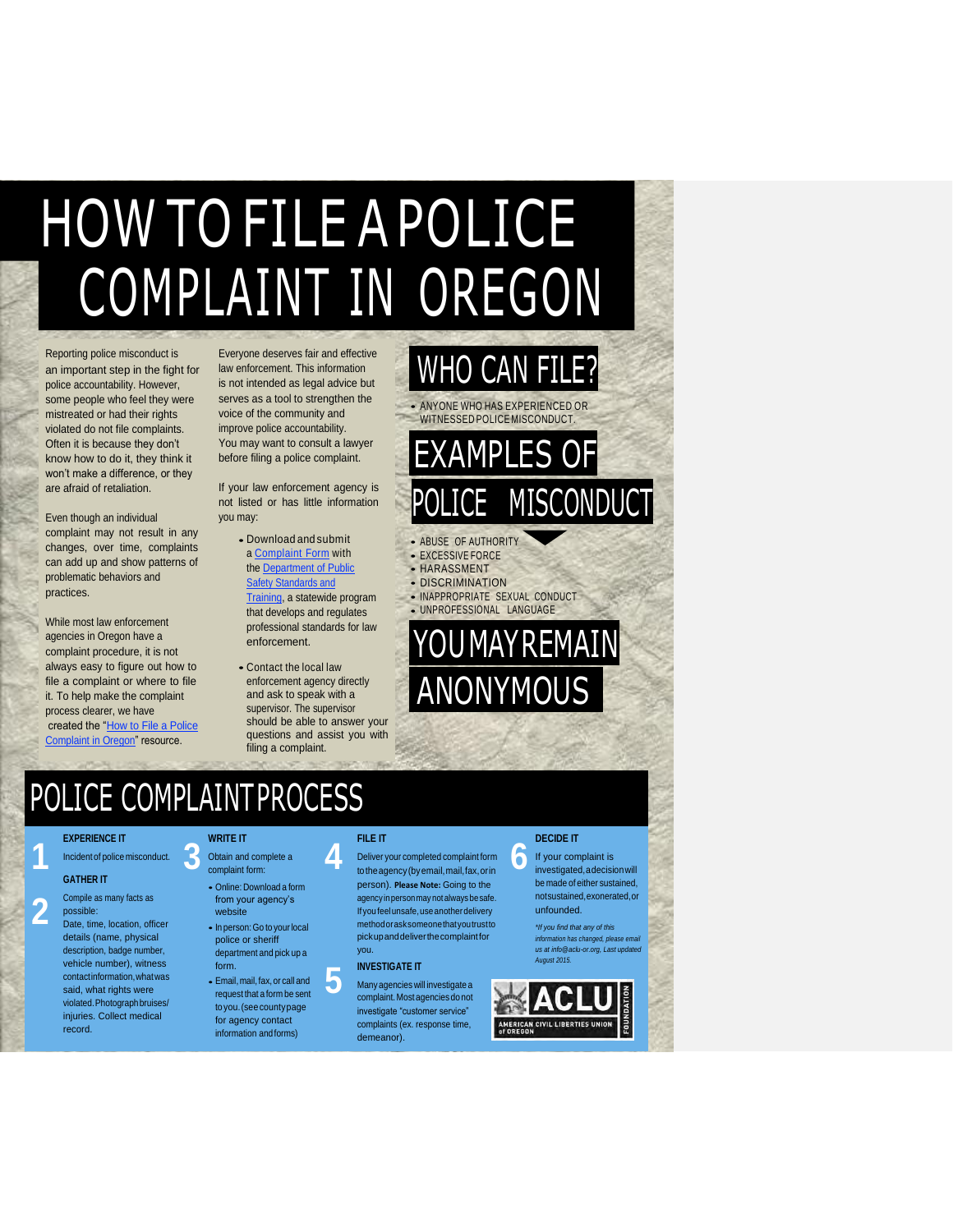# HOW TO FILE A POLICE COMPLAINT IN OREGON

Reporting police misconduct is an important step in the fight for police accountability. However, some people who feel they were mistreated or had their rights violated do not file complaints. Often it is because they don't know how to do it, they think it won't make a difference, or they are afraid of retaliation.

Even though an individual complaint may not result in any changes, over time, complaints can add up and show patterns of problematic behaviors and practices.

While most law enforcement agencies in Oregon have a complaint procedure, it is not always easy to figure out how to file a complaint or where to file it. To help make the complaint process clearer, we have created the "How to File a Police Complaint in Oregon" resource.

Everyone deserves fair and effective law enforcement. This information is not intended as legal advice but serves as a tool to strengthen the voice of the community and improve police accountability. You may want to consult a lawyer before filing a police complaint.

If your law enforcement agency is not listed or has little information you may:

- Download and submit a Complaint Form with the Department of Public Safety Standards and Training, a statewide program that develops and regulates professional standards for law enforcement.
- Contact the local law enforcement agency directly and ask to speak with a supervisor. The supervisor should be able to answer your questions and assist you with filing a complaint.

## WHO CAN FILE?

- ANYONE WHO HAS EXPERIENCED OR WITNESSED POLICE MISCONDUCT.

## EXAMPLES OF POLICE MISCONDUCT

- ABUSE OF AUTHORITY
- EXCESSIVE FORCE
- HARASSMENT
- DISCRIMINATION
- INAPPROPRIATE SEXUAL CONDUCT
- UNPROFESSIONAL LANGUAGE

## YOU MAY REMAIN ANONYMOUS

## POLICE COMPLAINT PROCESS

**1 EXPERIENCE IT**

Incident of police misconduct.

**2 GATHER IT**

Compile as many facts as possible:

Date, time, location, officer details (name, physical description, badge number, vehicle number), witness contact information, what was said, what rights were violated. Photograph bruises/ injuries. Collect medical record.

**3 WRITE IT**

Obtain and complete a complaint form:

- Online: Download a form from your agency's website
- In person: Go to your local police or sheriff department and pick up a form.
- Email, mail, fax, or call and request that a form be sent to you. (see county page for agency contact information and forms)

**4 FILE IT**

Deliver your completed complaint form to the agency (by email, mail, fax, or in person). **Please Note:** Going to the agency in person may not always be safe. If you feel unsafe, use another delivery method or ask someone that you trust to pick up and deliver the complaint for you.

**5 INVESTIGATE IT**

Many agencies will investigate a complaint. Most agencies do not investigate "customer service" complaints (ex. response time, demeanor).

**6 DECIDE IT**

If your complaint is investigated, a decision will be made of either sustained, not sustained, exonerated, or unfounded.

*\*If you find that any of this information has changed, please email us at info@aclu-or.org. Last updated August 2015.*

ACLU AMERICAN CIVIL LIBERTIES UNION of OREGON FOUNDATION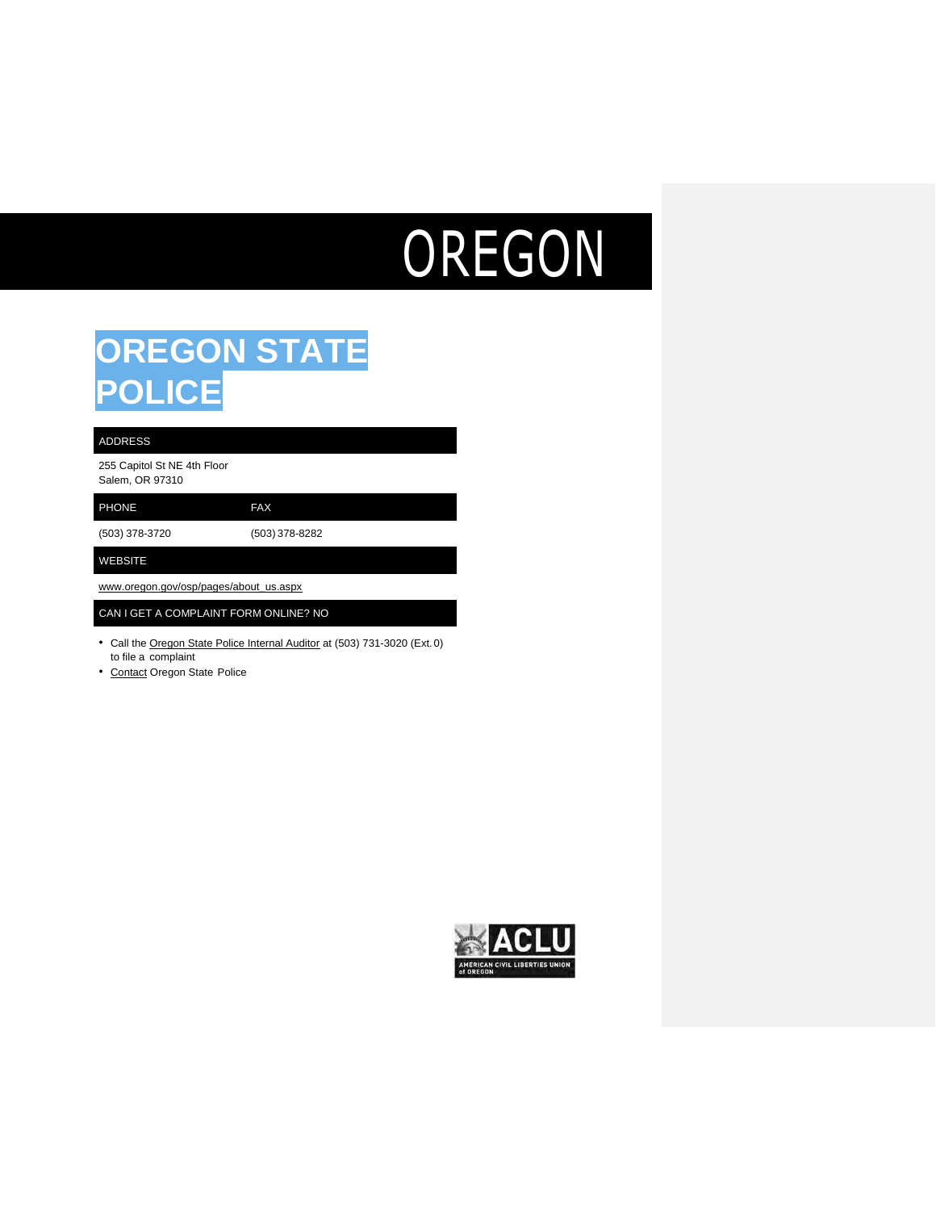# OREGON

## OREGON STATE POLICE

| ADDRESS | |
|---|---|
| 255 Capitol St NE 4th Floor<br>Salem, OR 97310 | |
| **PHONE** | **FAX** |
| (503) 378-3720 | (503) 378-8282 |
| **WEBSITE** | |
| www.oregon.gov/osp/pages/about_us.aspx | |
| **CAN I GET A COMPLAINT FORM ONLINE? NO** | |

- Call the Oregon State Police Internal Auditor at (503) 731-3020 (Ext. 0) to file a complaint
- Contact Oregon State Police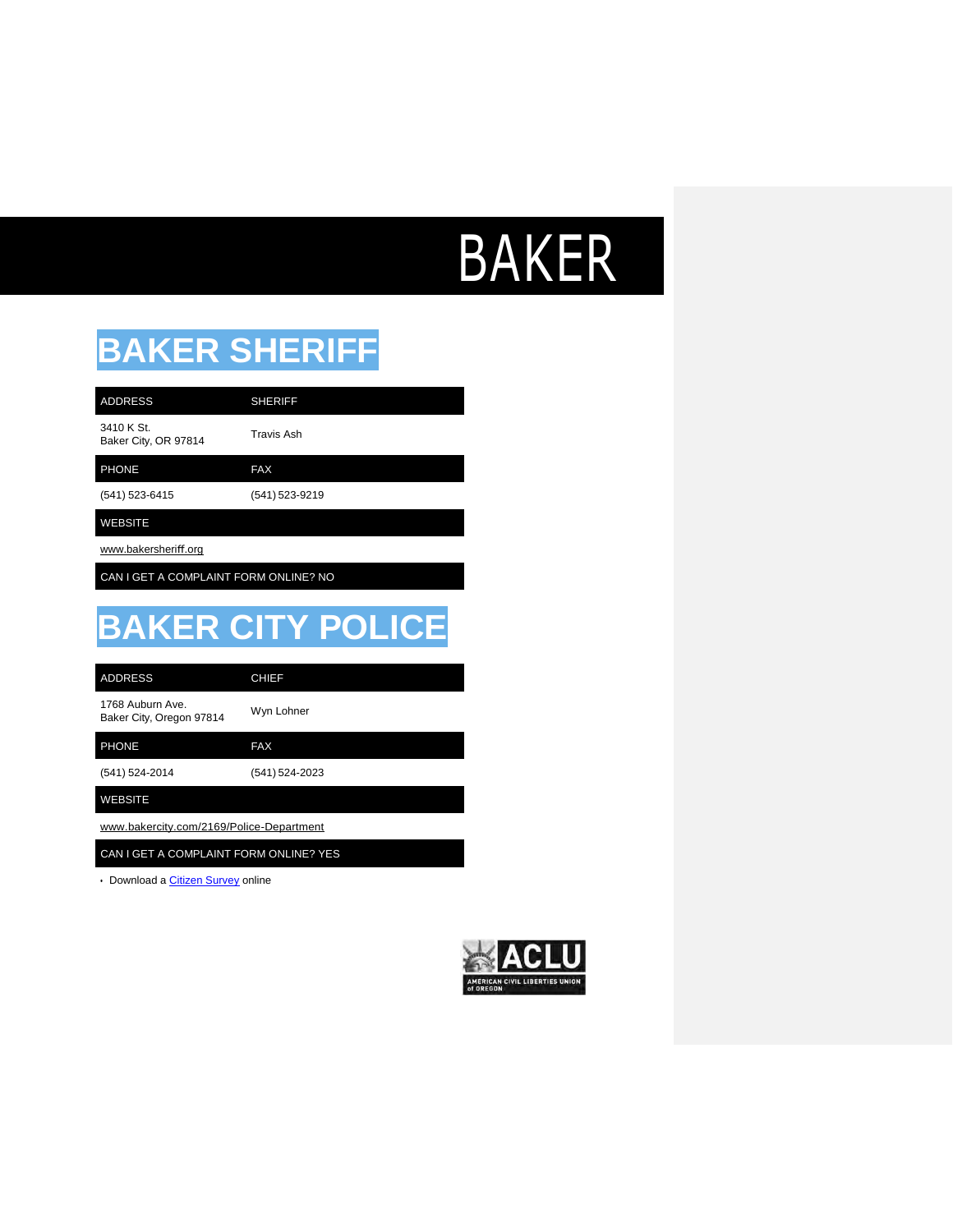# BAKER

## BAKER SHERIFF

| ADDRESS | SHERIFF |
| --- | --- |
| 3410 K St.<br>Baker City, OR 97814 | Travis Ash |
| **PHONE** | **FAX** |
| (541) 523-6415 | (541) 523-9219 |
| **WEBSITE** | |
| www.bakersheriff.org | |
| **CAN I GET A COMPLAINT FORM ONLINE? NO** | |

## BAKER CITY POLICE

| ADDRESS | CHIEF |
| --- | --- |
| 1768 Auburn Ave.<br>Baker City, Oregon 97814 | Wyn Lohner |
| **PHONE** | **FAX** |
| (541) 524-2014 | (541) 524-2023 |
| **WEBSITE** | |
| www.bakercity.com/2169/Police-Department | |
| **CAN I GET A COMPLAINT FORM ONLINE? YES** | |

- Download a Citizen Survey online

ACLU
AMERICAN CIVIL LIBERTIES UNION of OREGON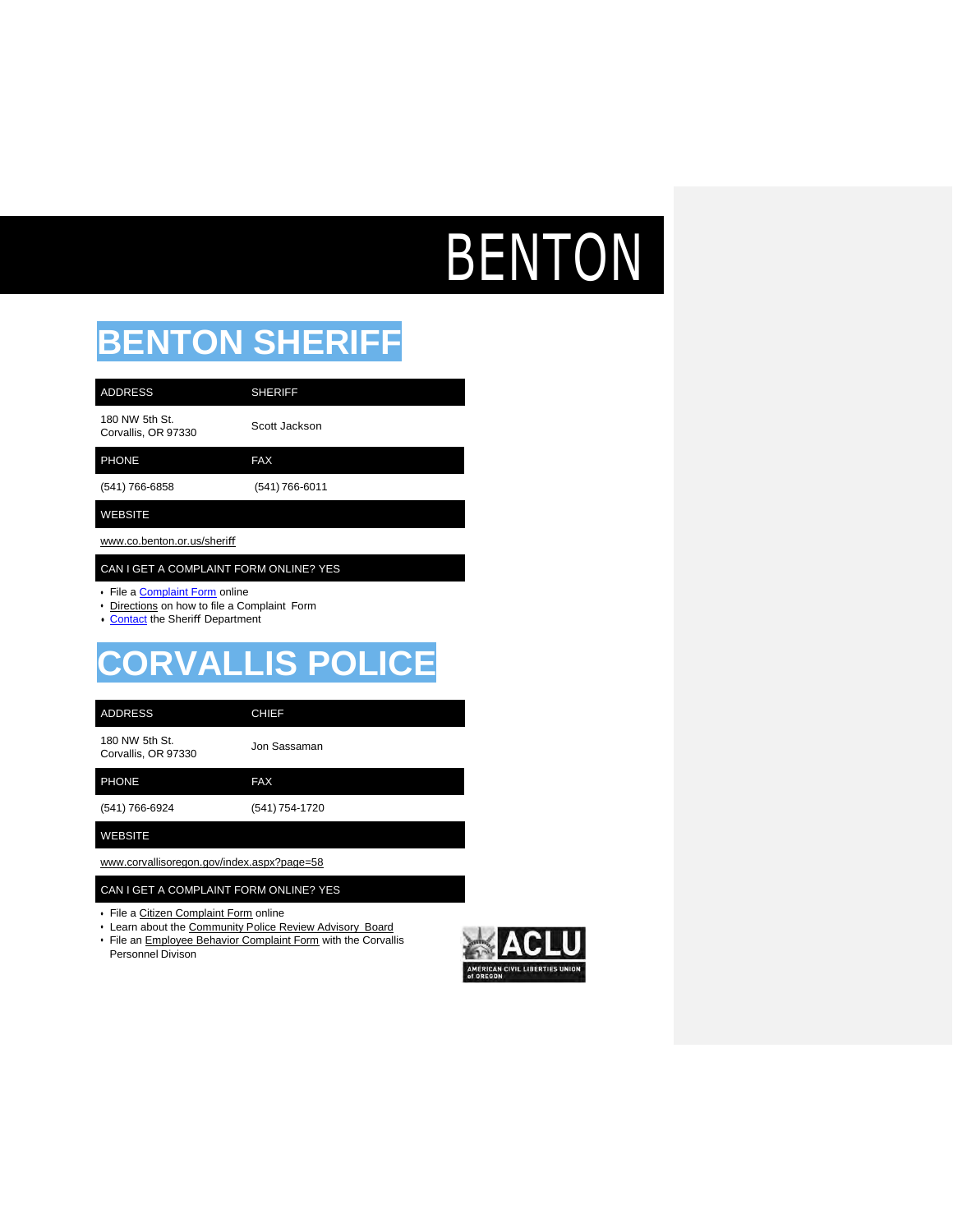# BENTON

## BENTON SHERIFF

| ADDRESS | SHERIFF |
|---|---|
| 180 NW 5th St.<br>Corvallis, OR 97330 | Scott Jackson |
| **PHONE** | **FAX** |
| (541) 766-6858 | (541) 766-6011 |
| **WEBSITE** | |
| www.co.benton.or.us/sheriff | |
| **CAN I GET A COMPLAINT FORM ONLINE? YES** | |

- File a Complaint Form online
- Directions on how to file a Complaint Form
- Contact the Sheriff Department

## CORVALLIS POLICE

| ADDRESS | CHIEF |
|---|---|
| 180 NW 5th St.<br>Corvallis, OR 97330 | Jon Sassaman |
| **PHONE** | **FAX** |
| (541) 766-6924 | (541) 754-1720 |
| **WEBSITE** | |
| www.corvallisoregon.gov/index.aspx?page=58 | |
| **CAN I GET A COMPLAINT FORM ONLINE? YES** | |

- File a Citizen Complaint Form online
- Learn about the Community Police Review Advisory Board
- File an Employee Behavior Complaint Form with the Corvallis Personnel Divison

ACLU AMERICAN CIVIL LIBERTIES UNION of OREGON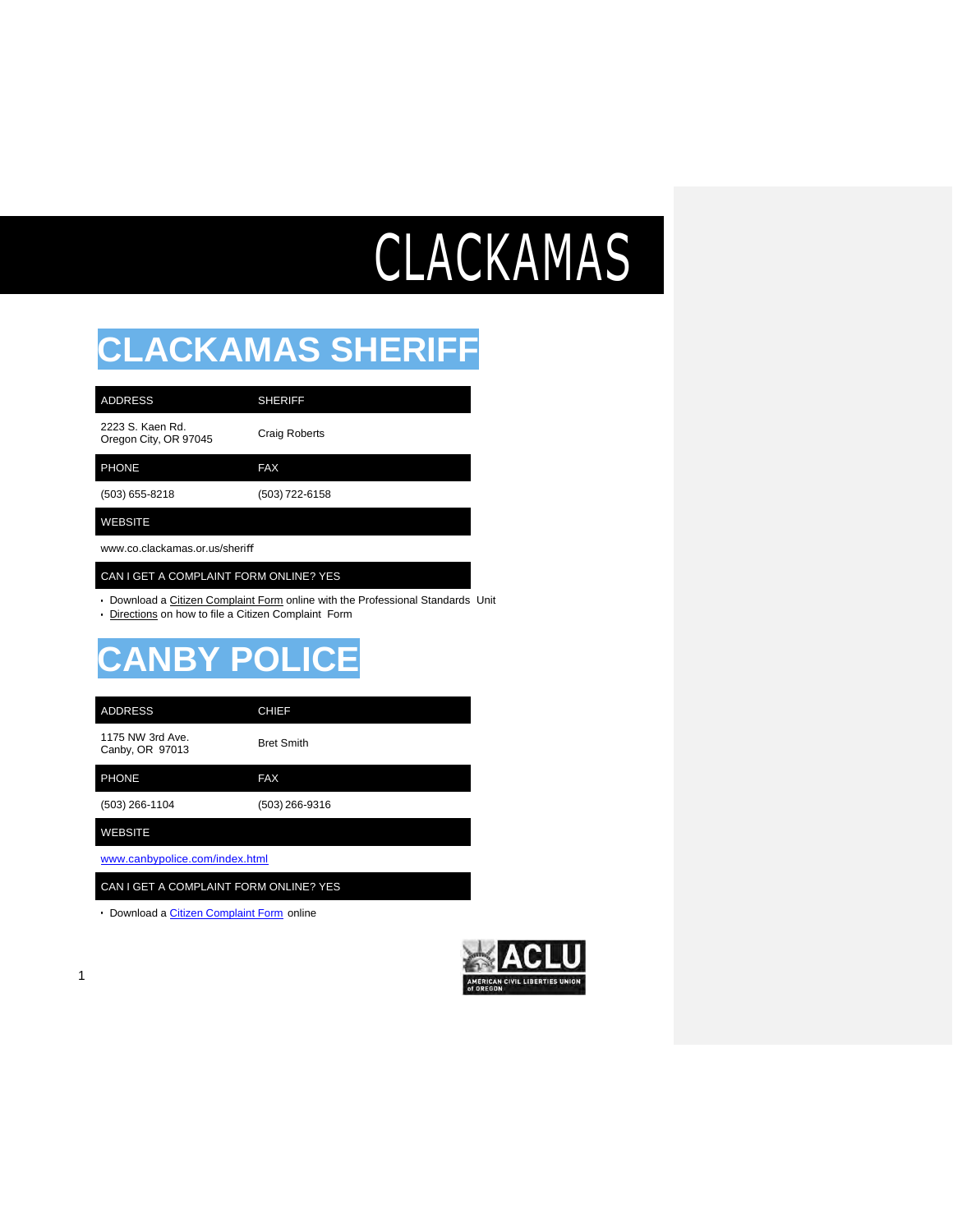# CLACKAMAS

## CLACKAMAS SHERIFF

| ADDRESS | SHERIFF |
|---|---|
| 2223 S. Kaen Rd.<br>Oregon City, OR 97045 | Craig Roberts |
| **PHONE** | **FAX** |
| (503) 655-8218 | (503) 722-6158 |
| **WEBSITE** | |
| www.co.clackamas.or.us/sheriff | |
| **CAN I GET A COMPLAINT FORM ONLINE? YES** | |

- Download a Citizen Complaint Form online with the Professional Standards Unit
- Directions on how to file a Citizen Complaint Form

## CANBY POLICE

| ADDRESS | CHIEF |
|---|---|
| 1175 NW 3rd Ave.<br>Canby, OR 97013 | Bret Smith |
| **PHONE** | **FAX** |
| (503) 266-1104 | (503) 266-9316 |
| **WEBSITE** | |
| www.canbypolice.com/index.html | |
| **CAN I GET A COMPLAINT FORM ONLINE? YES** | |

- Download a Citizen Complaint Form online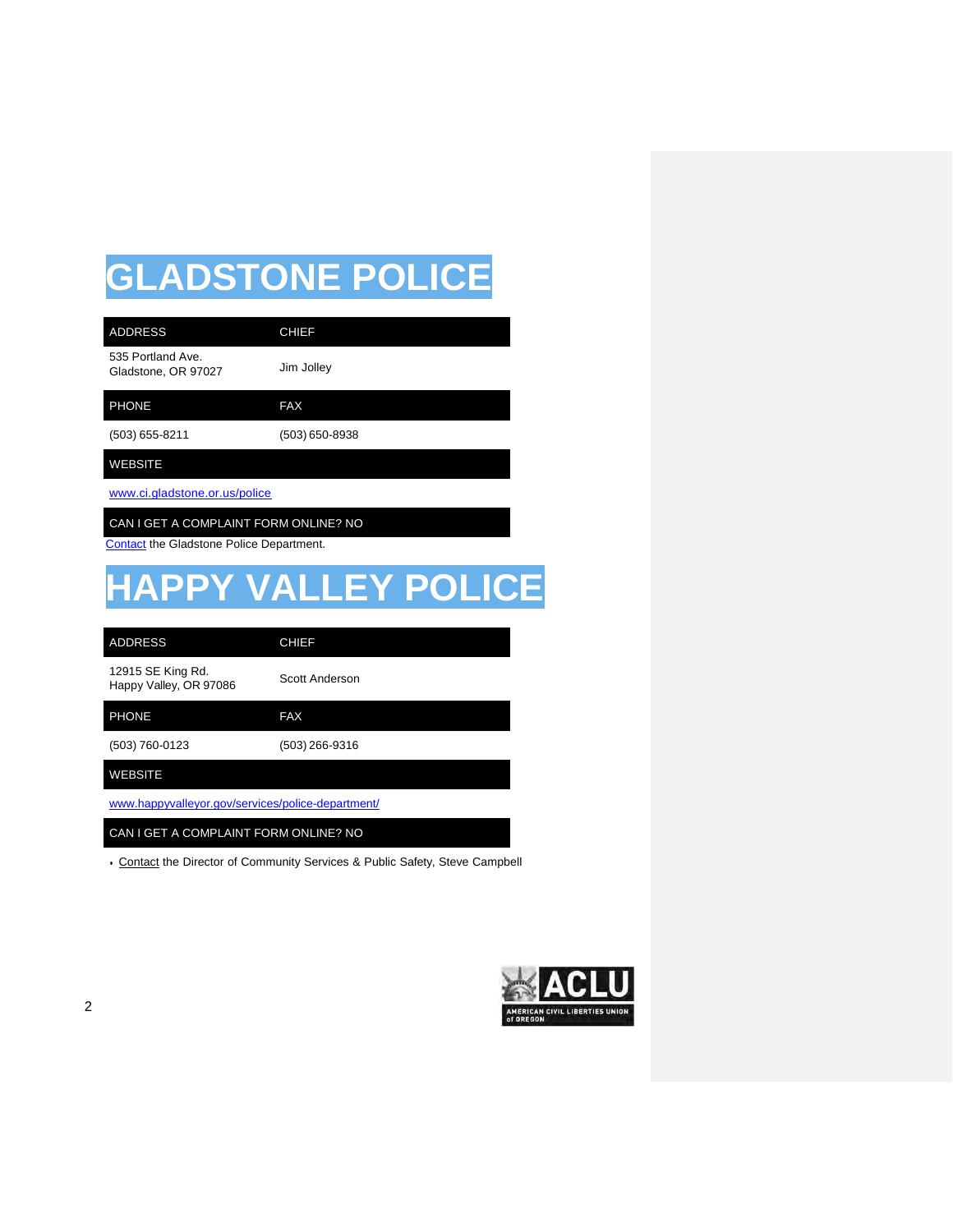# GLADSTONE POLICE

| ADDRESS | CHIEF |
|---|---|
| 535 Portland Ave. Gladstone, OR 97027 | Jim Jolley |
| **PHONE** | **FAX** |
| (503) 655-8211 | (503) 650-8938 |
| **WEBSITE** | |
| www.ci.gladstone.or.us/police | |
| **CAN I GET A COMPLAINT FORM ONLINE? NO** | |

Contact the Gladstone Police Department.

# HAPPY VALLEY POLICE

| ADDRESS | CHIEF |
|---|---|
| 12915 SE King Rd. Happy Valley, OR 97086 | Scott Anderson |
| **PHONE** | **FAX** |
| (503) 760-0123 | (503) 266-9316 |
| **WEBSITE** | |
| www.happyvalleyor.gov/services/police-department/ | |
| **CAN I GET A COMPLAINT FORM ONLINE? NO** | |

- Contact the Director of Community Services & Public Safety, Steve Campbell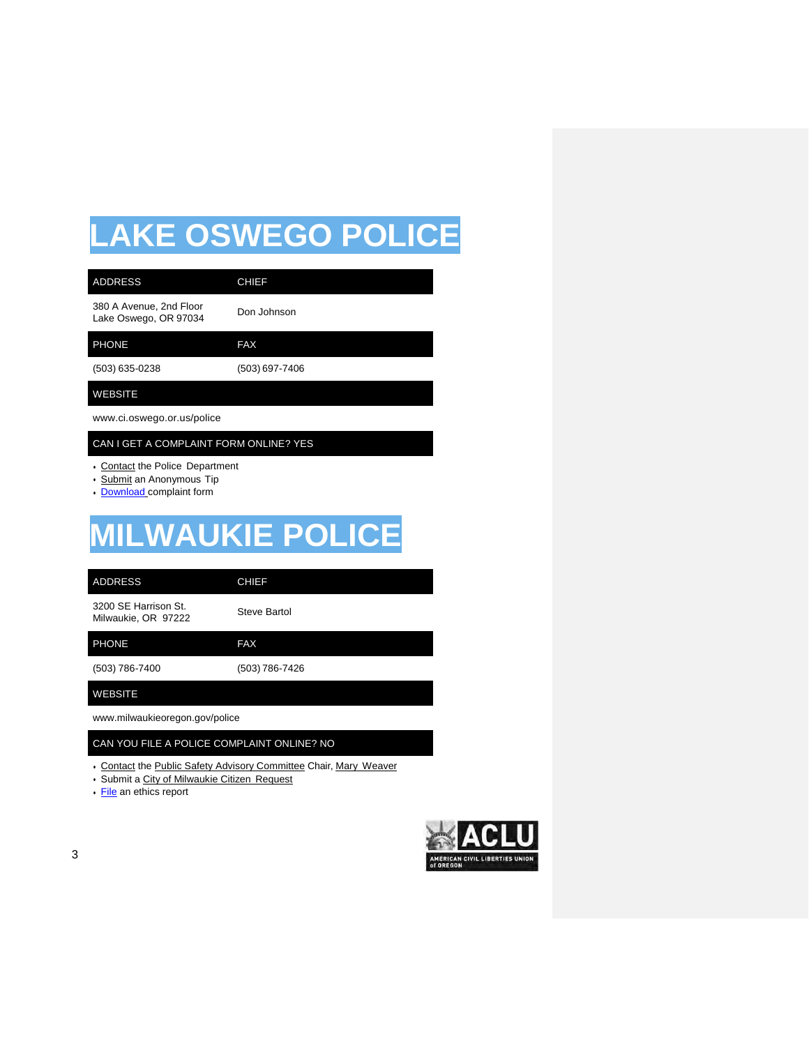# LAKE OSWEGO POLICE

| ADDRESS | CHIEF |
|---|---|
| 380 A Avenue, 2nd Floor<br>Lake Oswego, OR 97034 | Don Johnson |
| **PHONE** | **FAX** |
| (503) 635-0238 | (503) 697-7406 |
| **WEBSITE** | |
| www.ci.oswego.or.us/police | |
| **CAN I GET A COMPLAINT FORM ONLINE? YES** | |

- Contact the Police Department
- Submit an Anonymous Tip
- Download complaint form

# MILWAUKIE POLICE

| ADDRESS | CHIEF |
|---|---|
| 3200 SE Harrison St.<br>Milwaukie, OR 97222 | Steve Bartol |
| **PHONE** | **FAX** |
| (503) 786-7400 | (503) 786-7426 |
| **WEBSITE** | |
| www.milwaukieoregon.gov/police | |
| **CAN YOU FILE A POLICE COMPLAINT ONLINE? NO** | |

- Contact the Public Safety Advisory Committee Chair, Mary Weaver
- Submit a City of Milwaukie Citizen Request
- File an ethics report

ACLU AMERICAN CIVIL LIBERTIES UNION of OREGON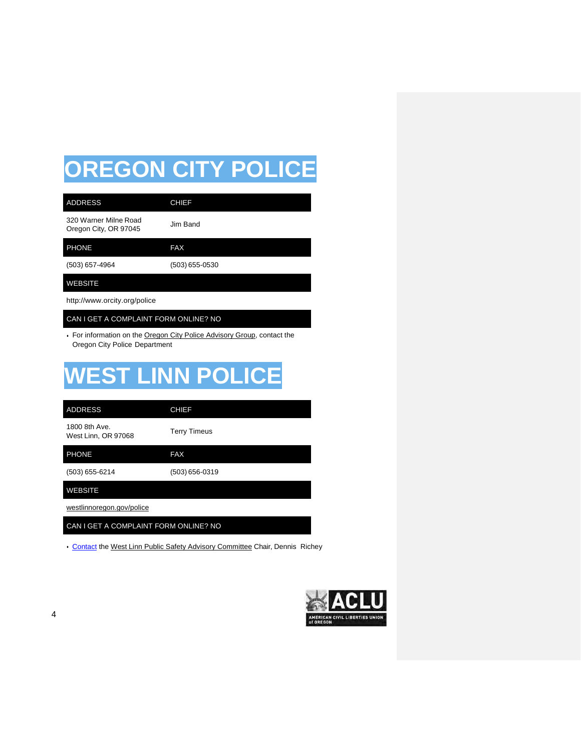# OREGON CITY POLICE

| ADDRESS | CHIEF |
| --- | --- |
| 320 Warner Milne Road<br>Oregon City, OR 97045 | Jim Band |
| **PHONE** | **FAX** |
| (503) 657-4964 | (503) 655-0530 |
| **WEBSITE** | |
| http://www.orcity.org/police | |
| **CAN I GET A COMPLAINT FORM ONLINE? NO** | |

- For information on the Oregon City Police Advisory Group, contact the Oregon City Police Department

# WEST LINN POLICE

| ADDRESS | CHIEF |
| --- | --- |
| 1800 8th Ave.<br>West Linn, OR 97068 | Terry Timeus |
| **PHONE** | **FAX** |
| (503) 655-6214 | (503) 656-0319 |
| **WEBSITE** | |
| westlinnoregon.gov/police | |
| **CAN I GET A COMPLAINT FORM ONLINE? NO** | |

- Contact the West Linn Public Safety Advisory Committee Chair, Dennis Richey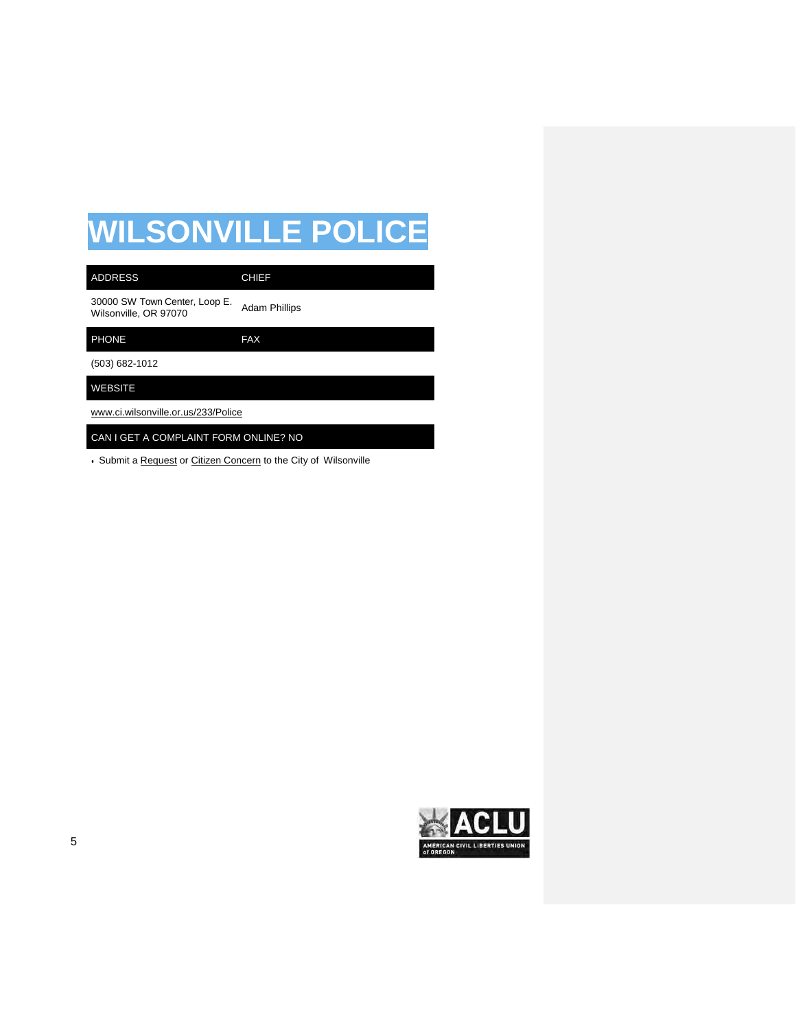# WILSONVILLE POLICE

| ADDRESS | CHIEF |
| --- | --- |
| 30000 SW Town Center, Loop E. Wilsonville, OR 97070 | Adam Phillips |

| PHONE | FAX |
| --- | --- |
| (503) 682-1012 | |

| WEBSITE |
| --- |
| www.ci.wilsonville.or.us/233/Police |

| CAN I GET A COMPLAINT FORM ONLINE? NO |
| --- |

- Submit a Request or Citizen Concern to the City of Wilsonville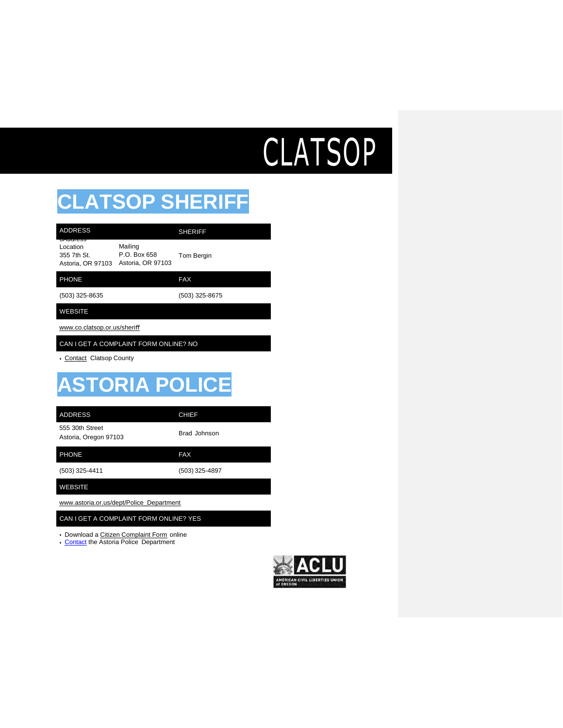# CLATSOP

## CLATSOP SHERIFF

| ADDRESS | | SHERIFF |
|---|---|---|
| Location<br>355 7th St.<br>Astoria, OR 97103 | Mailing<br>P.O. Box 658<br>Astoria, OR 97103 | Tom Bergin |

| PHONE | FAX |
|---|---|
| (503) 325-8635 | (503) 325-8675 |

**WEBSITE**

www.co.clatsop.or.us/sheriff

**CAN I GET A COMPLAINT FORM ONLINE? NO**

- Contact Clatsop County

## ASTORIA POLICE

| ADDRESS | CHIEF |
|---|---|
| 555 30th Street<br>Astoria, Oregon 97103 | Brad Johnson |

| PHONE | FAX |
|---|---|
| (503) 325-4411 | (503) 325-4897 |

**WEBSITE**

www.astoria.or.us/dept/Police_Department

**CAN I GET A COMPLAINT FORM ONLINE? YES**

- Download a Citizen Complaint Form online
- Contact the Astoria Police Department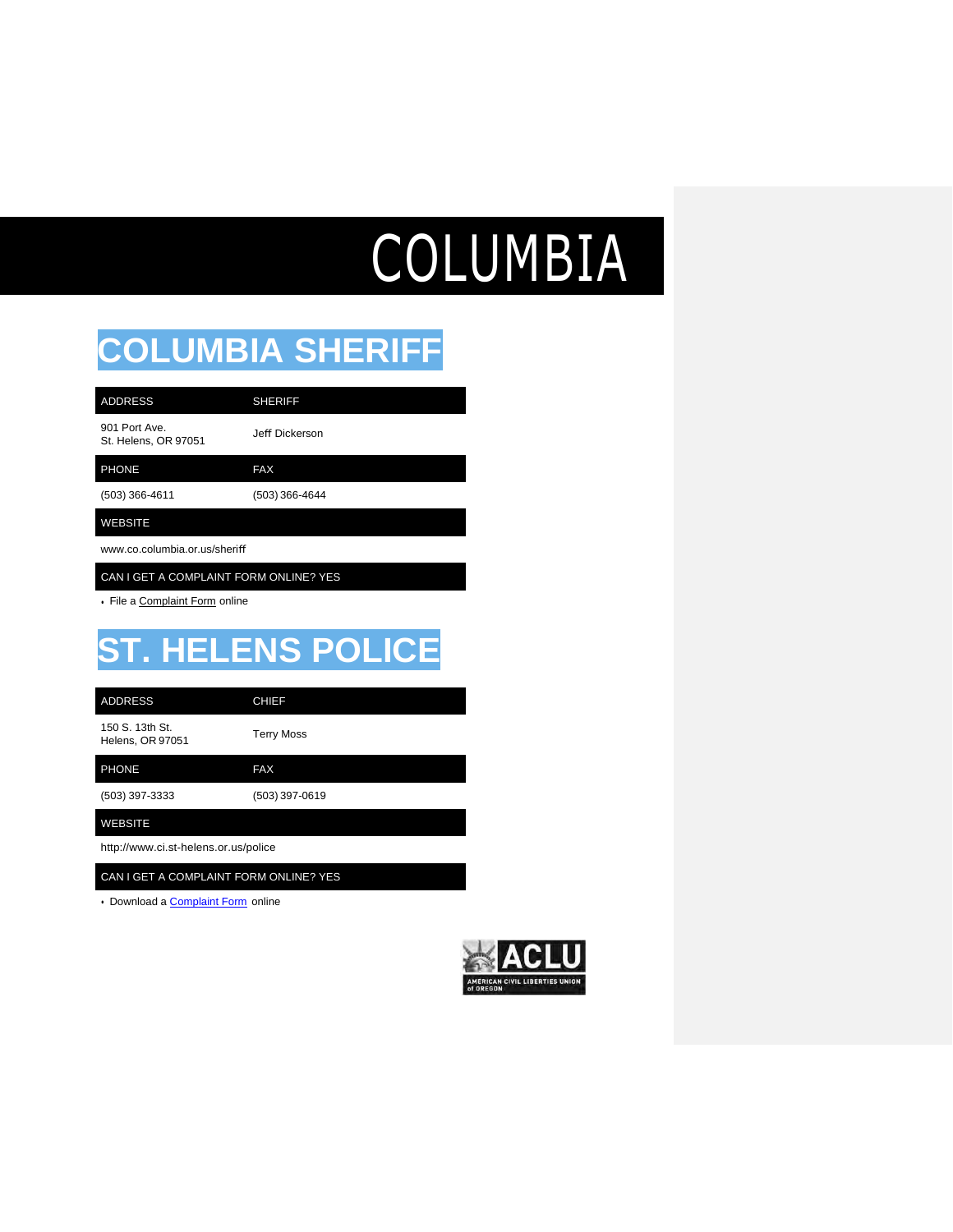# COLUMBIA

## COLUMBIA SHERIFF

| ADDRESS | SHERIFF |
| --- | --- |
| 901 Port Ave.<br>St. Helens, OR 97051 | Jeff Dickerson |
| **PHONE** | **FAX** |
| (503) 366-4611 | (503) 366-4644 |
| **WEBSITE** | |
| www.co.columbia.or.us/sheriff | |
| **CAN I GET A COMPLAINT FORM ONLINE? YES** | |

- File a Complaint Form online

## ST. HELENS POLICE

| ADDRESS | CHIEF |
| --- | --- |
| 150 S. 13th St.<br>Helens, OR 97051 | Terry Moss |
| **PHONE** | **FAX** |
| (503) 397-3333 | (503) 397-0619 |
| **WEBSITE** | |
| http://www.ci.st-helens.or.us/police | |
| **CAN I GET A COMPLAINT FORM ONLINE? YES** | |

- Download a Complaint Form online

ACLU
AMERICAN CIVIL LIBERTIES UNION of OREGON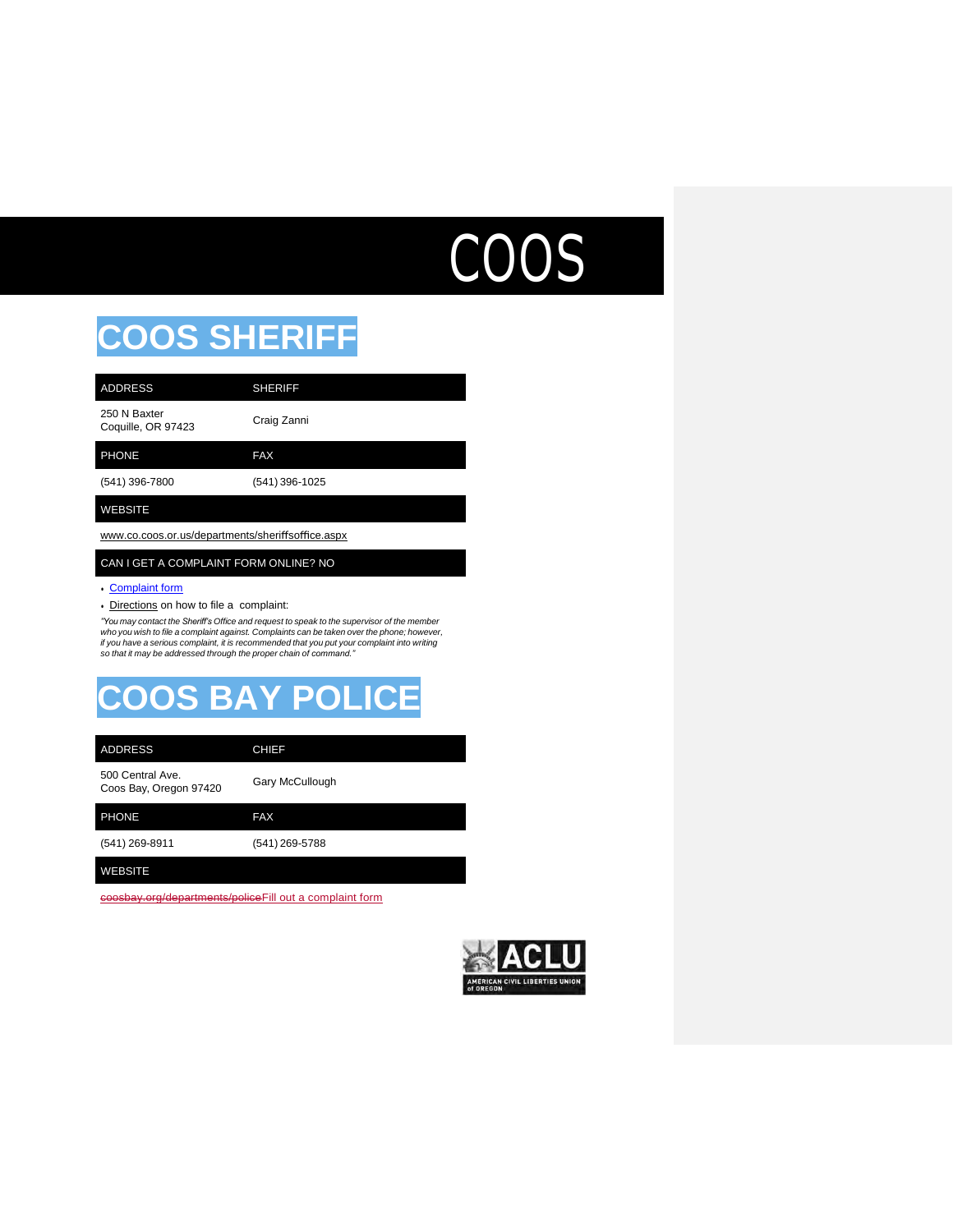# COOS

## COOS SHERIFF

| ADDRESS | SHERIFF |
|---|---|
| 250 N Baxter<br>Coquille, OR 97423 | Craig Zanni |
| **PHONE** | **FAX** |
| (541) 396-7800 | (541) 396-1025 |
| **WEBSITE** | |
| www.co.coos.or.us/departments/sheriffsoffice.aspx | |
| **CAN I GET A COMPLAINT FORM ONLINE? NO** | |

- Complaint form
- Directions on how to file a complaint:

*"You may contact the Sheriff's Office and request to speak to the supervisor of the member who you wish to file a complaint against. Complaints can be taken over the phone; however, if you have a serious complaint, it is recommended that you put your complaint into writing so that it may be addressed through the proper chain of command."*

## COOS BAY POLICE

| ADDRESS | CHIEF |
|---|---|
| 500 Central Ave.<br>Coos Bay, Oregon 97420 | Gary McCullough |
| **PHONE** | **FAX** |
| (541) 269-8911 | (541) 269-5788 |
| **WEBSITE** | |
| ~~coosbay.org/departments/police~~Fill out a complaint form | |

AMERICAN CIVIL LIBERTIES UNION of OREGON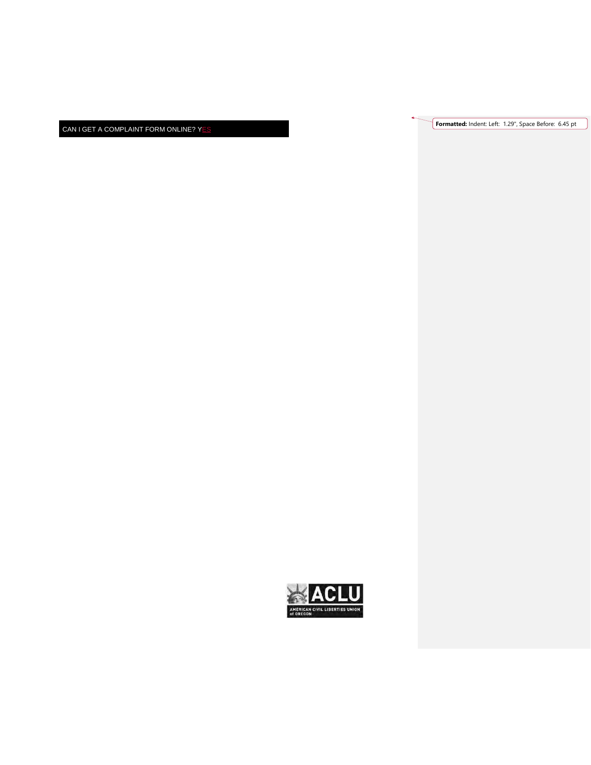## CAN I GET A COMPLAINT FORM ONLINE? YES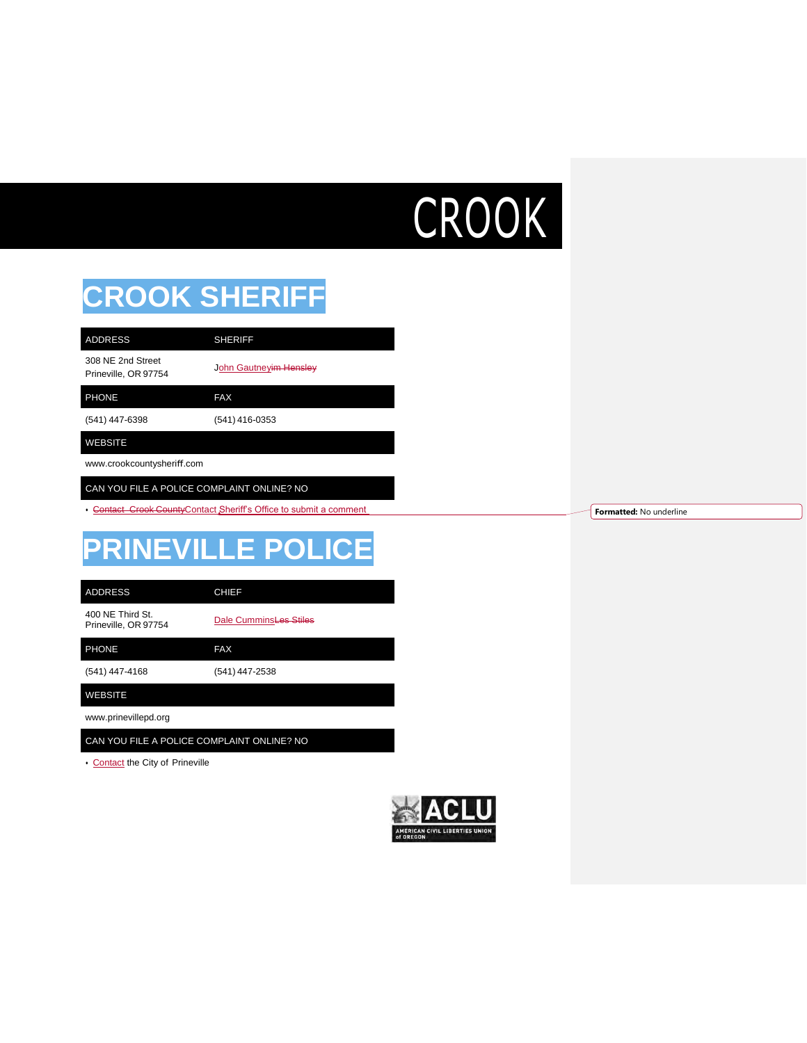# CROOK

## CROOK SHERIFF

| ADDRESS | SHERIFF |
|---|---|
| 308 NE 2nd Street<br>Prineville, OR 97754 | John Gautney |
| **PHONE** | **FAX** |
| (541) 447-6398 | (541) 416-0353 |
| **WEBSITE** | |
| www.crookcountysheriff.com | |
| **CAN YOU FILE A POLICE COMPLAINT ONLINE? NO** | |

- Contact Sheriff's Office to submit a comment

## PRINEVILLE POLICE

| ADDRESS | CHIEF |
|---|---|
| 400 NE Third St.<br>Prineville, OR 97754 | Dale Cummins |
| **PHONE** | **FAX** |
| (541) 447-4168 | (541) 447-2538 |
| **WEBSITE** | |
| www.prinevillepd.org | |
| **CAN YOU FILE A POLICE COMPLAINT ONLINE? NO** | |

- Contact the City of Prineville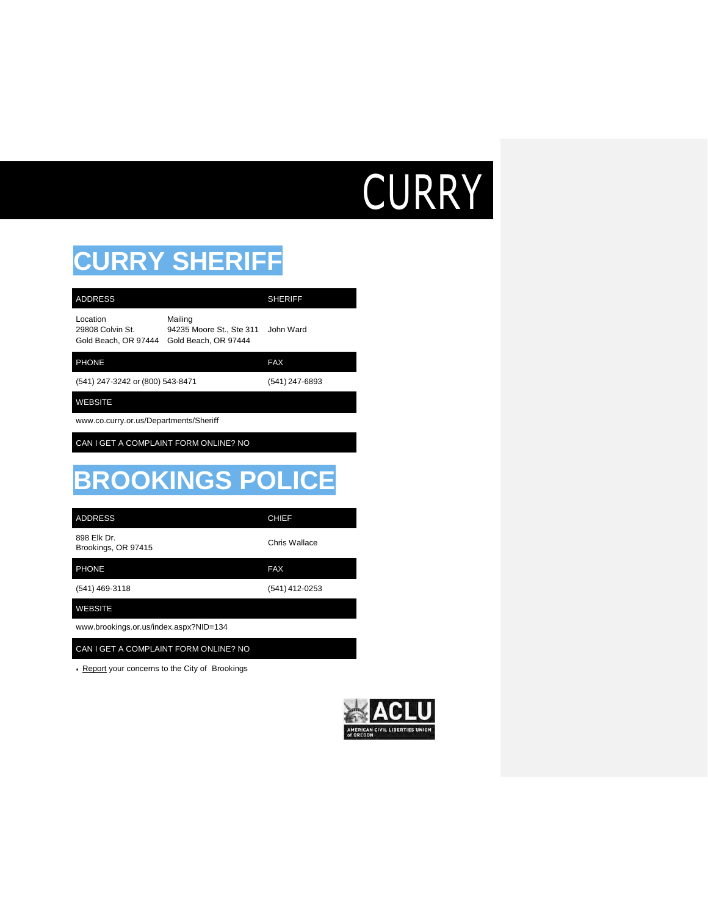# CURRY

## CURRY SHERIFF

| ADDRESS | | SHERIFF |
|---|---|---|
| Location<br>29808 Colvin St.<br>Gold Beach, OR 97444 | Mailing<br>94235 Moore St., Ste 311<br>Gold Beach, OR 97444 | John Ward |

| PHONE | FAX |
|---|---|
| (541) 247-3242 or (800) 543-8471 | (541) 247-6893 |

| WEBSITE |
|---|
| www.co.curry.or.us/Departments/Sheriff |

CAN I GET A COMPLAINT FORM ONLINE? NO

## BROOKINGS POLICE

| ADDRESS | CHIEF |
|---|---|
| 898 Elk Dr.<br>Brookings, OR 97415 | Chris Wallace |

| PHONE | FAX |
|---|---|
| (541) 469-3118 | (541) 412-0253 |

| WEBSITE |
|---|
| www.brookings.or.us/index.aspx?NID=134 |

CAN I GET A COMPLAINT FORM ONLINE? NO

- Report your concerns to the City of Brookings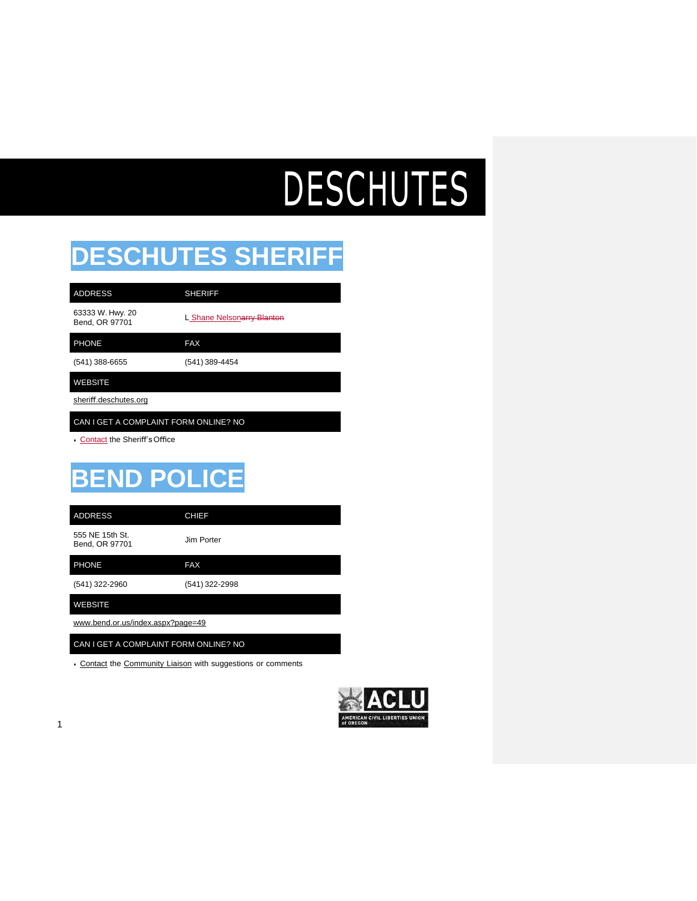# DESCHUTES

## DESCHUTES SHERIFF

| ADDRESS | SHERIFF |
|---|---|
| 63333 W. Hwy. 20<br>Bend, OR 97701 | L Shane Nelson~~arry Blanton~~ |
| **PHONE** | **FAX** |
| (541) 388-6655 | (541) 389-4454 |

**WEBSITE**

sheriff.deschutes.org

**CAN I GET A COMPLAINT FORM ONLINE? NO**

- Contact the Sheriff's Office

## BEND POLICE

| ADDRESS | CHIEF |
|---|---|
| 555 NE 15th St.<br>Bend, OR 97701 | Jim Porter |
| **PHONE** | **FAX** |
| (541) 322-2960 | (541) 322-2998 |

**WEBSITE**

www.bend.or.us/index.aspx?page=49

**CAN I GET A COMPLAINT FORM ONLINE? NO**

- Contact the Community Liaison with suggestions or comments

ACLU AMERICAN CIVIL LIBERTIES UNION of OREGON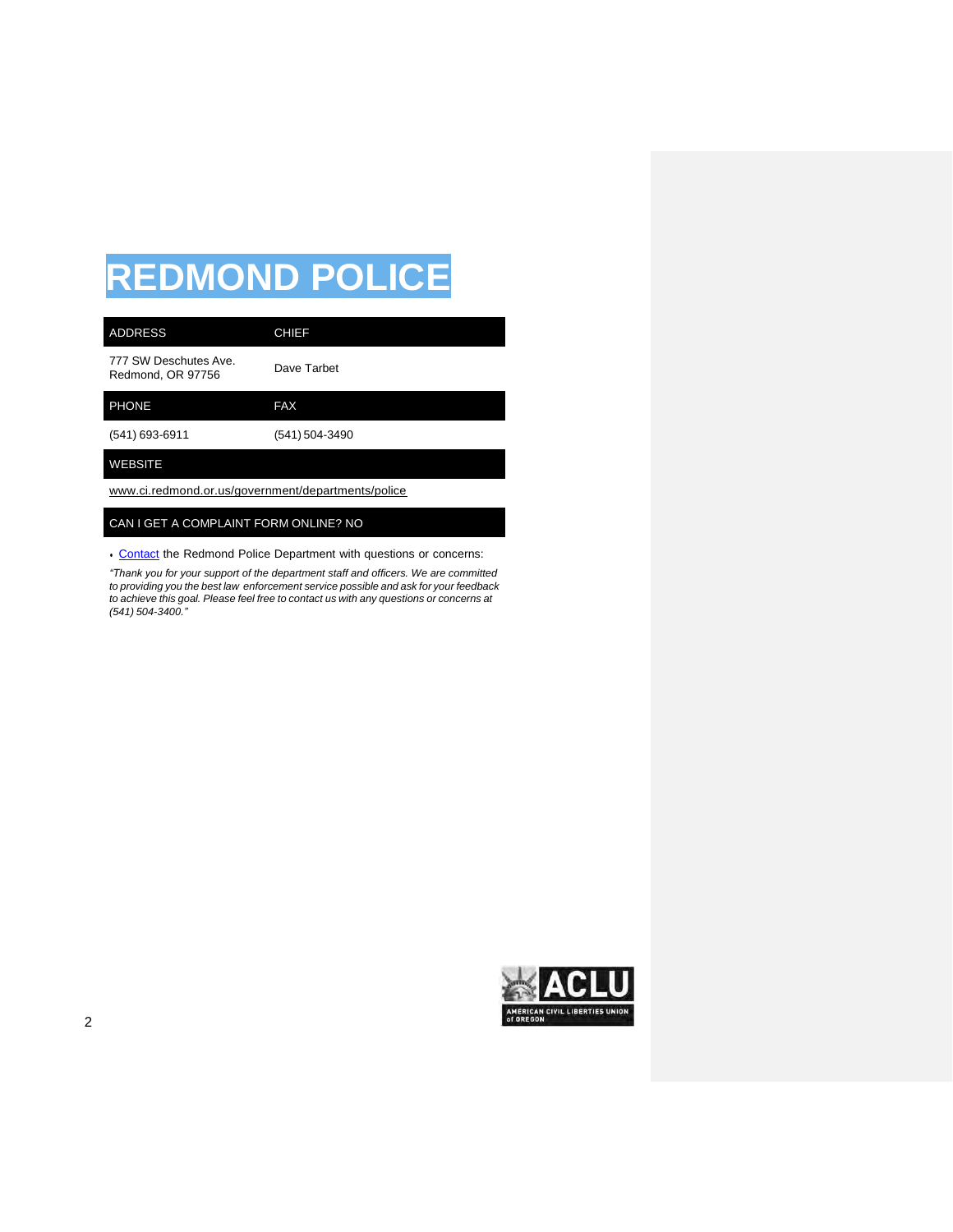# REDMOND POLICE

| ADDRESS | CHIEF |
|---|---|
| 777 SW Deschutes Ave. Redmond, OR 97756 | Dave Tarbet |
| **PHONE** | **FAX** |
| (541) 693-6911 | (541) 504-3490 |
| **WEBSITE** | |
| www.ci.redmond.or.us/government/departments/police | |
| **CAN I GET A COMPLAINT FORM ONLINE? NO** | |

- Contact the Redmond Police Department with questions or concerns:

*"Thank you for your support of the department staff and officers. We are committed to providing you the best law enforcement service possible and ask for your feedback to achieve this goal. Please feel free to contact us with any questions or concerns at (541) 504-3400."*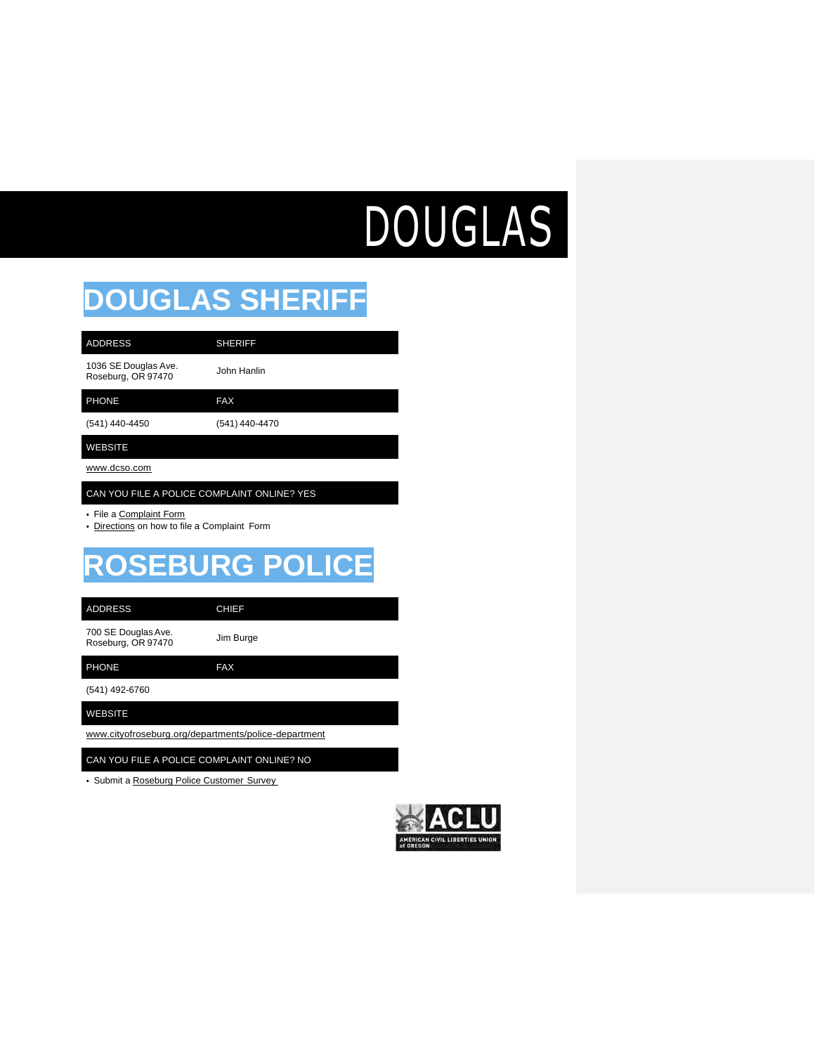# DOUGLAS

## DOUGLAS SHERIFF

| ADDRESS | SHERIFF |
|---|---|
| 1036 SE Douglas Ave.<br>Roseburg, OR 97470 | John Hanlin |
| **PHONE** | **FAX** |
| (541) 440-4450 | (541) 440-4470 |
| **WEBSITE** | |
| www.dcso.com | |
| **CAN YOU FILE A POLICE COMPLAINT ONLINE? YES** | |

- File a Complaint Form
- Directions on how to file a Complaint Form

## ROSEBURG POLICE

| ADDRESS | CHIEF |
|---|---|
| 700 SE Douglas Ave.<br>Roseburg, OR 97470 | Jim Burge |
| **PHONE** | **FAX** |
| (541) 492-6760 | |
| **WEBSITE** | |
| www.cityofroseburg.org/departments/police-department | |
| **CAN YOU FILE A POLICE COMPLAINT ONLINE? NO** | |

- Submit a Roseburg Police Customer Survey

ACLU AMERICAN CIVIL LIBERTIES UNION of OREGON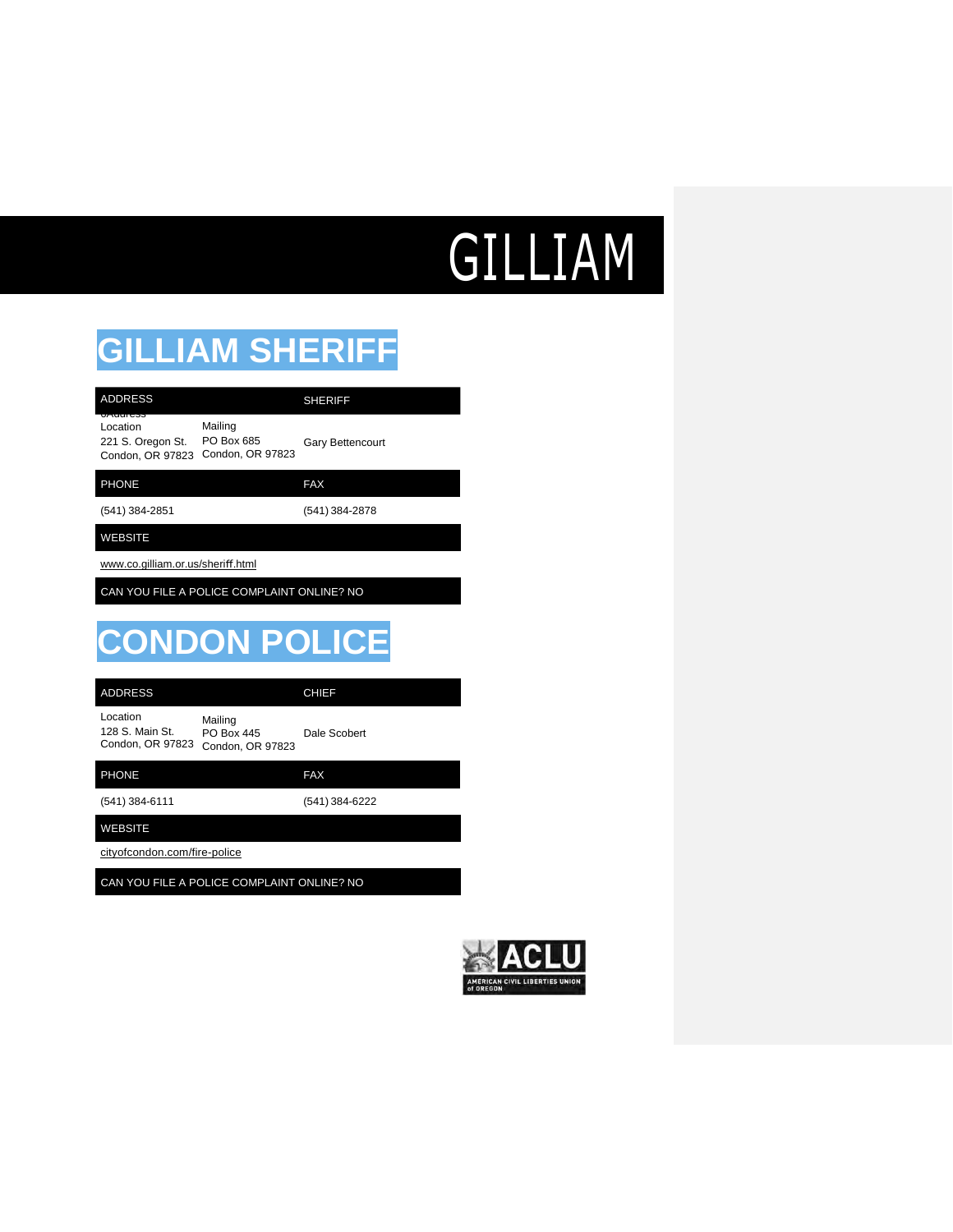# GILLIAM

## GILLIAM SHERIFF

| ADDRESS | | SHERIFF |
|---|---|---|
| Location<br>221 S. Oregon St.<br>Condon, OR 97823 | Mailing<br>PO Box 685<br>Condon, OR 97823 | Gary Bettencourt |

| PHONE | FAX |
|---|---|
| (541) 384-2851 | (541) 384-2878 |

| WEBSITE |
|---|
| www.co.gilliam.or.us/sheriff.html |

CAN YOU FILE A POLICE COMPLAINT ONLINE? NO

## CONDON POLICE

| ADDRESS | | CHIEF |
|---|---|---|
| Location<br>128 S. Main St.<br>Condon, OR 97823 | Mailing<br>PO Box 445<br>Condon, OR 97823 | Dale Scobert |

| PHONE | FAX |
|---|---|
| (541) 384-6111 | (541) 384-6222 |

| WEBSITE |
|---|
| cityofcondon.com/fire-police |

CAN YOU FILE A POLICE COMPLAINT ONLINE? NO

ACLU
AMERICAN CIVIL LIBERTIES UNION of OREGON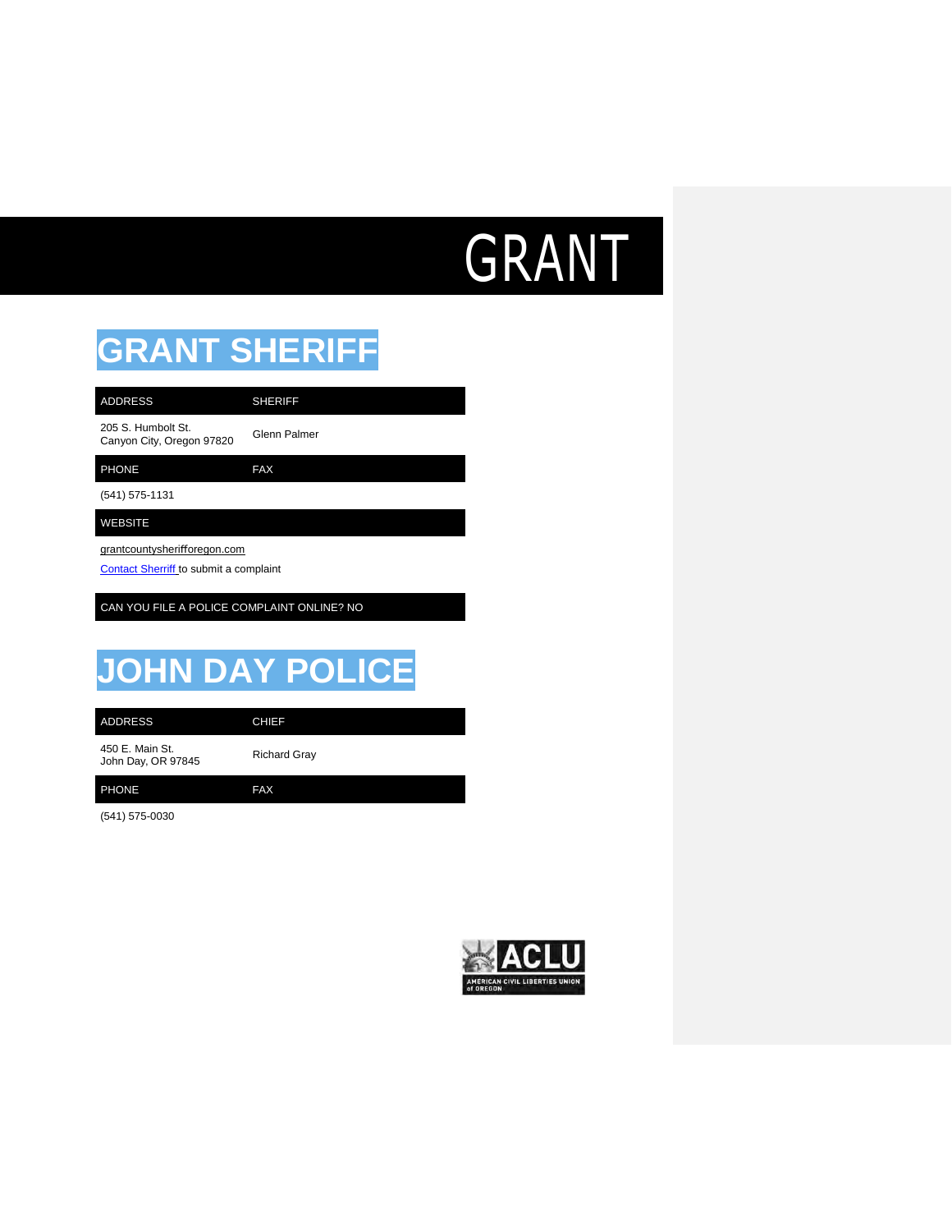# GRANT

## GRANT SHERIFF

| ADDRESS | SHERIFF |
| --- | --- |
| 205 S. Humbolt St.<br>Canyon City, Oregon 97820 | Glenn Palmer |

| PHONE | FAX |
| --- | --- |
| (541) 575-1131 | |

| WEBSITE |
| --- |
| grantcountysherifforegon.com<br>Contact Sherriff to submit a complaint |

CAN YOU FILE A POLICE COMPLAINT ONLINE? NO

## JOHN DAY POLICE

| ADDRESS | CHIEF |
| --- | --- |
| 450 E. Main St.<br>John Day, OR 97845 | Richard Gray |

| PHONE | FAX |
| --- | --- |
| (541) 575-0030 | |

ACLU AMERICAN CIVIL LIBERTIES UNION of OREGON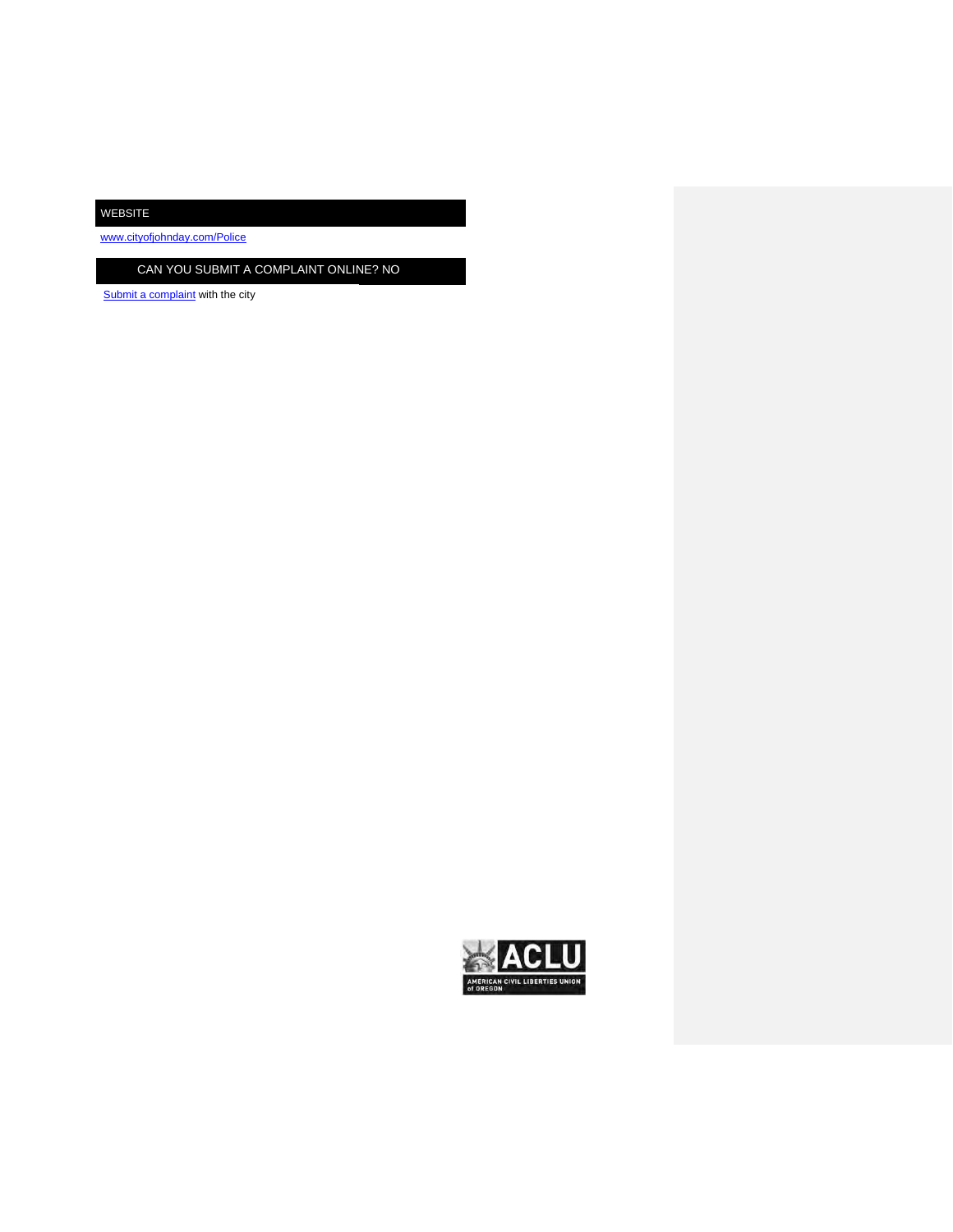## WEBSITE

www.cityofjohnday.com/Police

## CAN YOU SUBMIT A COMPLAINT ONLINE? NO

Submit a complaint with the city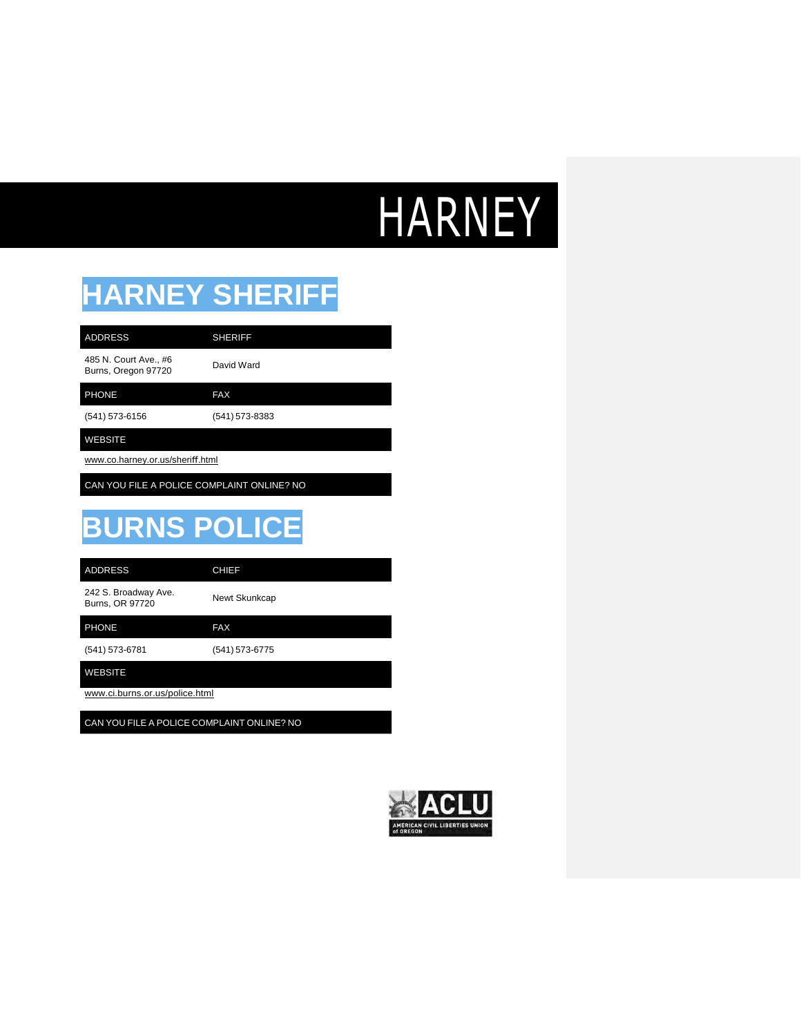# HARNEY

## HARNEY SHERIFF

| ADDRESS | SHERIFF |
|---|---|
| 485 N. Court Ave., #6<br>Burns, Oregon 97720 | David Ward |
| **PHONE** | **FAX** |
| (541) 573-6156 | (541) 573-8383 |
| **WEBSITE** | |
| www.co.harney.or.us/sheriff.html | |
| **CAN YOU FILE A POLICE COMPLAINT ONLINE? NO** | |

## BURNS POLICE

| ADDRESS | CHIEF |
|---|---|
| 242 S. Broadway Ave.<br>Burns, OR 97720 | Newt Skunkcap |
| **PHONE** | **FAX** |
| (541) 573-6781 | (541) 573-6775 |
| **WEBSITE** | |
| www.ci.burns.or.us/police.html | |
| **CAN YOU FILE A POLICE COMPLAINT ONLINE? NO** | |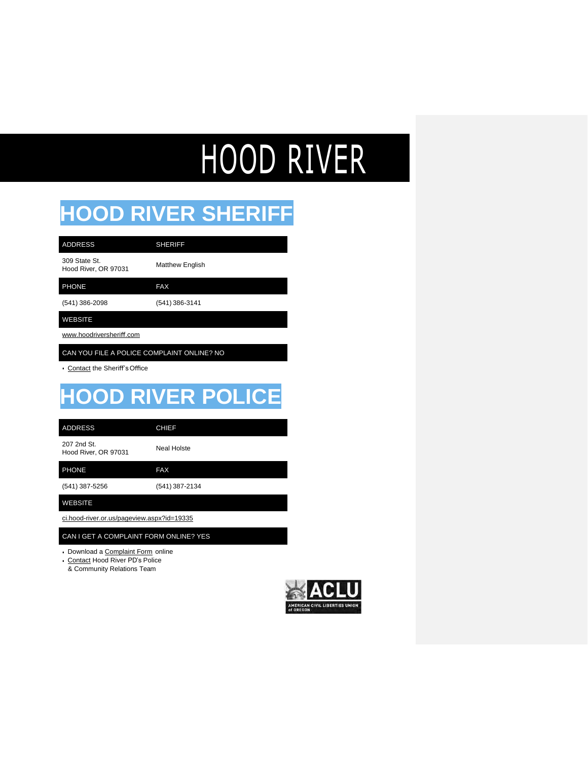# HOOD RIVER

## HOOD RIVER SHERIFF

| ADDRESS | SHERIFF |
| --- | --- |
| 309 State St.<br>Hood River, OR 97031 | Matthew English |
| **PHONE** | **FAX** |
| (541) 386-2098 | (541) 386-3141 |
| **WEBSITE** | |
| www.hoodriversheriff.com | |

**CAN YOU FILE A POLICE COMPLAINT ONLINE? NO**

- Contact the Sheriff's Office

## HOOD RIVER POLICE

| ADDRESS | CHIEF |
| --- | --- |
| 207 2nd St.<br>Hood River, OR 97031 | Neal Holste |
| **PHONE** | **FAX** |
| (541) 387-5256 | (541) 387-2134 |
| **WEBSITE** | |
| ci.hood-river.or.us/pageview.aspx?id=19335 | |

**CAN I GET A COMPLAINT FORM ONLINE? YES**

- Download a Complaint Form online
- Contact Hood River PD's Police & Community Relations Team

ACLU
AMERICAN CIVIL LIBERTIES UNION of OREGON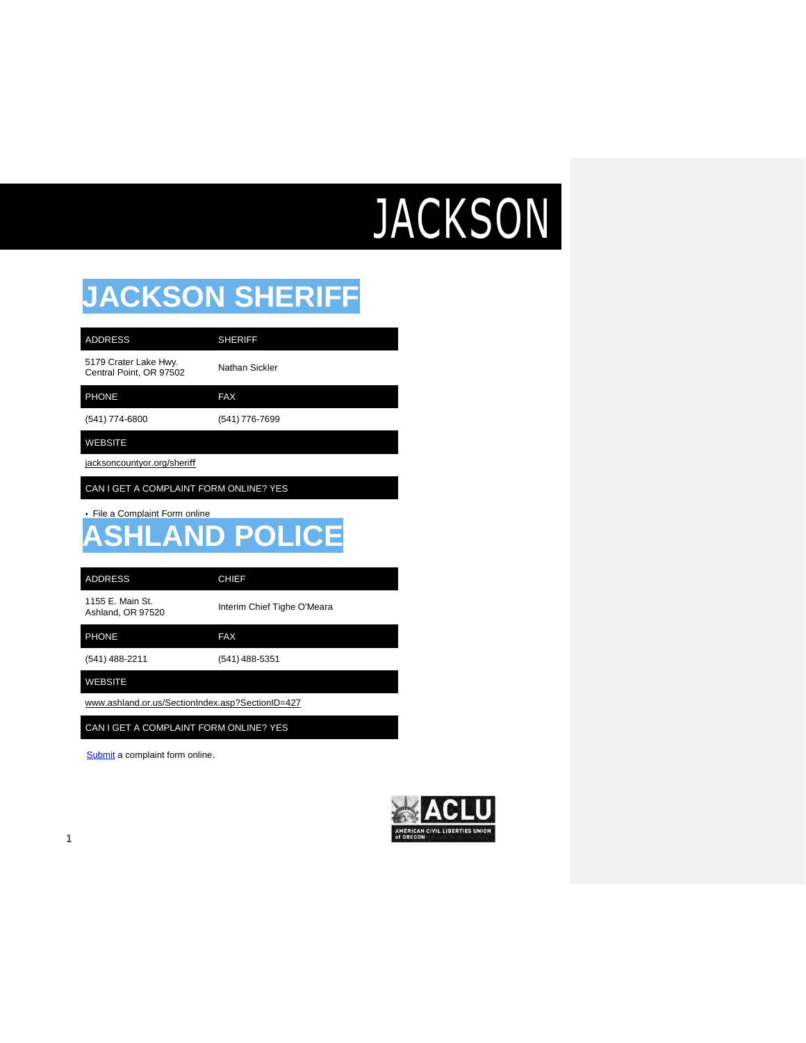# JACKSON

## JACKSON SHERIFF

| ADDRESS | SHERIFF |
|---|---|
| 5179 Crater Lake Hwy.<br>Central Point, OR 97502 | Nathan Sickler |
| **PHONE** | **FAX** |
| (541) 774-6800 | (541) 776-7699 |
| **WEBSITE** | |
| jacksoncountyor.org/sheriff | |
| **CAN I GET A COMPLAINT FORM ONLINE? YES** | |

- File a Complaint Form online

## ASHLAND POLICE

| ADDRESS | CHIEF |
|---|---|
| 1155 E. Main St.<br>Ashland, OR 97520 | Interim Chief Tighe O'Meara |
| **PHONE** | **FAX** |
| (541) 488-2211 | (541) 488-5351 |
| **WEBSITE** | |
| www.ashland.or.us/SectionIndex.asp?SectionID=427 | |
| **CAN I GET A COMPLAINT FORM ONLINE? YES** | |

Submit a complaint form online.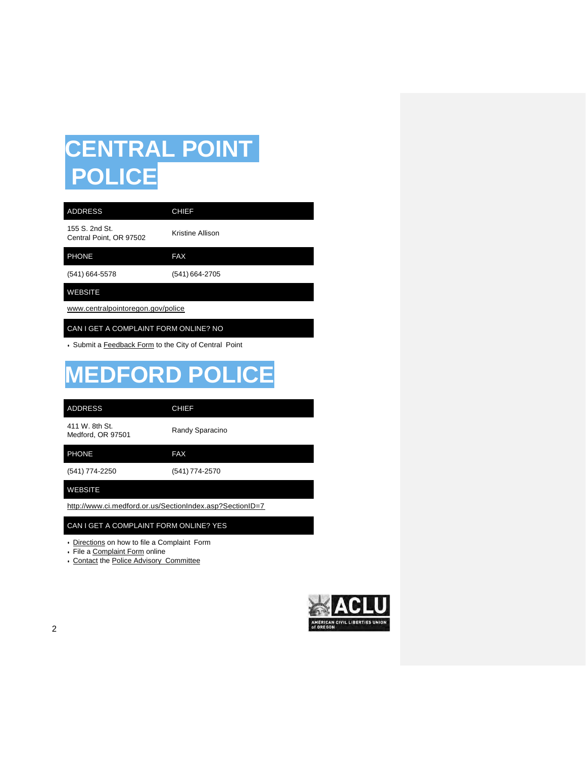# CENTRAL POINT POLICE

| ADDRESS | CHIEF |
|---|---|
| 155 S. 2nd St.<br>Central Point, OR 97502 | Kristine Allison |
| **PHONE** | **FAX** |
| (541) 664-5578 | (541) 664-2705 |
| **WEBSITE** | |
| www.centralpointoregon.gov/police | |
| **CAN I GET A COMPLAINT FORM ONLINE? NO** | |

- Submit a Feedback Form to the City of Central Point

# MEDFORD POLICE

| ADDRESS | CHIEF |
|---|---|
| 411 W. 8th St.<br>Medford, OR 97501 | Randy Sparacino |
| **PHONE** | **FAX** |
| (541) 774-2250 | (541) 774-2570 |
| **WEBSITE** | |
| http://www.ci.medford.or.us/SectionIndex.asp?SectionID=7 | |
| **CAN I GET A COMPLAINT FORM ONLINE? YES** | |

- Directions on how to file a Complaint Form
- File a Complaint Form online
- Contact the Police Advisory Committee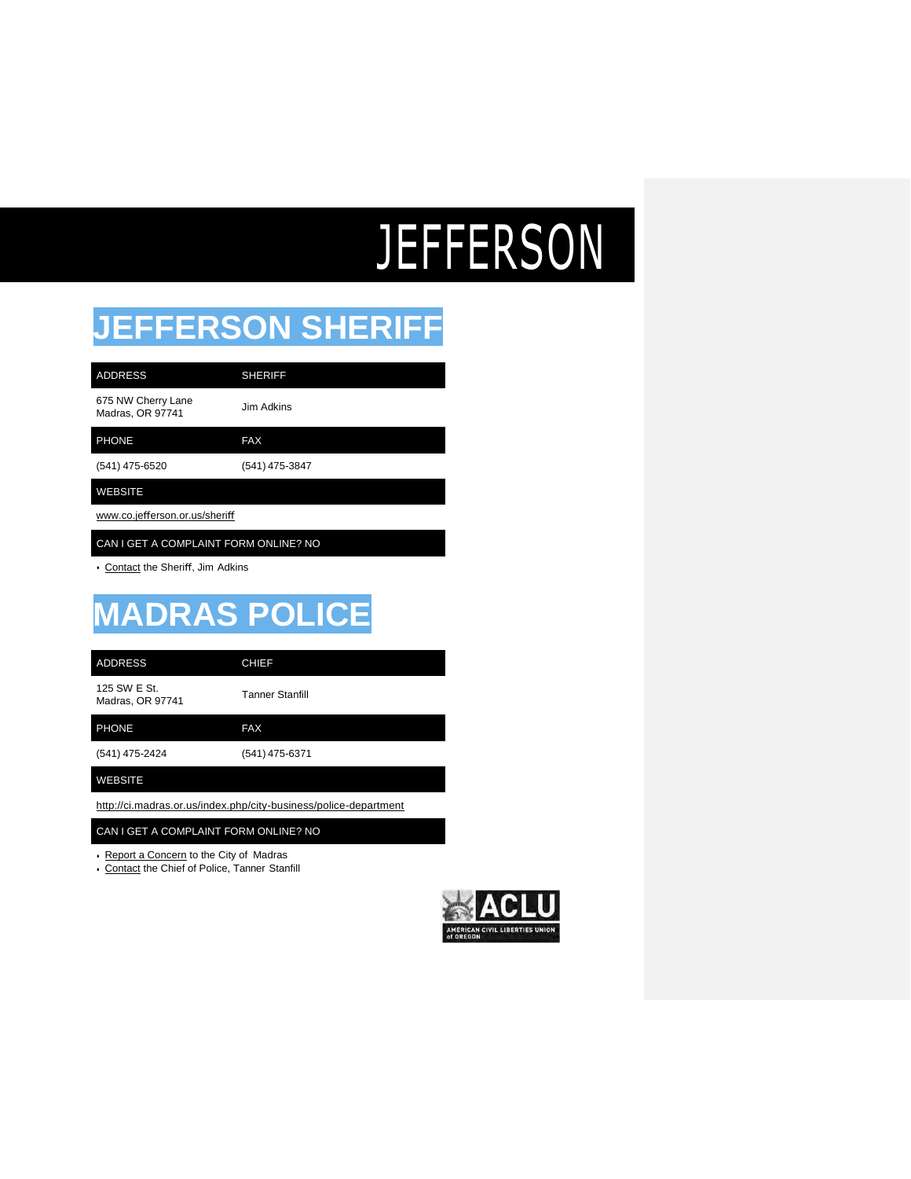# JEFFERSON

## JEFFERSON SHERIFF

| ADDRESS | SHERIFF |
| --- | --- |
| 675 NW Cherry Lane<br>Madras, OR 97741 | Jim Adkins |
| **PHONE** | **FAX** |
| (541) 475-6520 | (541) 475-3847 |
| **WEBSITE** | |
| www.co.jefferson.or.us/sheriff | |
| **CAN I GET A COMPLAINT FORM ONLINE? NO** | |

- Contact the Sheriff, Jim Adkins

## MADRAS POLICE

| ADDRESS | CHIEF |
| --- | --- |
| 125 SW E St.<br>Madras, OR 97741 | Tanner Stanfill |
| **PHONE** | **FAX** |
| (541) 475-2424 | (541) 475-6371 |
| **WEBSITE** | |
| http://ci.madras.or.us/index.php/city-business/police-department | |
| **CAN I GET A COMPLAINT FORM ONLINE? NO** | |

- Report a Concern to the City of Madras
- Contact the Chief of Police, Tanner Stanfill

ACLU
AMERICAN CIVIL LIBERTIES UNION of OREGON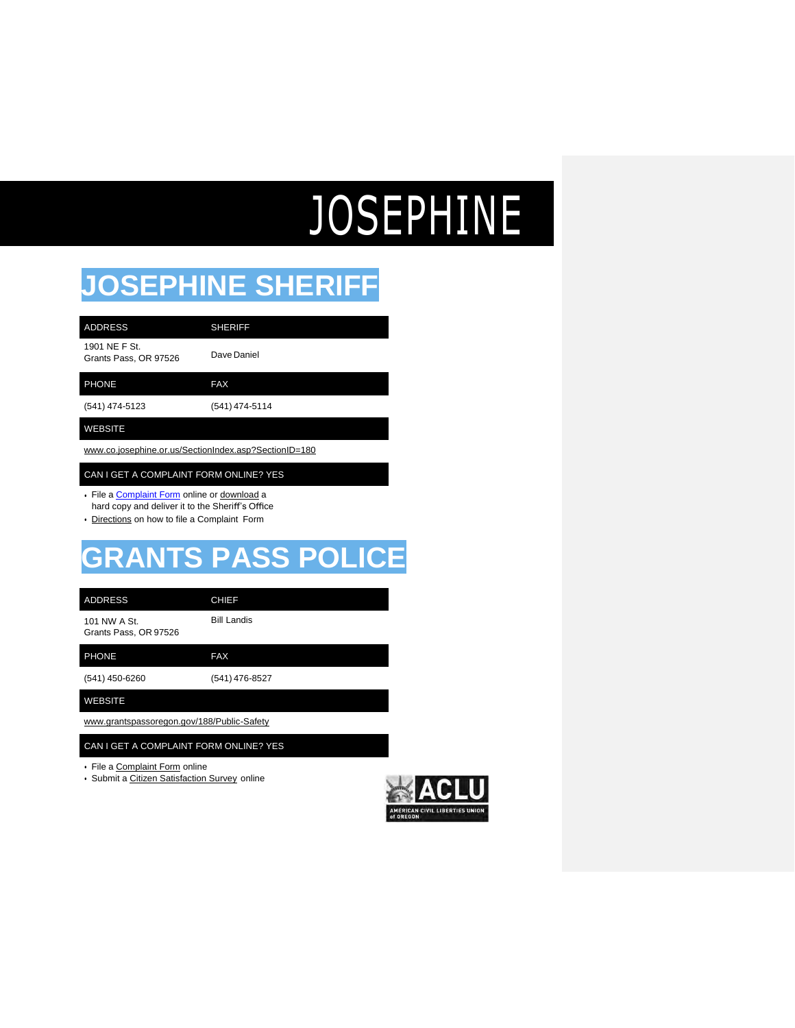# JOSEPHINE

## JOSEPHINE SHERIFF

| ADDRESS | SHERIFF |
|---|---|
| 1901 NE F St.<br>Grants Pass, OR 97526 | Dave Daniel |
| **PHONE** | **FAX** |
| (541) 474-5123 | (541) 474-5114 |
| **WEBSITE** | |
| www.co.josephine.or.us/SectionIndex.asp?SectionID=180 | |
| **CAN I GET A COMPLAINT FORM ONLINE? YES** | |

- File a Complaint Form online or download a hard copy and deliver it to the Sheriff's Office
- Directions on how to file a Complaint Form

## GRANTS PASS POLICE

| ADDRESS | CHIEF |
|---|---|
| 101 NW A St.<br>Grants Pass, OR 97526 | Bill Landis |
| **PHONE** | **FAX** |
| (541) 450-6260 | (541) 476-8527 |
| **WEBSITE** | |
| www.grantspassoregon.gov/188/Public-Safety | |
| **CAN I GET A COMPLAINT FORM ONLINE? YES** | |

- File a Complaint Form online
- Submit a Citizen Satisfaction Survey online

ACLU
AMERICAN CIVIL LIBERTIES UNION of OREGON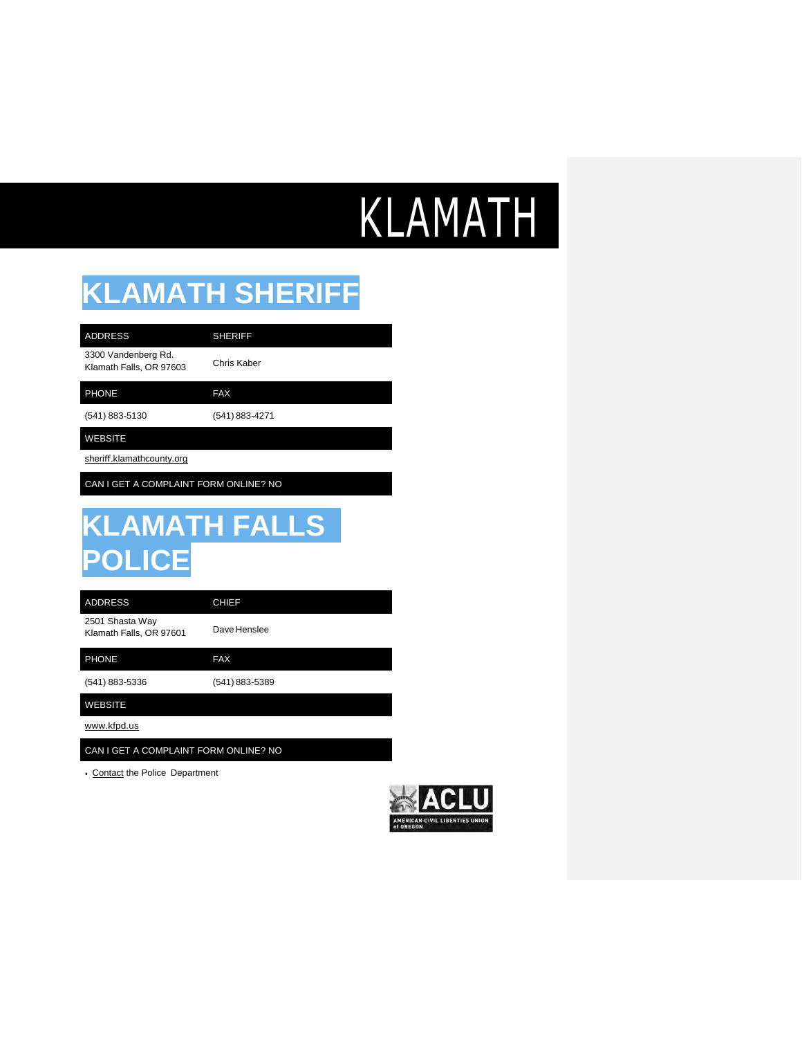# KLAMATH

## KLAMATH SHERIFF

| ADDRESS | SHERIFF |
| --- | --- |
| 3300 Vandenberg Rd.<br>Klamath Falls, OR 97603 | Chris Kaber |
| **PHONE** | **FAX** |
| (541) 883-5130 | (541) 883-4271 |
| **WEBSITE** | |
| sheriff.klamathcounty.org | |
| **CAN I GET A COMPLAINT FORM ONLINE? NO** | |

## KLAMATH FALLS POLICE

| ADDRESS | CHIEF |
| --- | --- |
| 2501 Shasta Way<br>Klamath Falls, OR 97601 | Dave Henslee |
| **PHONE** | **FAX** |
| (541) 883-5336 | (541) 883-5389 |
| **WEBSITE** | |
| www.kfpd.us | |
| **CAN I GET A COMPLAINT FORM ONLINE? NO** | |

- Contact the Police Department

ACLU
AMERICAN CIVIL LIBERTIES UNION of OREGON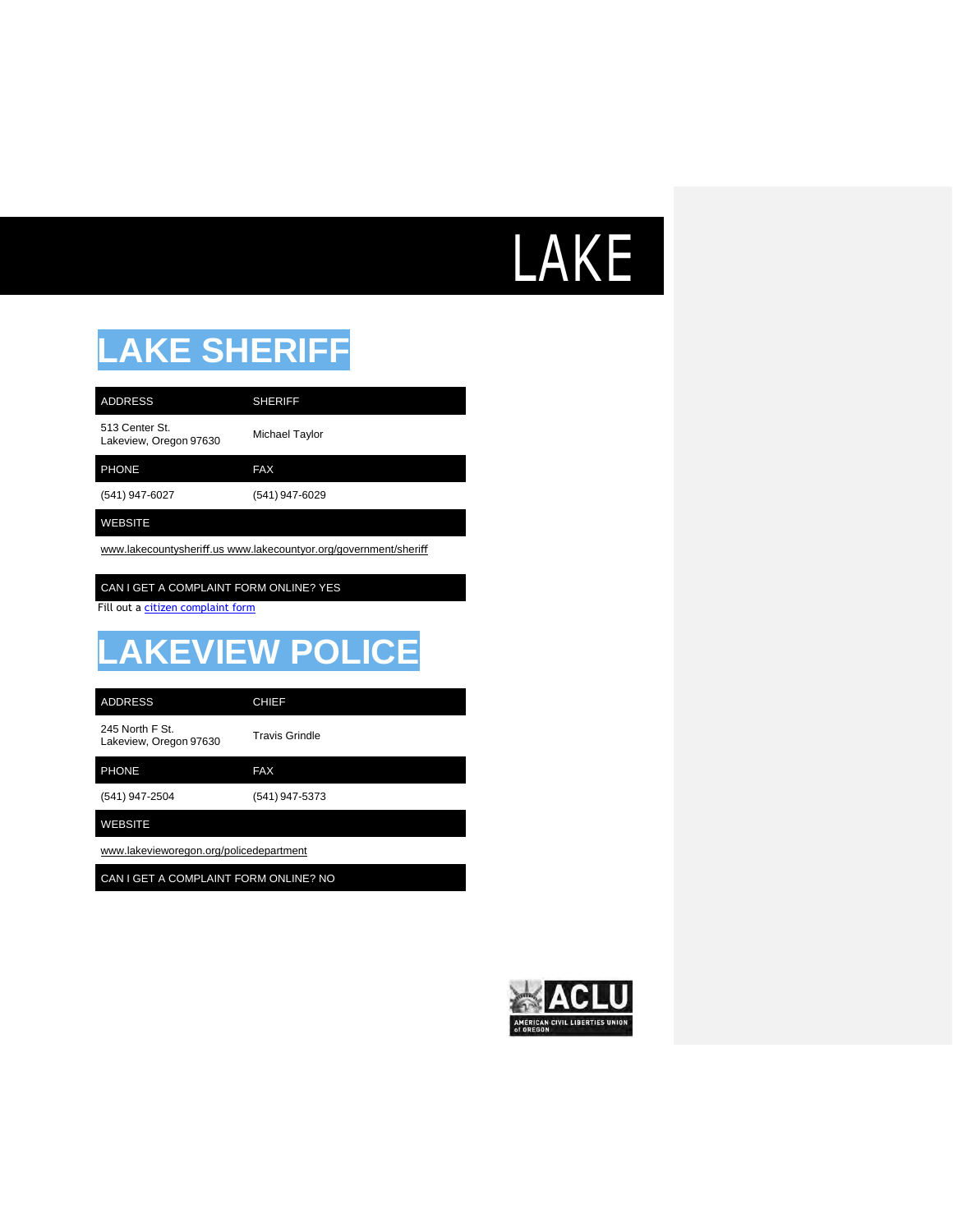# LAKE

## LAKE SHERIFF

| ADDRESS | SHERIFF |
|---|---|
| 513 Center St.<br>Lakeview, Oregon 97630 | Michael Taylor |
| **PHONE** | **FAX** |
| (541) 947-6027 | (541) 947-6029 |
| **WEBSITE** | |
| www.lakecountysheriff.us www.lakecountyor.org/government/sheriff | |
| **CAN I GET A COMPLAINT FORM ONLINE? YES** | |

Fill out a citizen complaint form

## LAKEVIEW POLICE

| ADDRESS | CHIEF |
|---|---|
| 245 North F St.<br>Lakeview, Oregon 97630 | Travis Grindle |
| **PHONE** | **FAX** |
| (541) 947-2504 | (541) 947-5373 |
| **WEBSITE** | |
| www.lakevieworegon.org/policedepartment | |
| **CAN I GET A COMPLAINT FORM ONLINE? NO** | |

ACLU
AMERICAN CIVIL LIBERTIES UNION of OREGON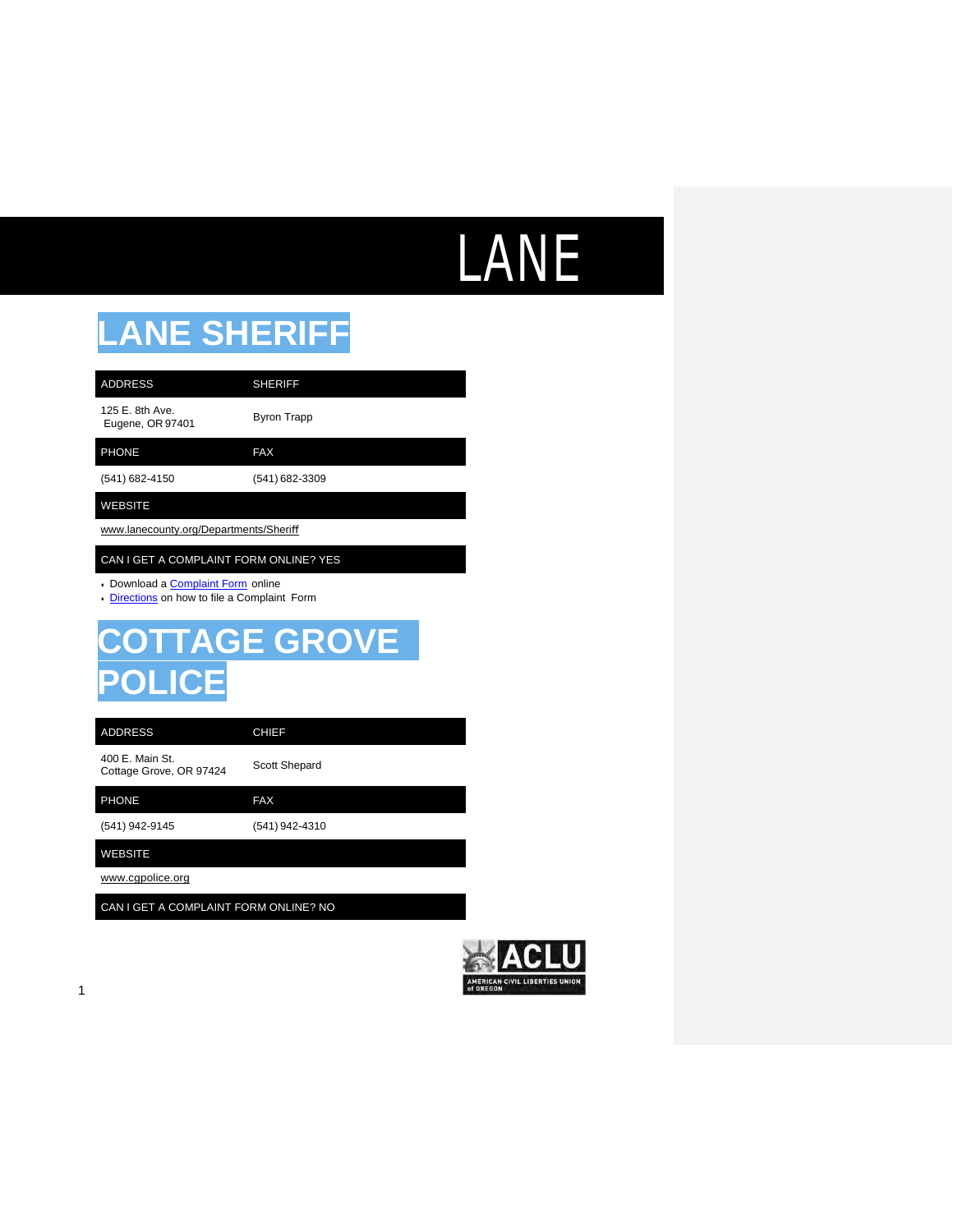# LANE

## LANE SHERIFF

| ADDRESS | SHERIFF |
| --- | --- |
| 125 E. 8th Ave. Eugene, OR 97401 | Byron Trapp |

| PHONE | FAX |
| --- | --- |
| (541) 682-4150 | (541) 682-3309 |

| WEBSITE |
| --- |
| www.lanecounty.org/Departments/Sheriff |

| CAN I GET A COMPLAINT FORM ONLINE? YES |
| --- |

- Download a Complaint Form online
- Directions on how to file a Complaint Form

## COTTAGE GROVE POLICE

| ADDRESS | CHIEF |
| --- | --- |
| 400 E. Main St. Cottage Grove, OR 97424 | Scott Shepard |

| PHONE | FAX |
| --- | --- |
| (541) 942-9145 | (541) 942-4310 |

| WEBSITE |
| --- |
| www.cgpolice.org |

| CAN I GET A COMPLAINT FORM ONLINE? NO |
| --- |

ACLU
AMERICAN CIVIL LIBERTIES UNION of OREGON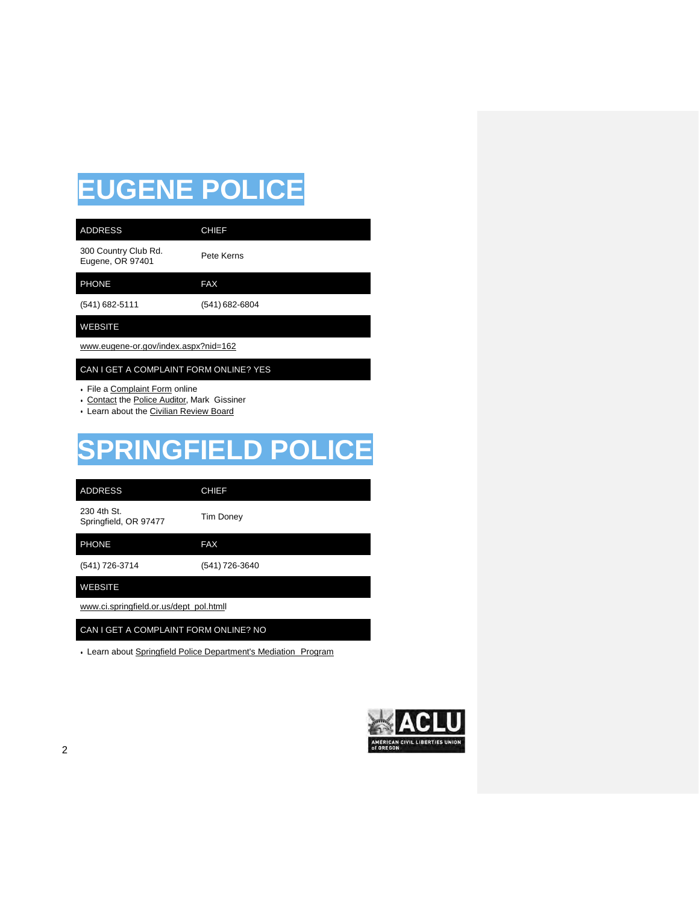# EUGENE POLICE

| ADDRESS | CHIEF |
|---|---|
| 300 Country Club Rd.<br>Eugene, OR 97401 | Pete Kerns |
| **PHONE** | **FAX** |
| (541) 682-5111 | (541) 682-6804 |

**WEBSITE**

www.eugene-or.gov/index.aspx?nid=162

**CAN I GET A COMPLAINT FORM ONLINE? YES**

- File a Complaint Form online
- Contact the Police Auditor, Mark Gissiner
- Learn about the Civilian Review Board

# SPRINGFIELD POLICE

| ADDRESS | CHIEF |
|---|---|
| 230 4th St.<br>Springfield, OR 97477 | Tim Doney |
| **PHONE** | **FAX** |
| (541) 726-3714 | (541) 726-3640 |

**WEBSITE**

www.ci.springfield.or.us/dept_pol.htmll

**CAN I GET A COMPLAINT FORM ONLINE? NO**

- Learn about Springfield Police Department's Mediation Program

ACLU
AMERICAN CIVIL LIBERTIES UNION of OREGON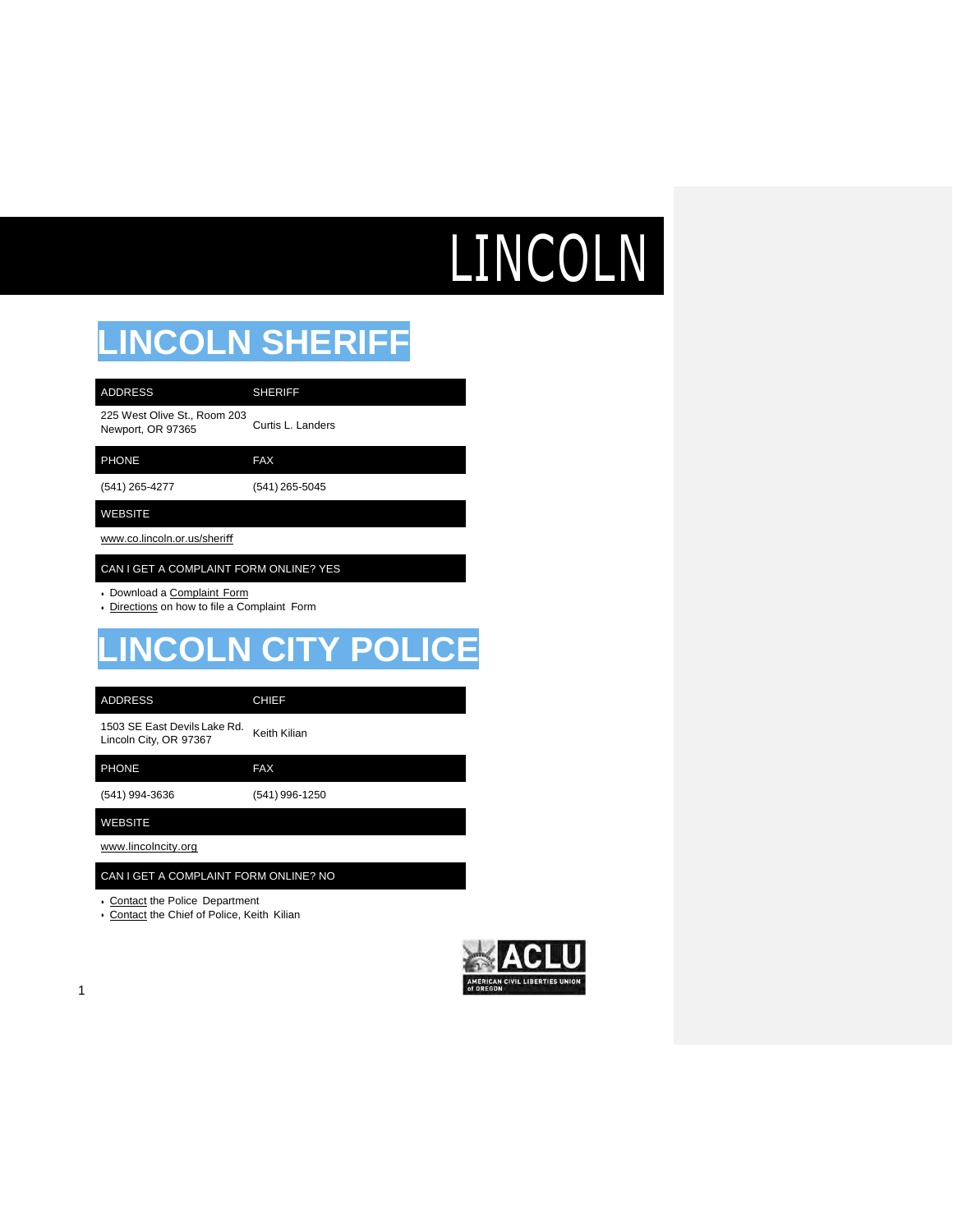# LINCOLN

## LINCOLN SHERIFF

| ADDRESS | SHERIFF |
|---|---|
| 225 West Olive St., Room 203<br>Newport, OR 97365 | Curtis L. Landers |

| PHONE | FAX |
|---|---|
| (541) 265-4277 | (541) 265-5045 |

| WEBSITE |
|---|
| www.co.lincoln.or.us/sheriff |

| CAN I GET A COMPLAINT FORM ONLINE? YES |
|---|

- Download a Complaint Form
- Directions on how to file a Complaint Form

## LINCOLN CITY POLICE

| ADDRESS | CHIEF |
|---|---|
| 1503 SE East Devils Lake Rd.<br>Lincoln City, OR 97367 | Keith Kilian |

| PHONE | FAX |
|---|---|
| (541) 994-3636 | (541) 996-1250 |

| WEBSITE |
|---|
| www.lincolncity.org |

| CAN I GET A COMPLAINT FORM ONLINE? NO |
|---|

- Contact the Police Department
- Contact the Chief of Police, Keith Kilian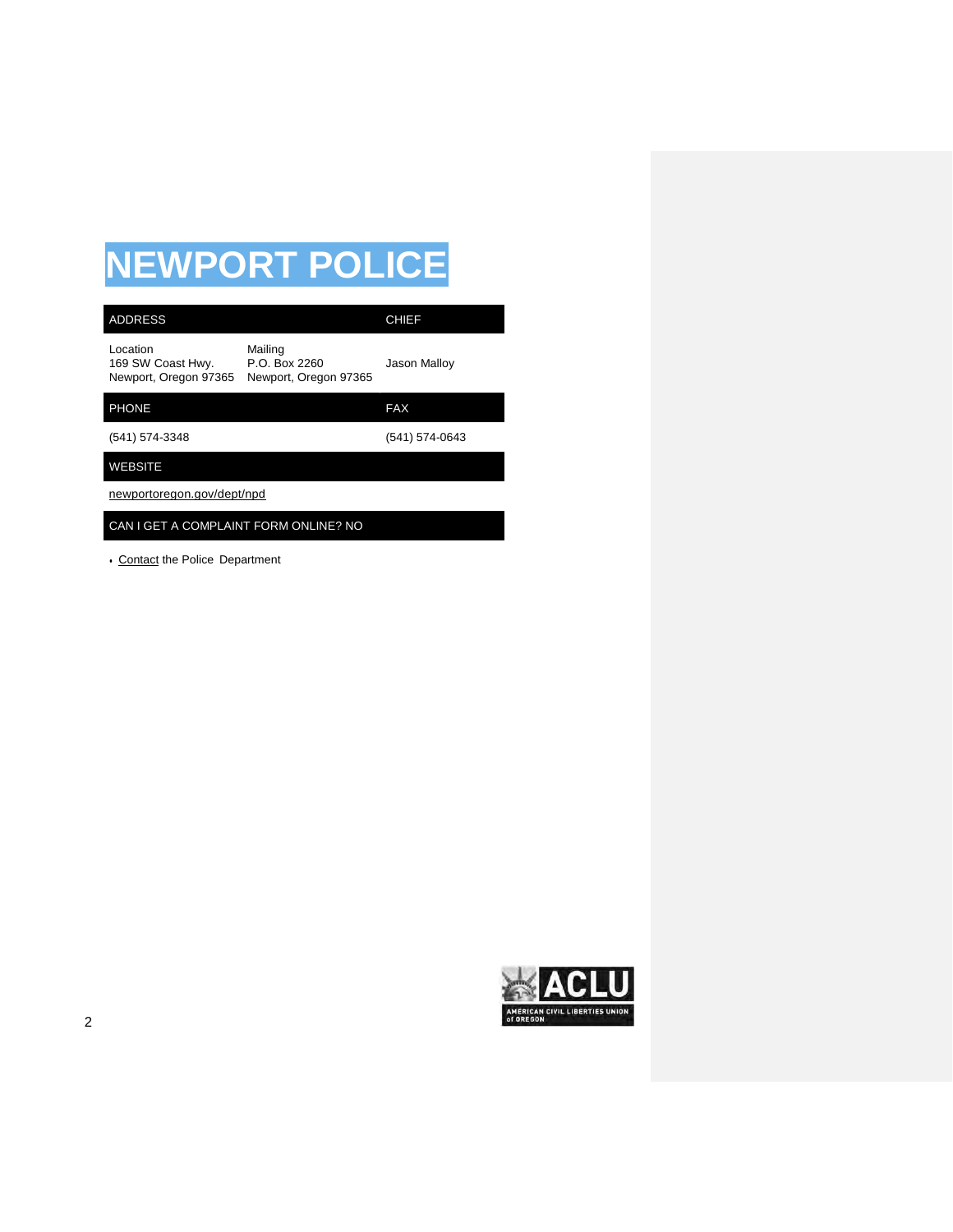# NEWPORT POLICE

| ADDRESS | | CHIEF |
|---|---|---|
| Location<br>169 SW Coast Hwy.<br>Newport, Oregon 97365 | Mailing<br>P.O. Box 2260<br>Newport, Oregon 97365 | Jason Malloy |
| **PHONE** | | **FAX** |
| (541) 574-3348 | | (541) 574-0643 |
| **WEBSITE** | | |
| newportoregon.gov/dept/npd | | |
| **CAN I GET A COMPLAINT FORM ONLINE? NO** | | |

- Contact the Police Department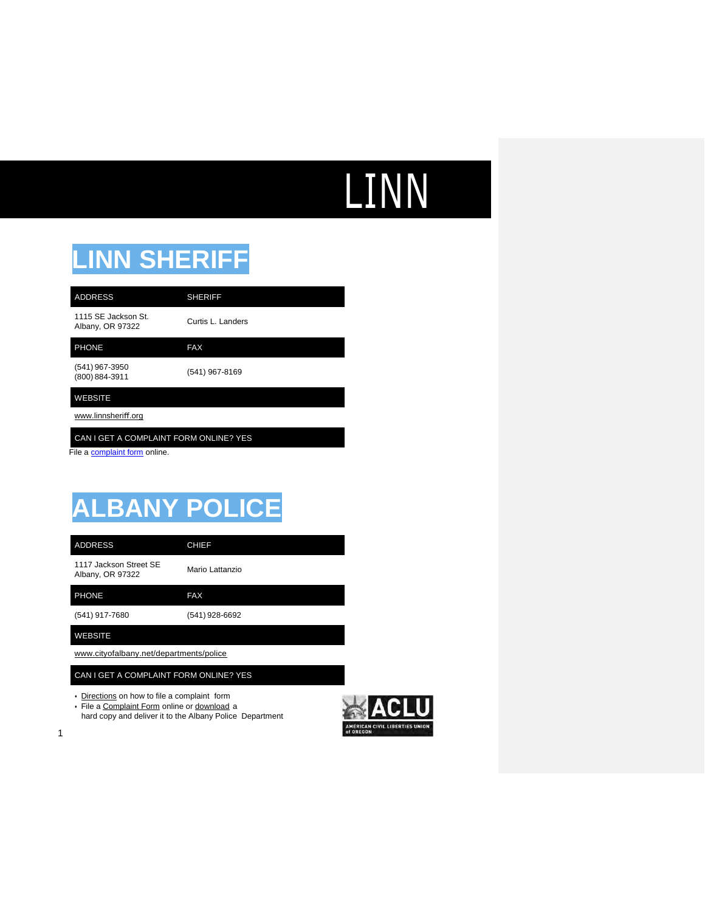# LINN

## LINN SHERIFF

| ADDRESS | SHERIFF |
| --- | --- |
| 1115 SE Jackson St.<br>Albany, OR 97322 | Curtis L. Landers |
| **PHONE** | **FAX** |
| (541) 967-3950<br>(800) 884-3911 | (541) 967-8169 |
| **WEBSITE** | |
| www.linnsheriff.org | |
| **CAN I GET A COMPLAINT FORM ONLINE? YES** | |

File a complaint form online.

## ALBANY POLICE

| ADDRESS | CHIEF |
| --- | --- |
| 1117 Jackson Street SE<br>Albany, OR 97322 | Mario Lattanzio |
| **PHONE** | **FAX** |
| (541) 917-7680 | (541) 928-6692 |
| **WEBSITE** | |
| www.cityofalbany.net/departments/police | |
| **CAN I GET A COMPLAINT FORM ONLINE? YES** | |

- Directions on how to file a complaint form
- File a Complaint Form online or download a hard copy and deliver it to the Albany Police Department

ACLU AMERICAN CIVIL LIBERTIES UNION of OREGON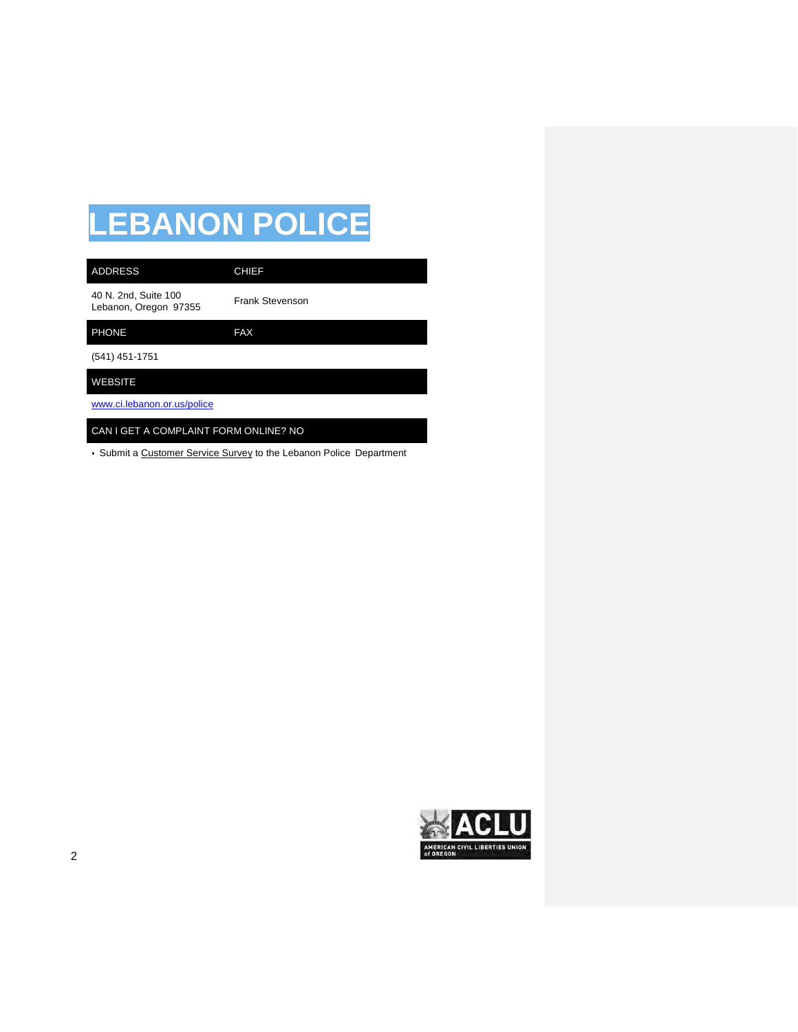# LEBANON POLICE

| ADDRESS | CHIEF |
|---|---|
| 40 N. 2nd, Suite 100<br>Lebanon, Oregon 97355 | Frank Stevenson |

| PHONE | FAX |
|---|---|
| (541) 451-1751 | |

| WEBSITE |
|---|
| www.ci.lebanon.or.us/police |

| CAN I GET A COMPLAINT FORM ONLINE? NO |
|---|

- Submit a Customer Service Survey to the Lebanon Police Department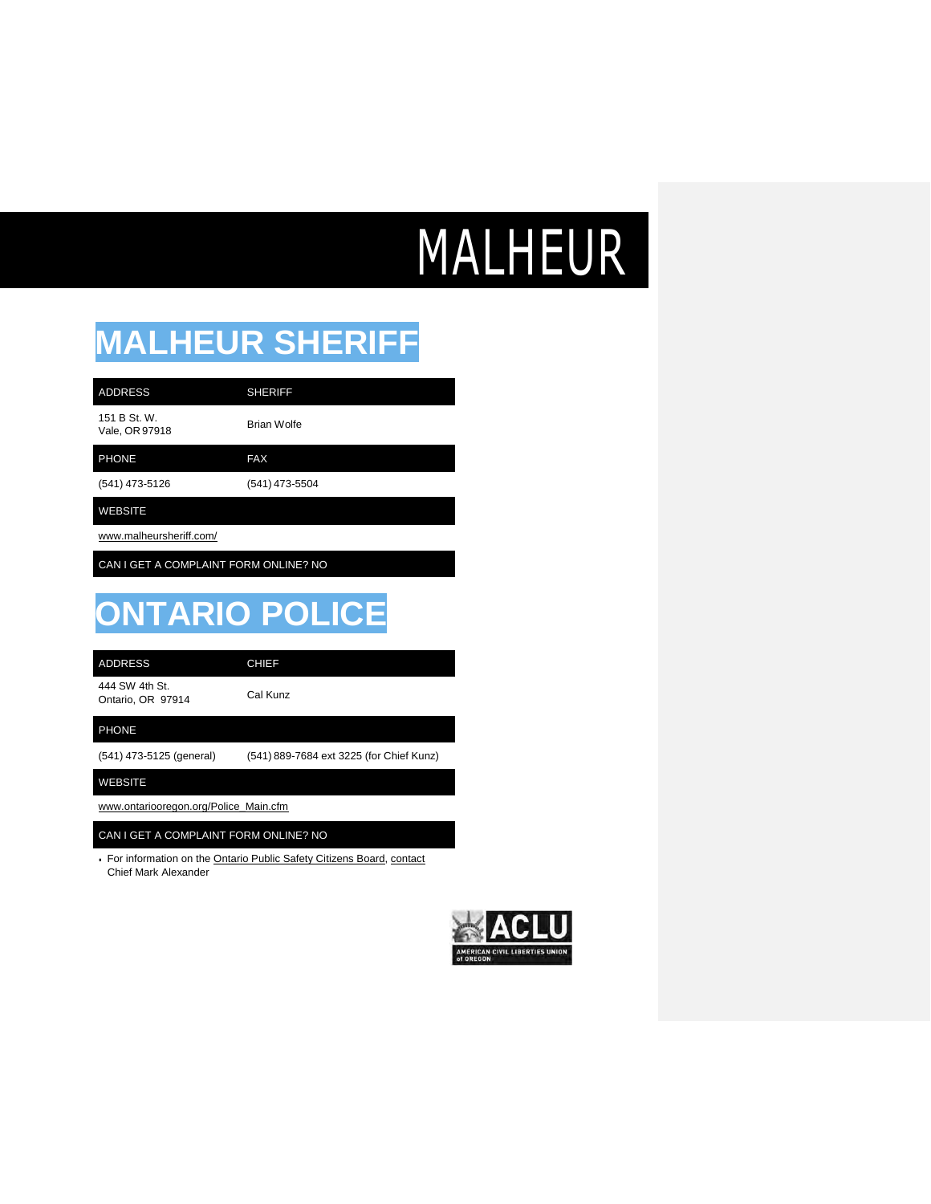# MALHEUR

## MALHEUR SHERIFF

| ADDRESS | SHERIFF |
|---|---|
| 151 B St. W.<br>Vale, OR 97918 | Brian Wolfe |
| **PHONE** | **FAX** |
| (541) 473-5126 | (541) 473-5504 |
| **WEBSITE** | |
| www.malheursheriff.com/ | |
| **CAN I GET A COMPLAINT FORM ONLINE? NO** | |

## ONTARIO POLICE

| ADDRESS | CHIEF |
|---|---|
| 444 SW 4th St.<br>Ontario, OR 97914 | Cal Kunz |
| **PHONE** | |
| (541) 473-5125 (general) | (541) 889-7684 ext 3225 (for Chief Kunz) |
| **WEBSITE** | |
| www.ontariooregon.org/Police_Main.cfm | |
| **CAN I GET A COMPLAINT FORM ONLINE? NO** | |

- For information on the Ontario Public Safety Citizens Board, contact Chief Mark Alexander

ACLU
AMERICAN CIVIL LIBERTIES UNION of OREGON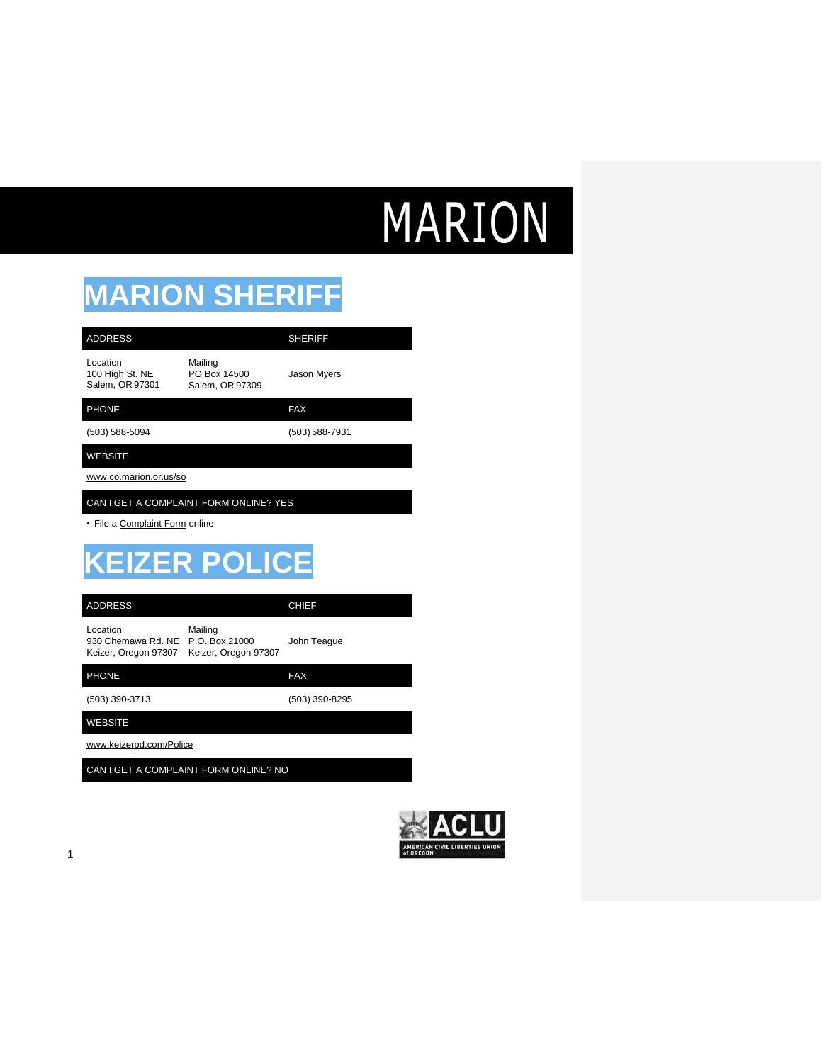# MARION

## MARION SHERIFF

| ADDRESS | | SHERIFF |
|---|---|---|
| Location<br>100 High St. NE<br>Salem, OR 97301 | Mailing<br>PO Box 14500<br>Salem, OR 97309 | Jason Myers |
| **PHONE** | | **FAX** |
| (503) 588-5094 | | (503) 588-7931 |
| **WEBSITE** | | |
| www.co.marion.or.us/so | | |
| **CAN I GET A COMPLAINT FORM ONLINE? YES** | | |

- File a Complaint Form online

## KEIZER POLICE

| ADDRESS | | CHIEF |
|---|---|---|
| Location<br>930 Chemawa Rd. NE<br>Keizer, Oregon 97307 | Mailing<br>P.O. Box 21000<br>Keizer, Oregon 97307 | John Teague |
| **PHONE** | | **FAX** |
| (503) 390-3713 | | (503) 390-8295 |
| **WEBSITE** | | |
| www.keizerpd.com/Police | | |
| **CAN I GET A COMPLAINT FORM ONLINE? NO** | | |

ACLU
AMERICAN CIVIL LIBERTIES UNION of OREGON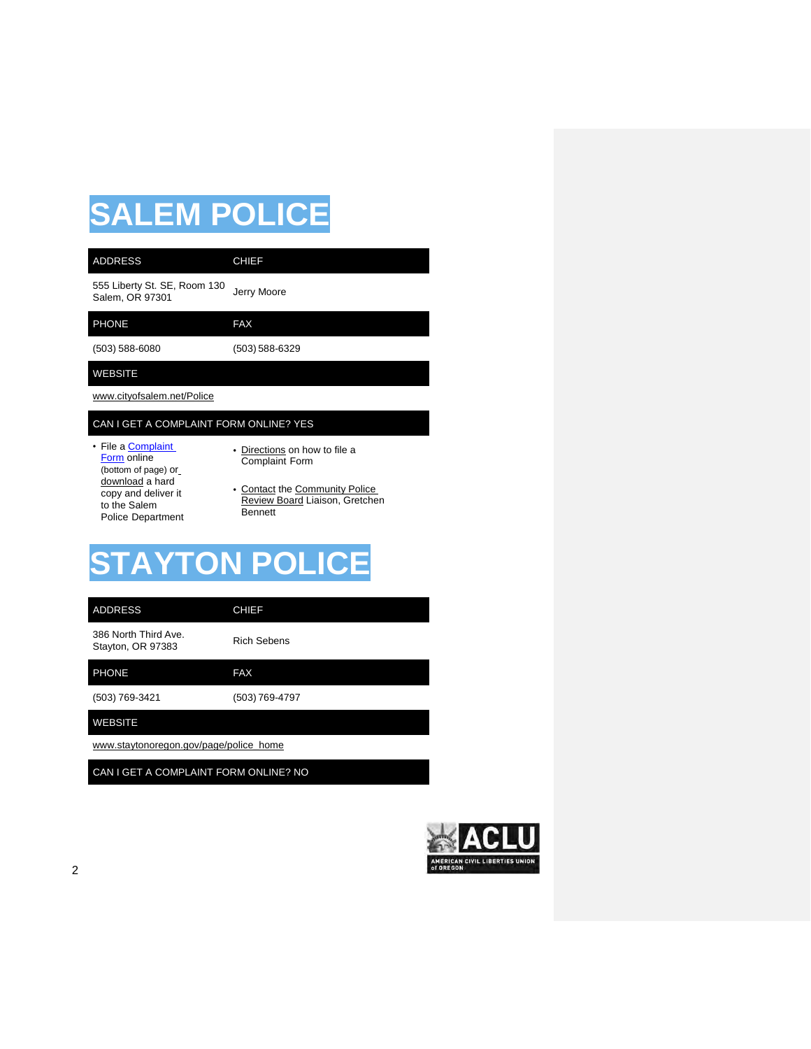# SALEM POLICE

| ADDRESS | CHIEF |
|---|---|
| 555 Liberty St. SE, Room 130<br>Salem, OR 97301 | Jerry Moore |
| **PHONE** | **FAX** |
| (503) 588-6080 | (503) 588-6329 |

**WEBSITE**

www.cityofsalem.net/Police

**CAN I GET A COMPLAINT FORM ONLINE? YES**

- File a Complaint Form online (bottom of page) or download a hard copy and deliver it to the Salem Police Department
- Directions on how to file a Complaint Form
- Contact the Community Police Review Board Liaison, Gretchen Bennett

# STAYTON POLICE

| ADDRESS | CHIEF |
|---|---|
| 386 North Third Ave.<br>Stayton, OR 97383 | Rich Sebens |
| **PHONE** | **FAX** |
| (503) 769-3421 | (503) 769-4797 |

**WEBSITE**

www.staytonoregon.gov/page/police_home

**CAN I GET A COMPLAINT FORM ONLINE? NO**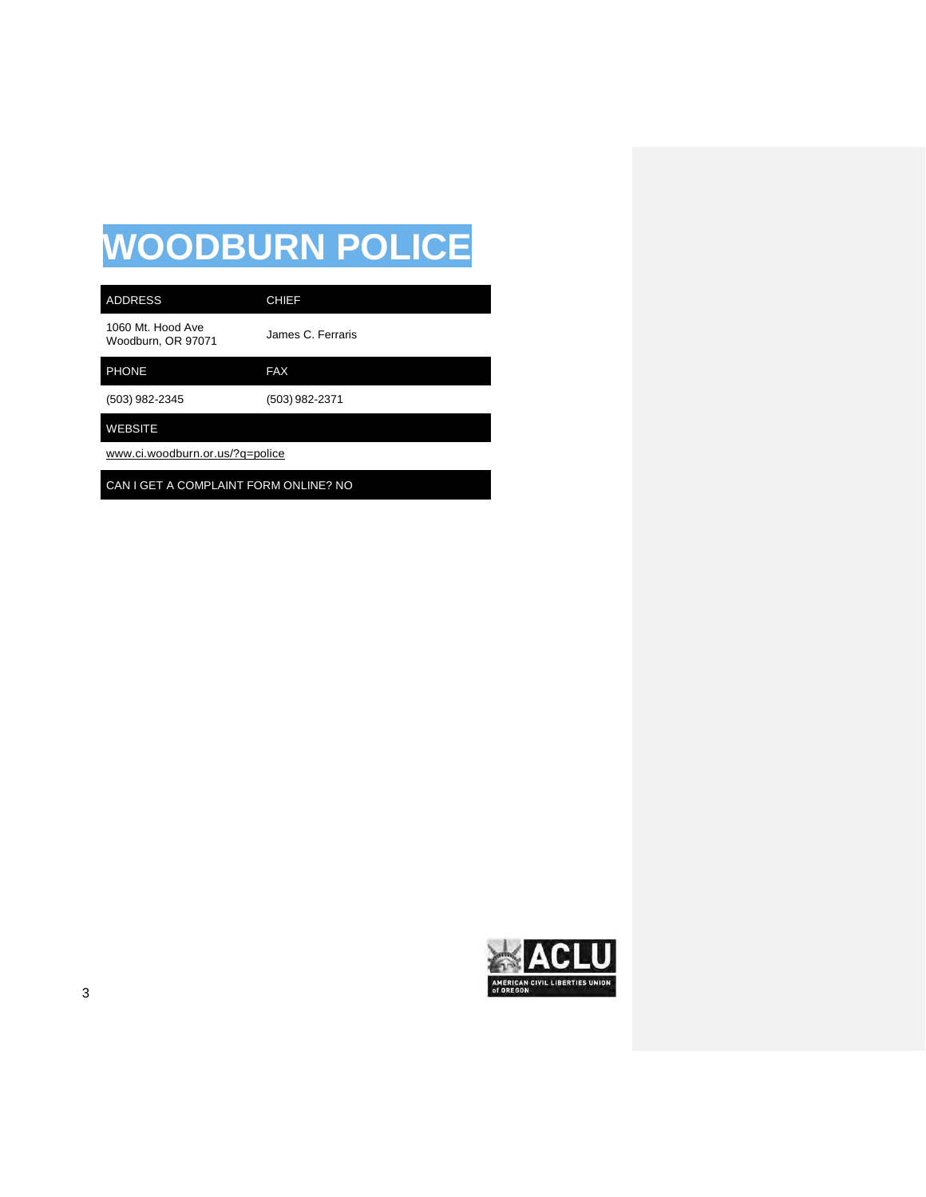# WOODBURN POLICE

| ADDRESS | CHIEF |
|---|---|
| 1060 Mt. Hood Ave<br>Woodburn, OR 97071 | James C. Ferraris |
| **PHONE** | **FAX** |
| (503) 982-2345 | (503) 982-2371 |
| **WEBSITE** | |
| www.ci.woodburn.or.us/?q=police | |
| **CAN I GET A COMPLAINT FORM ONLINE? NO** | |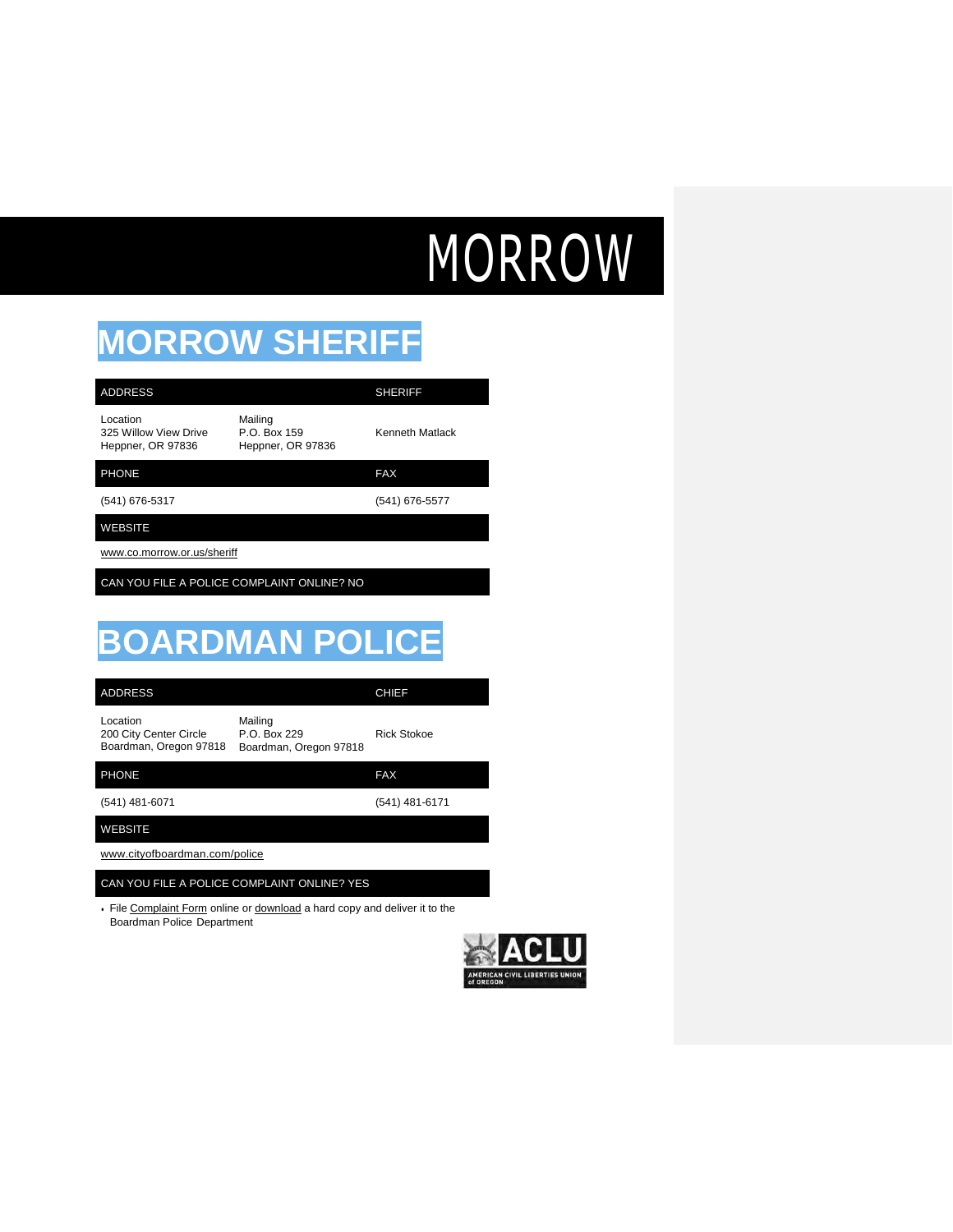# MORROW

## MORROW SHERIFF

| ADDRESS | | SHERIFF |
|---|---|---|
| Location<br>325 Willow View Drive<br>Heppner, OR 97836 | Mailing<br>P.O. Box 159<br>Heppner, OR 97836 | Kenneth Matlack |
| **PHONE** | | **FAX** |
| (541) 676-5317 | | (541) 676-5577 |
| **WEBSITE** | | |
| www.co.morrow.or.us/sheriff | | |
| **CAN YOU FILE A POLICE COMPLAINT ONLINE? NO** | | |

## BOARDMAN POLICE

| ADDRESS | | CHIEF |
|---|---|---|
| Location<br>200 City Center Circle<br>Boardman, Oregon 97818 | Mailing<br>P.O. Box 229<br>Boardman, Oregon 97818 | Rick Stokoe |
| **PHONE** | | **FAX** |
| (541) 481-6071 | | (541) 481-6171 |
| **WEBSITE** | | |
| www.cityofboardman.com/police | | |
| **CAN YOU FILE A POLICE COMPLAINT ONLINE? YES** | | |

- File Complaint Form online or download a hard copy and deliver it to the Boardman Police Department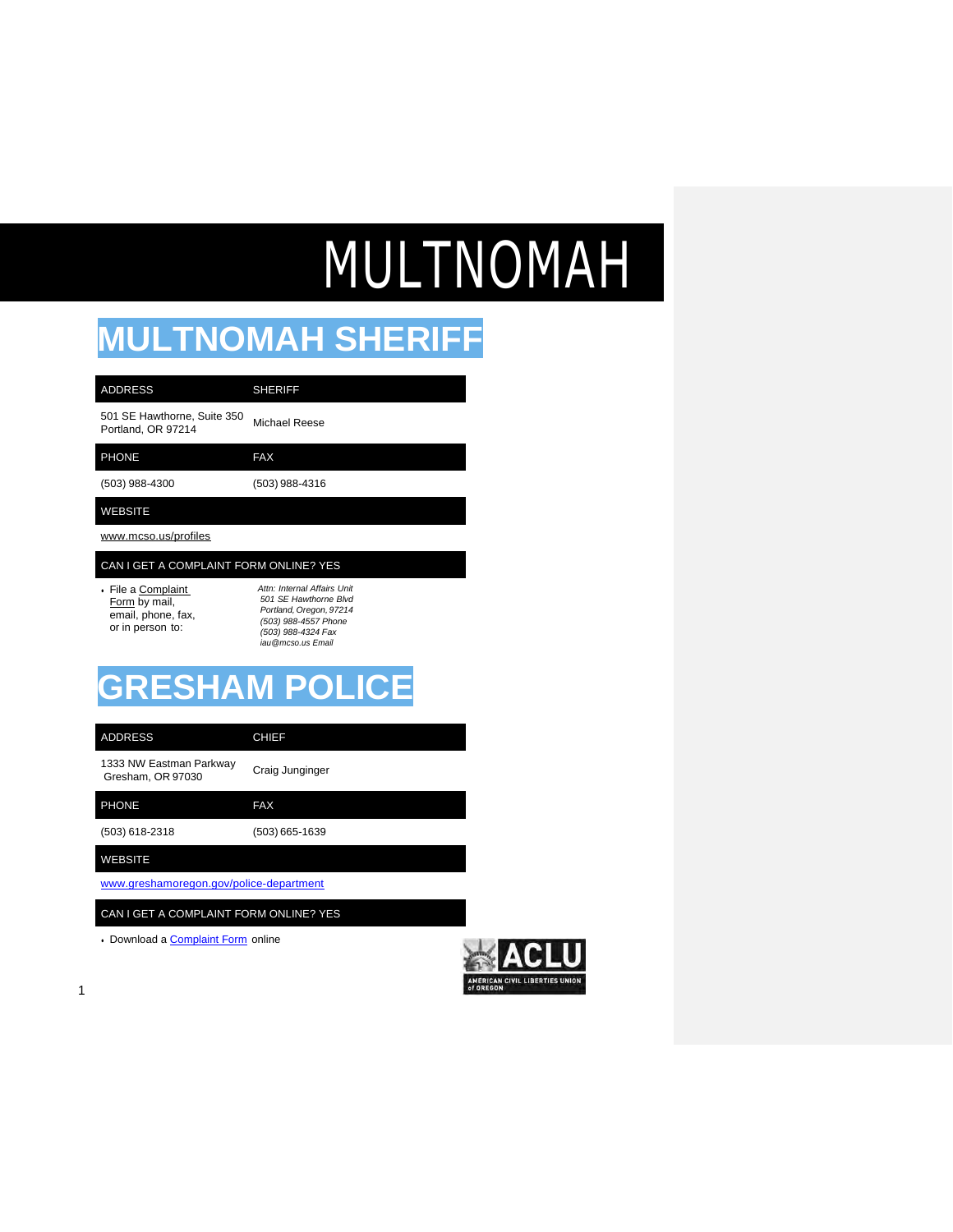# MULTNOMAH

## MULTNOMAH SHERIFF

| ADDRESS | SHERIFF |
|---|---|
| 501 SE Hawthorne, Suite 350<br>Portland, OR 97214 | Michael Reese |
| **PHONE** | **FAX** |
| (503) 988-4300 | (503) 988-4316 |
| **WEBSITE** | |
| www.mcso.us/profiles | |
| **CAN I GET A COMPLAINT FORM ONLINE? YES** | |

- File a Complaint Form by mail, email, phone, fax, or in person to:

*Attn: Internal Affairs Unit*
*501 SE Hawthorne Blvd*
*Portland, Oregon, 97214*
*(503) 988-4557 Phone*
*(503) 988-4324 Fax*
*iau@mcso.us Email*

## GRESHAM POLICE

| ADDRESS | CHIEF |
|---|---|
| 1333 NW Eastman Parkway<br>Gresham, OR 97030 | Craig Junginger |
| **PHONE** | **FAX** |
| (503) 618-2318 | (503) 665-1639 |
| **WEBSITE** | |
| www.greshamoregon.gov/police-department | |
| **CAN I GET A COMPLAINT FORM ONLINE? YES** | |

- Download a Complaint Form online

ACLU
AMERICAN CIVIL LIBERTIES UNION of OREGON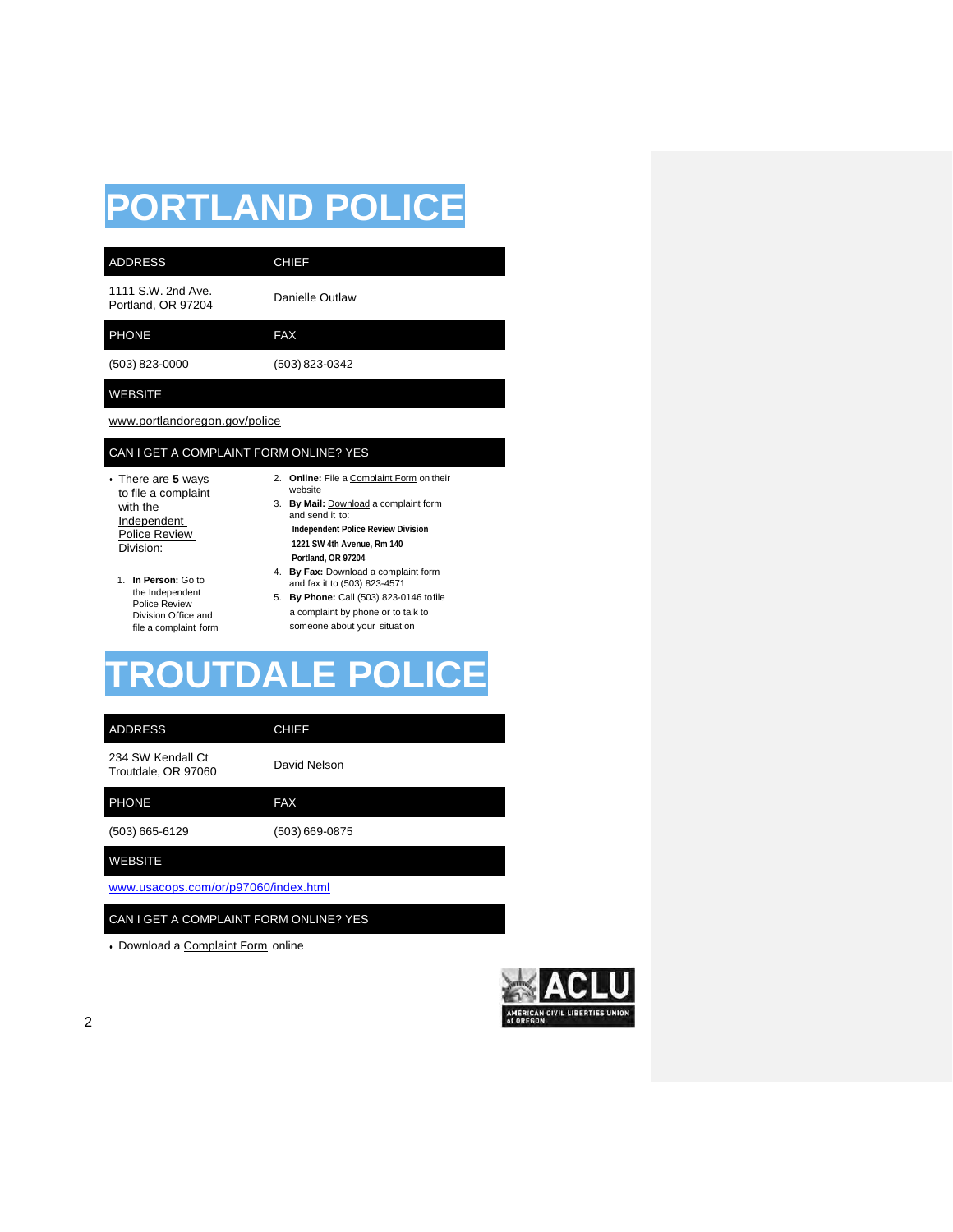# PORTLAND POLICE

| ADDRESS | CHIEF |
|---|---|
| 1111 S.W. 2nd Ave.<br>Portland, OR 97204 | Danielle Outlaw |
| **PHONE** | **FAX** |
| (503) 823-0000 | (503) 823-0342 |

**WEBSITE**

www.portlandoregon.gov/police

**CAN I GET A COMPLAINT FORM ONLINE? YES**

- There are **5** ways to file a complaint with the Independent Police Review Division:

1. **In Person:** Go to the Independent Police Review Division Office and file a complaint form
2. **Online:** File a Complaint Form on their website
3. **By Mail:** Download a complaint form and send it to:

   **Independent Police Review Division**
   **1221 SW 4th Avenue, Rm 140**
   **Portland, OR 97204**
4. **By Fax:** Download a complaint form and fax it to (503) 823-4571
5. **By Phone:** Call (503) 823-0146 to file a complaint by phone or to talk to someone about your situation

# TROUTDALE POLICE

| ADDRESS | CHIEF |
|---|---|
| 234 SW Kendall Ct<br>Troutdale, OR 97060 | David Nelson |
| **PHONE** | **FAX** |
| (503) 665-6129 | (503) 669-0875 |

**WEBSITE**

www.usacops.com/or/p97060/index.html

**CAN I GET A COMPLAINT FORM ONLINE? YES**

- Download a Complaint Form online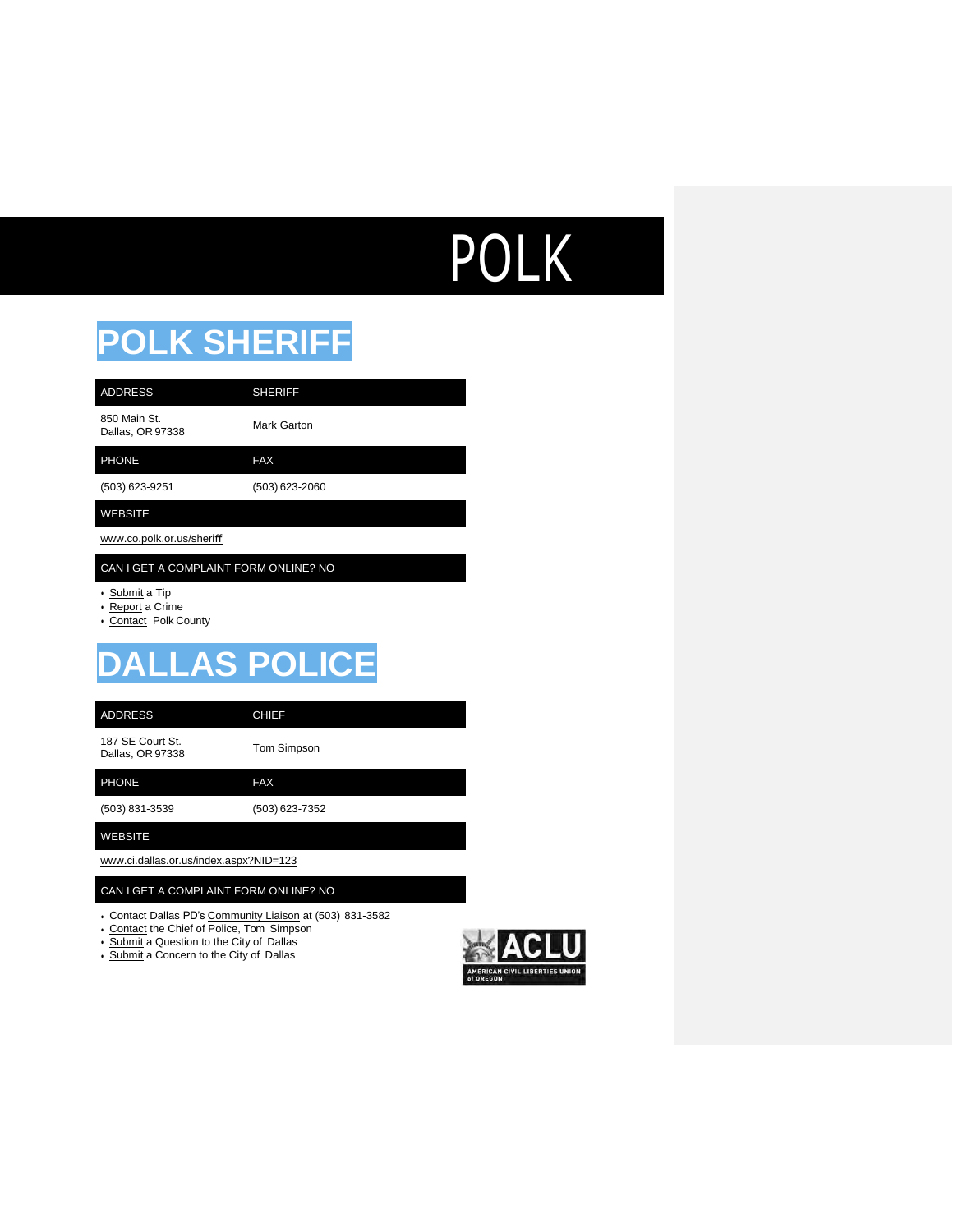# POLK

## POLK SHERIFF

| ADDRESS | SHERIFF |
| --- | --- |
| 850 Main St.<br>Dallas, OR 97338 | Mark Garton |
| **PHONE** | **FAX** |
| (503) 623-9251 | (503) 623-2060 |
| **WEBSITE** | |
| www.co.polk.or.us/sheriff | |
| **CAN I GET A COMPLAINT FORM ONLINE? NO** | |

- Submit a Tip
- Report a Crime
- Contact Polk County

## DALLAS POLICE

| ADDRESS | CHIEF |
| --- | --- |
| 187 SE Court St.<br>Dallas, OR 97338 | Tom Simpson |
| **PHONE** | **FAX** |
| (503) 831-3539 | (503) 623-7352 |
| **WEBSITE** | |
| www.ci.dallas.or.us/index.aspx?NID=123 | |
| **CAN I GET A COMPLAINT FORM ONLINE? NO** | |

- Contact Dallas PD's Community Liaison at (503) 831-3582
- Contact the Chief of Police, Tom Simpson
- Submit a Question to the City of Dallas
- Submit a Concern to the City of Dallas

ACLU
AMERICAN CIVIL LIBERTIES UNION of OREGON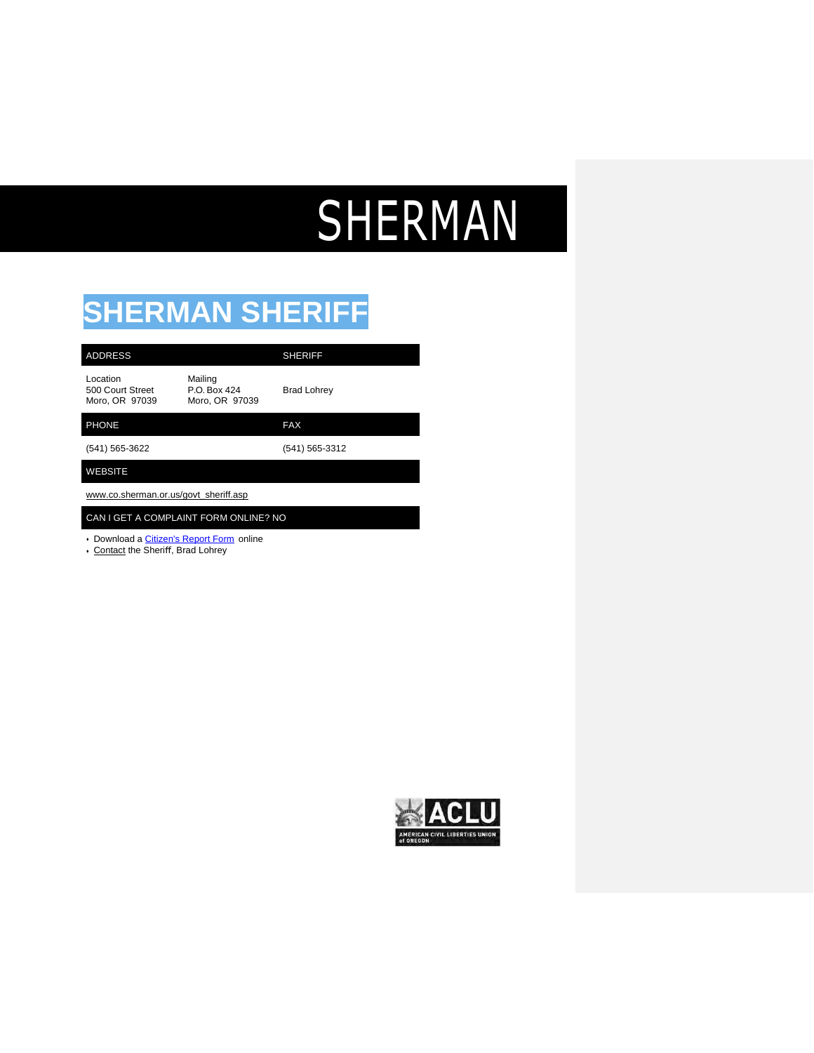# SHERMAN

## SHERMAN SHERIFF

| ADDRESS | | SHERIFF |
|---|---|---|
| Location<br>500 Court Street<br>Moro, OR 97039 | Mailing<br>P.O. Box 424<br>Moro, OR 97039 | Brad Lohrey |

| PHONE | FAX |
|---|---|
| (541) 565-3622 | (541) 565-3312 |

| WEBSITE |
|---|
| www.co.sherman.or.us/govt_sheriff.asp |

| CAN I GET A COMPLAINT FORM ONLINE? NO |
|---|

- Download a Citizen's Report Form online
- Contact the Sheriff, Brad Lohrey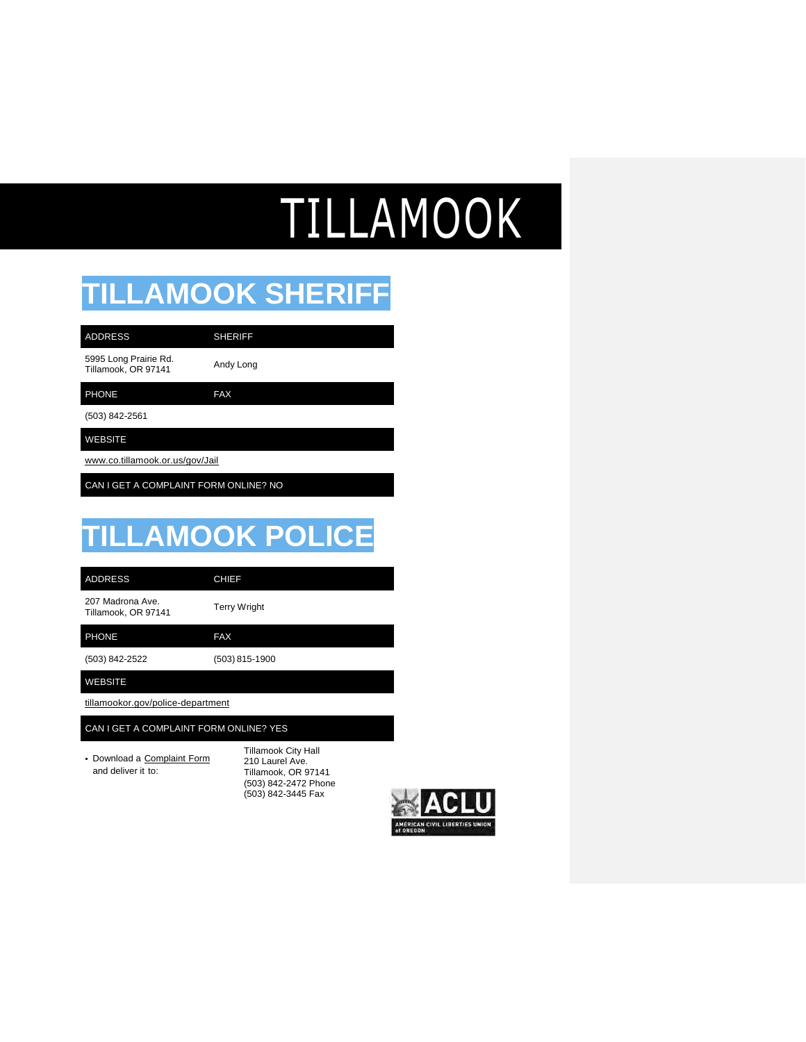# TILLAMOOK

## TILLAMOOK SHERIFF

| ADDRESS | SHERIFF |
|---|---|
| 5995 Long Prairie Rd.<br>Tillamook, OR 97141 | Andy Long |
| **PHONE** | **FAX** |
| (503) 842-2561 | |
| **WEBSITE** | |
| www.co.tillamook.or.us/gov/Jail | |
| **CAN I GET A COMPLAINT FORM ONLINE? NO** | |

## TILLAMOOK POLICE

| ADDRESS | CHIEF |
|---|---|
| 207 Madrona Ave.<br>Tillamook, OR 97141 | Terry Wright |
| **PHONE** | **FAX** |
| (503) 842-2522 | (503) 815-1900 |
| **WEBSITE** | |
| tillamookor.gov/police-department | |
| **CAN I GET A COMPLAINT FORM ONLINE? YES** | |

- Download a Complaint Form and deliver it to:

Tillamook City Hall
210 Laurel Ave.
Tillamook, OR 97141
(503) 842-2472 Phone
(503) 842-3445 Fax

ACLU
AMERICAN CIVIL LIBERTIES UNION of OREGON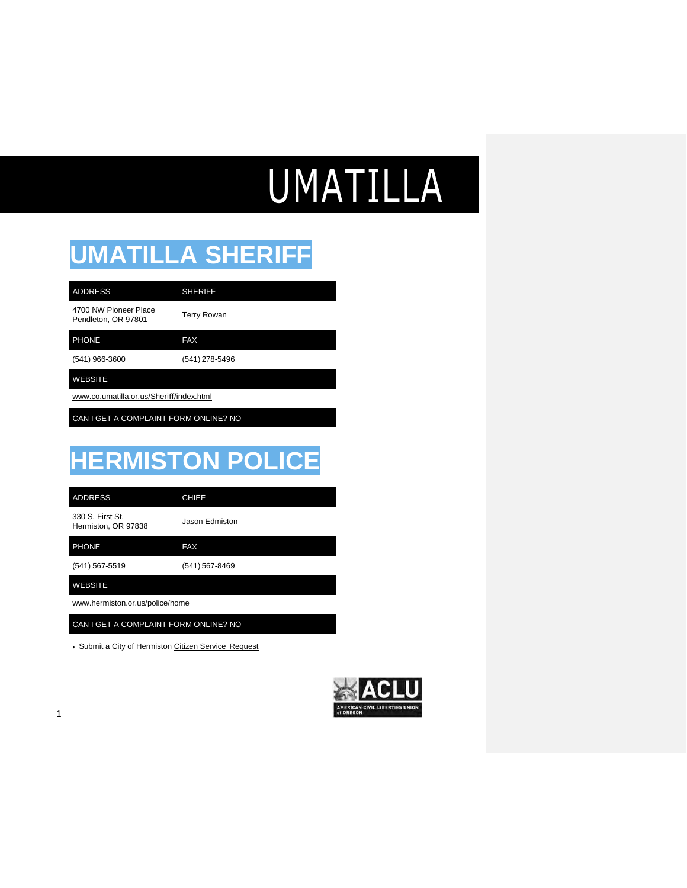# UMATILLA

## UMATILLA SHERIFF

| ADDRESS | SHERIFF |
| --- | --- |
| 4700 NW Pioneer Place<br>Pendleton, OR 97801 | Terry Rowan |
| **PHONE** | **FAX** |
| (541) 966-3600 | (541) 278-5496 |
| **WEBSITE** | |
| www.co.umatilla.or.us/Sheriff/index.html | |
| **CAN I GET A COMPLAINT FORM ONLINE? NO** | |

## HERMISTON POLICE

| ADDRESS | CHIEF |
| --- | --- |
| 330 S. First St.<br>Hermiston, OR 97838 | Jason Edmiston |
| **PHONE** | **FAX** |
| (541) 567-5519 | (541) 567-8469 |
| **WEBSITE** | |
| www.hermiston.or.us/police/home | |
| **CAN I GET A COMPLAINT FORM ONLINE? NO** | |

- Submit a City of Hermiston Citizen Service Request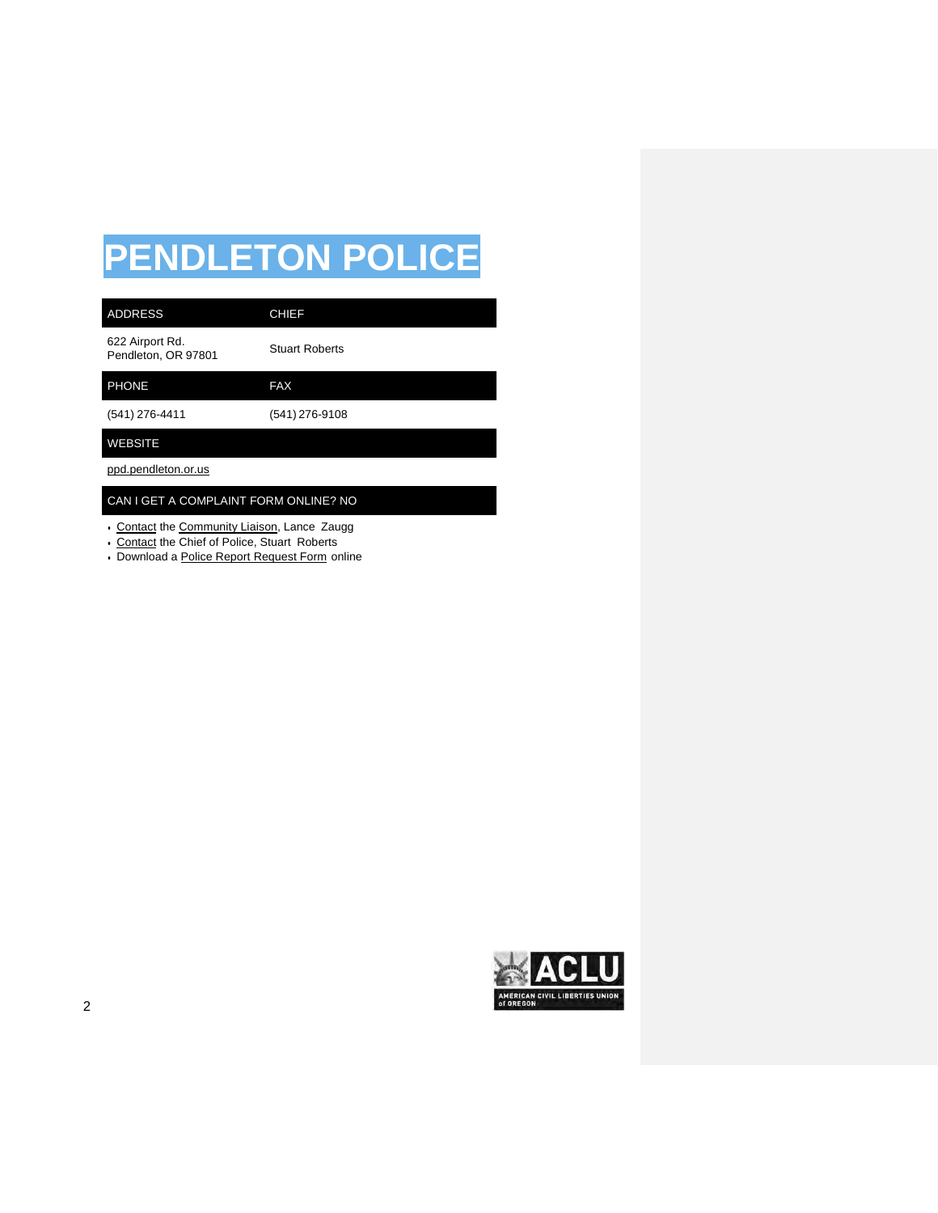# PENDLETON POLICE

| ADDRESS | CHIEF |
| --- | --- |
| 622 Airport Rd.<br>Pendleton, OR 97801 | Stuart Roberts |
| **PHONE** | **FAX** |
| (541) 276-4411 | (541) 276-9108 |
| **WEBSITE** | |
| ppd.pendleton.or.us | |

| CAN I GET A COMPLAINT FORM ONLINE? NO |
| --- |

- Contact the Community Liaison, Lance Zaugg
- Contact the Chief of Police, Stuart Roberts
- Download a Police Report Request Form online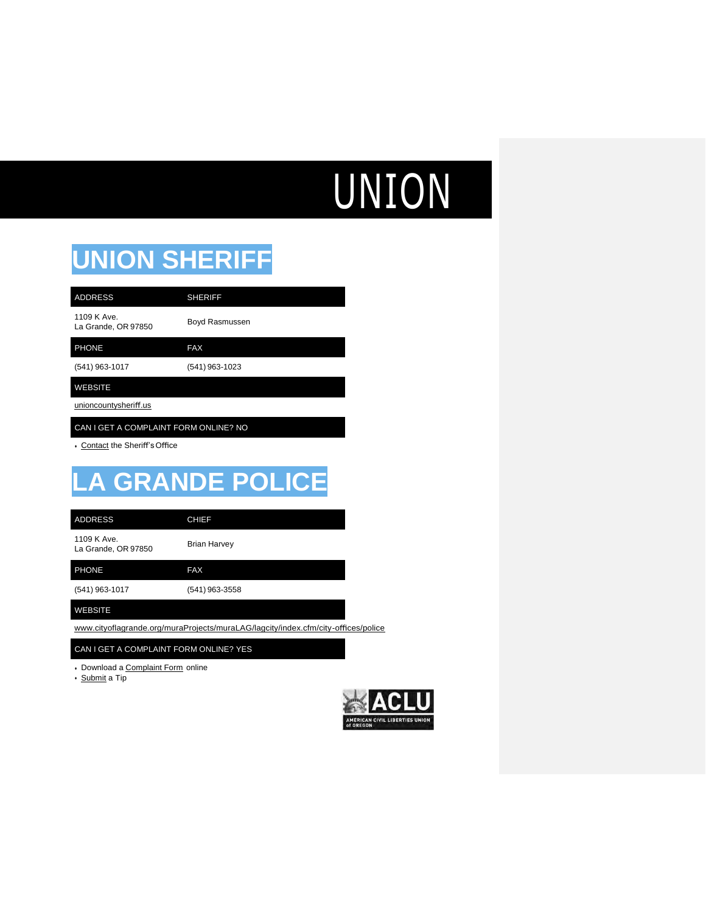# UNION

## UNION SHERIFF

| ADDRESS | SHERIFF |
| --- | --- |
| 1109 K Ave.<br>La Grande, OR 97850 | Boyd Rasmussen |
| **PHONE** | **FAX** |
| (541) 963-1017 | (541) 963-1023 |

**WEBSITE**

unioncountysheriff.us

**CAN I GET A COMPLAINT FORM ONLINE? NO**

- Contact the Sheriff's Office

## LA GRANDE POLICE

| ADDRESS | CHIEF |
| --- | --- |
| 1109 K Ave.<br>La Grande, OR 97850 | Brian Harvey |
| **PHONE** | **FAX** |
| (541) 963-1017 | (541) 963-3558 |

**WEBSITE**

www.cityoflagrande.org/muraProjects/muraLAG/lagcity/index.cfm/city-offices/police

**CAN I GET A COMPLAINT FORM ONLINE? YES**

- Download a Complaint Form online
- Submit a Tip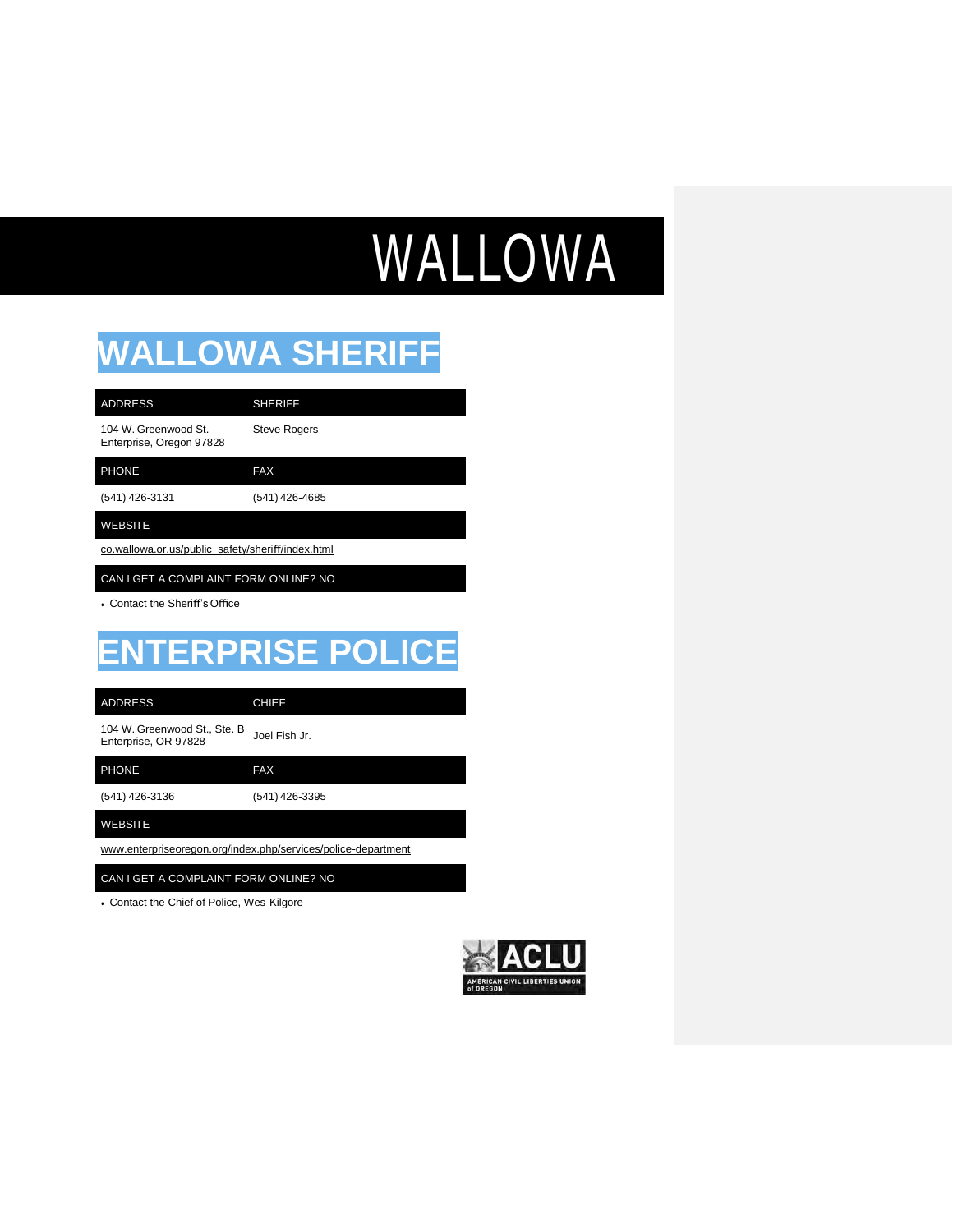# WALLOWA

## WALLOWA SHERIFF

| ADDRESS | SHERIFF |
|---|---|
| 104 W. Greenwood St.<br>Enterprise, Oregon 97828 | Steve Rogers |
| **PHONE** | **FAX** |
| (541) 426-3131 | (541) 426-4685 |
| **WEBSITE** | |
| co.wallowa.or.us/public_safety/sheriff/index.html | |
| **CAN I GET A COMPLAINT FORM ONLINE? NO** | |

- Contact the Sheriff's Office

## ENTERPRISE POLICE

| ADDRESS | CHIEF |
|---|---|
| 104 W. Greenwood St., Ste. B<br>Enterprise, OR 97828 | Joel Fish Jr. |
| **PHONE** | **FAX** |
| (541) 426-3136 | (541) 426-3395 |
| **WEBSITE** | |
| www.enterpriseoregon.org/index.php/services/police-department | |
| **CAN I GET A COMPLAINT FORM ONLINE? NO** | |

- Contact the Chief of Police, Wes Kilgore

ACLU
AMERICAN CIVIL LIBERTIES UNION of OREGON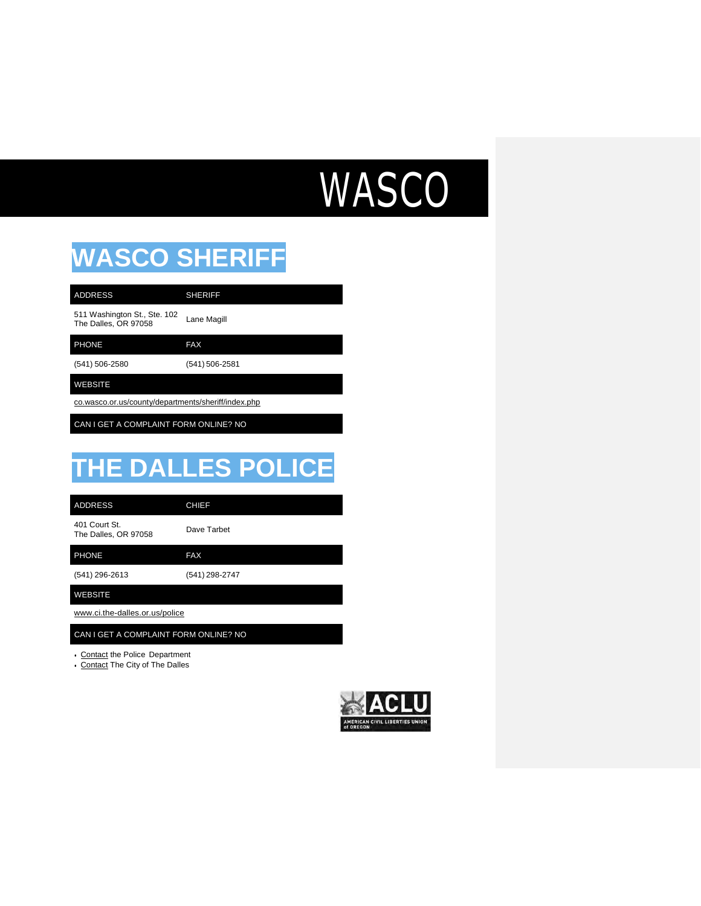# WASCO

## WASCO SHERIFF

| ADDRESS | SHERIFF |
|---|---|
| 511 Washington St., Ste. 102<br>The Dalles, OR 97058 | Lane Magill |
| **PHONE** | **FAX** |
| (541) 506-2580 | (541) 506-2581 |
| **WEBSITE** | |
| co.wasco.or.us/county/departments/sheriff/index.php | |
| **CAN I GET A COMPLAINT FORM ONLINE? NO** | |

## THE DALLES POLICE

| ADDRESS | CHIEF |
|---|---|
| 401 Court St.<br>The Dalles, OR 97058 | Dave Tarbet |
| **PHONE** | **FAX** |
| (541) 296-2613 | (541) 298-2747 |
| **WEBSITE** | |
| www.ci.the-dalles.or.us/police | |
| **CAN I GET A COMPLAINT FORM ONLINE? NO** | |

- Contact the Police Department
- Contact The City of The Dalles

ACLU
AMERICAN CIVIL LIBERTIES UNION of OREGON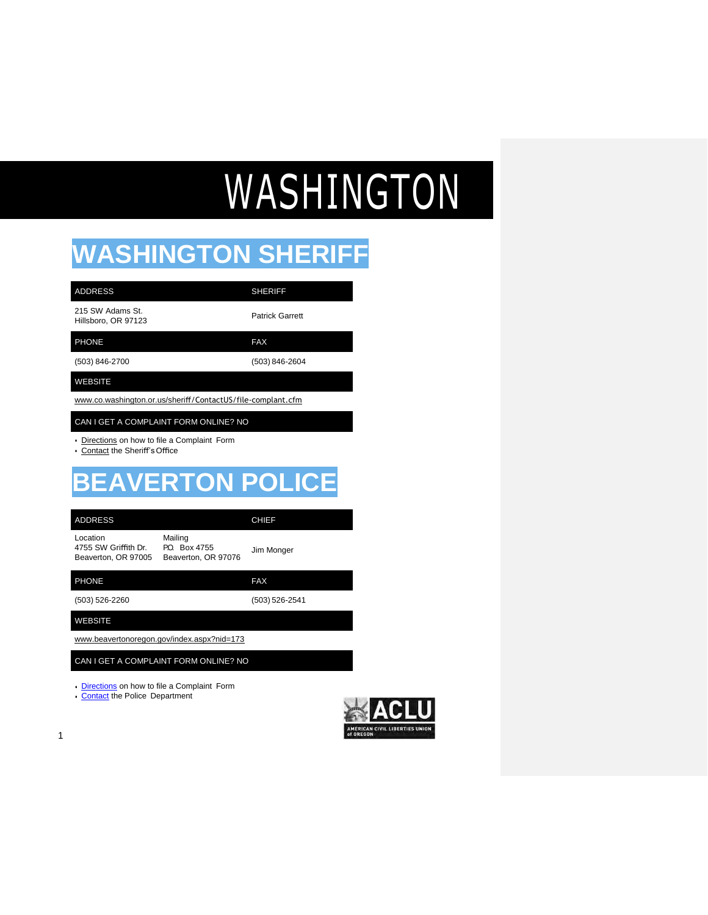# WASHINGTON

## WASHINGTON SHERIFF

| ADDRESS | SHERIFF |
|---|---|
| 215 SW Adams St.<br>Hillsboro, OR 97123 | Patrick Garrett |
| **PHONE** | **FAX** |
| (503) 846-2700 | (503) 846-2604 |
| **WEBSITE** | |
| www.co.washington.or.us/sheriff/ContactUS/file-complant.cfm | |
| **CAN I GET A COMPLAINT FORM ONLINE? NO** | |

- Directions on how to file a Complaint Form
- Contact the Sheriff's Office

## BEAVERTON POLICE

| ADDRESS | | CHIEF |
|---|---|---|
| Location<br>4755 SW Griffith Dr.<br>Beaverton, OR 97005 | Mailing<br>P.O. Box 4755<br>Beaverton, OR 97076 | Jim Monger |
| **PHONE** | | **FAX** |
| (503) 526-2260 | | (503) 526-2541 |
| **WEBSITE** | | |
| www.beavertonoregon.gov/index.aspx?nid=173 | | |
| **CAN I GET A COMPLAINT FORM ONLINE? NO** | | |

- Directions on how to file a Complaint Form
- Contact the Police Department

ACLU
AMERICAN CIVIL LIBERTIES UNION of OREGON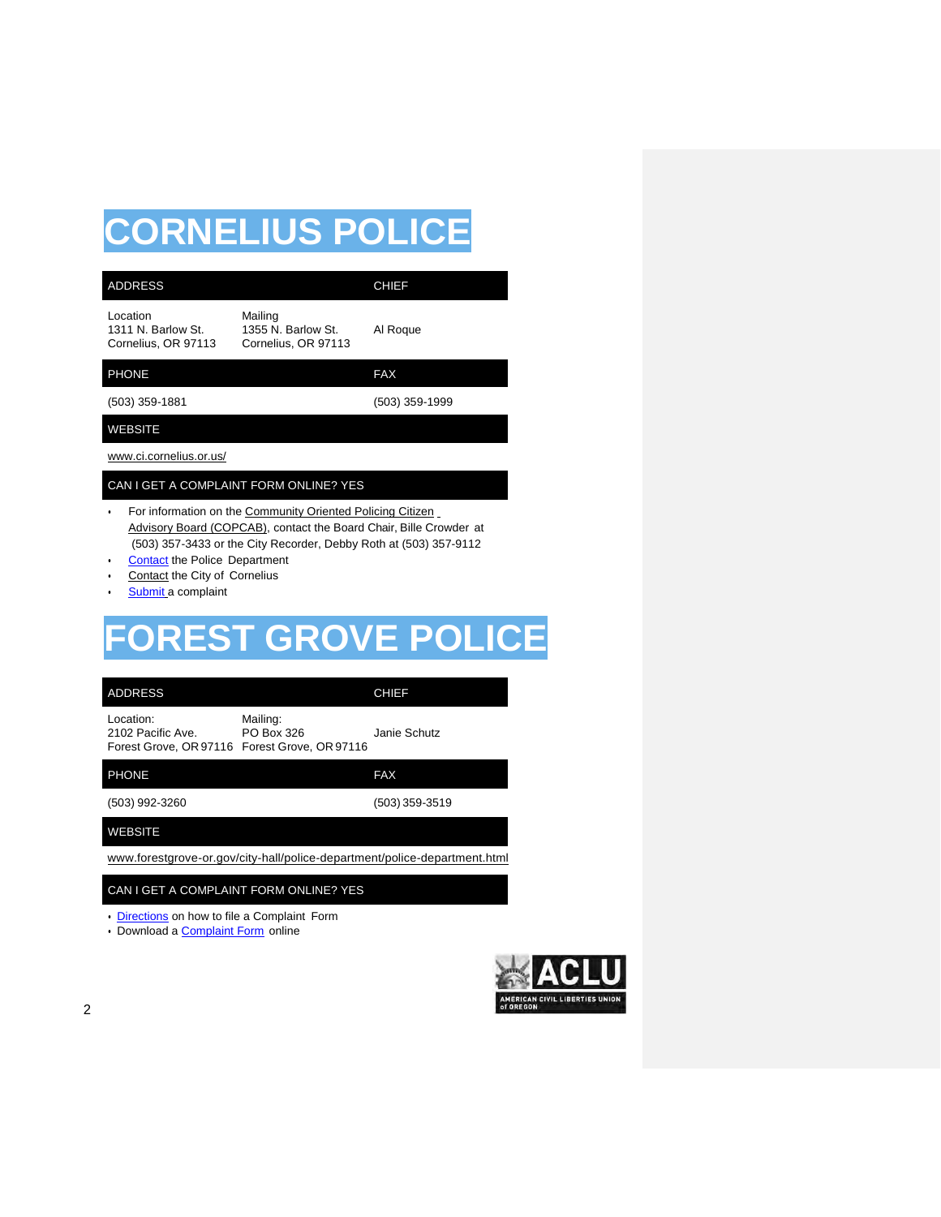# CORNELIUS POLICE

| ADDRESS | | CHIEF |
|---|---|---|
| Location<br>1311 N. Barlow St.<br>Cornelius, OR 97113 | Mailing<br>1355 N. Barlow St.<br>Cornelius, OR 97113 | Al Roque |

| PHONE | FAX |
|---|---|
| (503) 359-1881 | (503) 359-1999 |

| WEBSITE |
|---|
| www.ci.cornelius.or.us/ |

**CAN I GET A COMPLAINT FORM ONLINE? YES**

- For information on the Community Oriented Policing Citizen Advisory Board (COPCAB), contact the Board Chair, Bille Crowder at (503) 357-3433 or the City Recorder, Debby Roth at (503) 357-9112
- Contact the Police Department
- Contact the City of Cornelius
- Submit a complaint

# FOREST GROVE POLICE

| ADDRESS | | CHIEF |
|---|---|---|
| Location:<br>2102 Pacific Ave.<br>Forest Grove, OR 97116 | Mailing:<br>PO Box 326<br>Forest Grove, OR 97116 | Janie Schutz |

| PHONE | FAX |
|---|---|
| (503) 992-3260 | (503) 359-3519 |

| WEBSITE |
|---|
| www.forestgrove-or.gov/city-hall/police-department/police-department.html |

**CAN I GET A COMPLAINT FORM ONLINE? YES**

- Directions on how to file a Complaint Form
- Download a Complaint Form online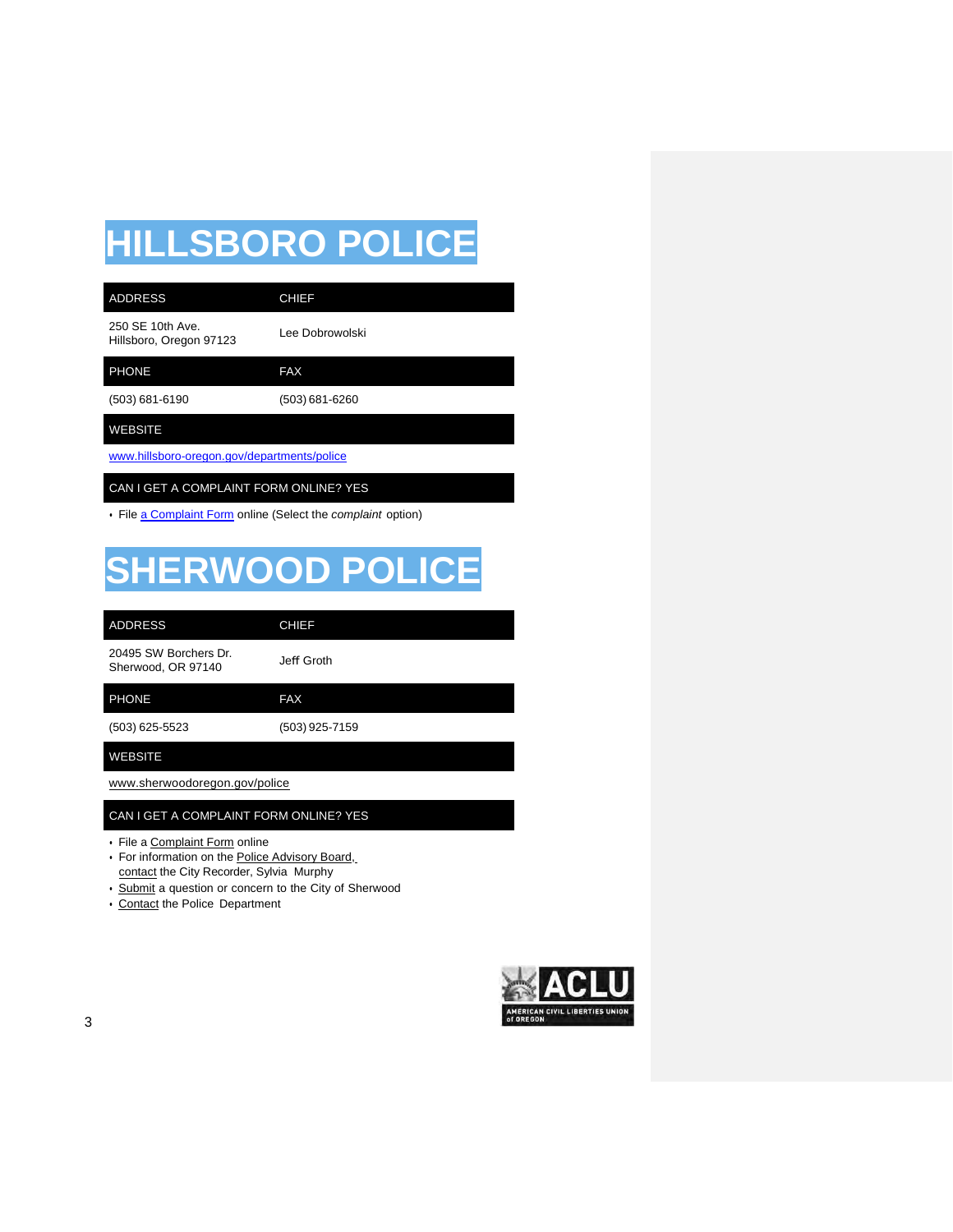# HILLSBORO POLICE

| ADDRESS | CHIEF |
| --- | --- |
| 250 SE 10th Ave.<br>Hillsboro, Oregon 97123 | Lee Dobrowolski |
| **PHONE** | **FAX** |
| (503) 681-6190 | (503) 681-6260 |

| WEBSITE |
| --- |
| www.hillsboro-oregon.gov/departments/police |

| CAN I GET A COMPLAINT FORM ONLINE? YES |
| --- |

- File a Complaint Form online (Select the *complaint* option)

# SHERWOOD POLICE

| ADDRESS | CHIEF |
| --- | --- |
| 20495 SW Borchers Dr.<br>Sherwood, OR 97140 | Jeff Groth |
| **PHONE** | **FAX** |
| (503) 625-5523 | (503) 925-7159 |

| WEBSITE |
| --- |
| www.sherwoodoregon.gov/police |

| CAN I GET A COMPLAINT FORM ONLINE? YES |
| --- |

- File a Complaint Form online
- For information on the Police Advisory Board, contact the City Recorder, Sylvia Murphy
- Submit a question or concern to the City of Sherwood
- Contact the Police Department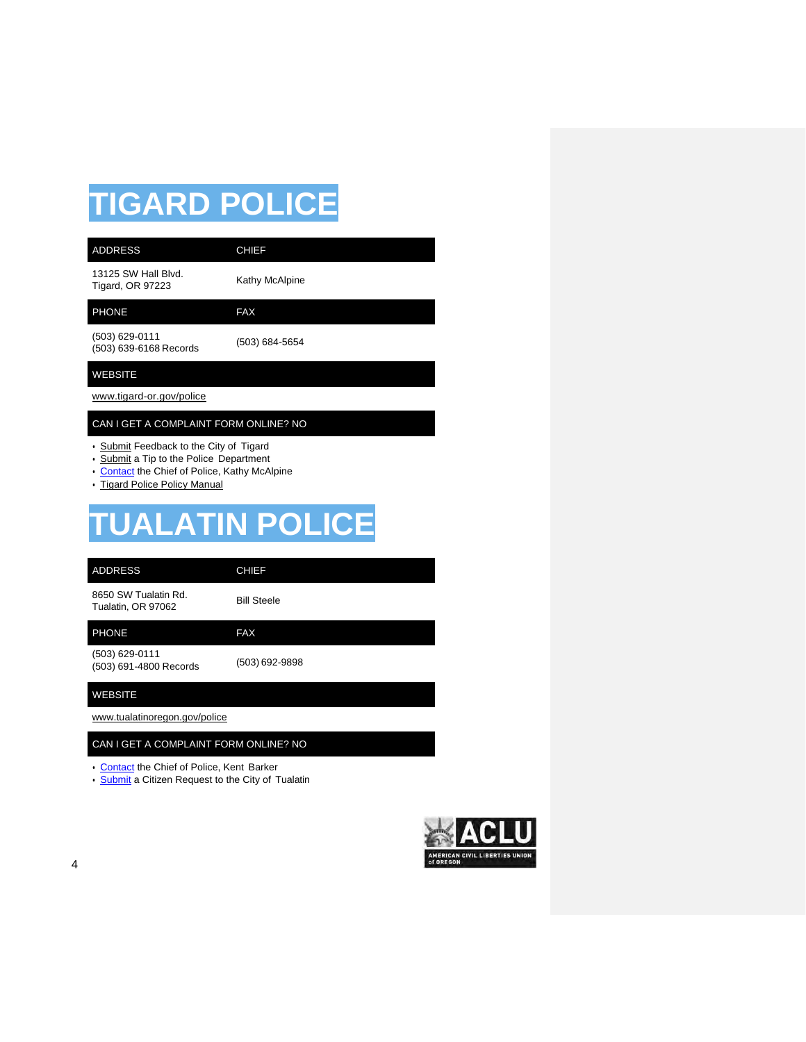# TIGARD POLICE

| ADDRESS | CHIEF |
|---|---|
| 13125 SW Hall Blvd.<br>Tigard, OR 97223 | Kathy McAlpine |
| **PHONE** | **FAX** |
| (503) 629-0111<br>(503) 639-6168 Records | (503) 684-5654 |
| **WEBSITE** | |
| www.tigard-or.gov/police | |
| **CAN I GET A COMPLAINT FORM ONLINE? NO** | |

- Submit Feedback to the City of Tigard
- Submit a Tip to the Police Department
- Contact the Chief of Police, Kathy McAlpine
- Tigard Police Policy Manual

# TUALATIN POLICE

| ADDRESS | CHIEF |
|---|---|
| 8650 SW Tualatin Rd.<br>Tualatin, OR 97062 | Bill Steele |
| **PHONE** | **FAX** |
| (503) 629-0111<br>(503) 691-4800 Records | (503) 692-9898 |
| **WEBSITE** | |
| www.tualatinoregon.gov/police | |
| **CAN I GET A COMPLAINT FORM ONLINE? NO** | |

- Contact the Chief of Police, Kent Barker
- Submit a Citizen Request to the City of Tualatin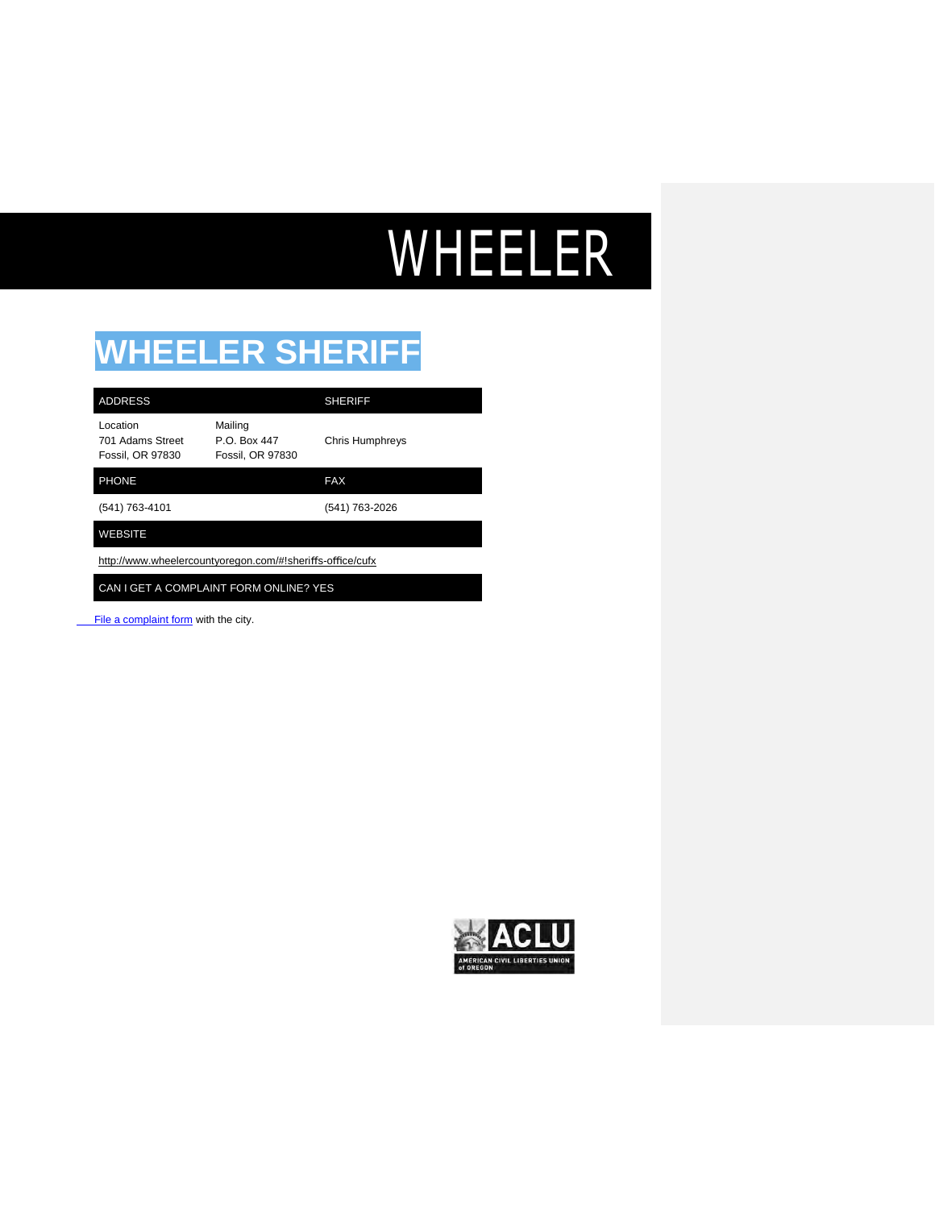# WHEELER

## WHEELER SHERIFF

| ADDRESS | | SHERIFF |
|---|---|---|
| Location<br>701 Adams Street<br>Fossil, OR 97830 | Mailing<br>P.O. Box 447<br>Fossil, OR 97830 | Chris Humphreys |
| **PHONE** | | **FAX** |
| (541) 763-4101 | | (541) 763-2026 |
| **WEBSITE** | | |
| http://www.wheelercountyoregon.com/#!sheriffs-office/cufx | | |
| **CAN I GET A COMPLAINT FORM ONLINE? YES** | | |

File a complaint form with the city.

ACLU
AMERICAN CIVIL LIBERTIES UNION of OREGON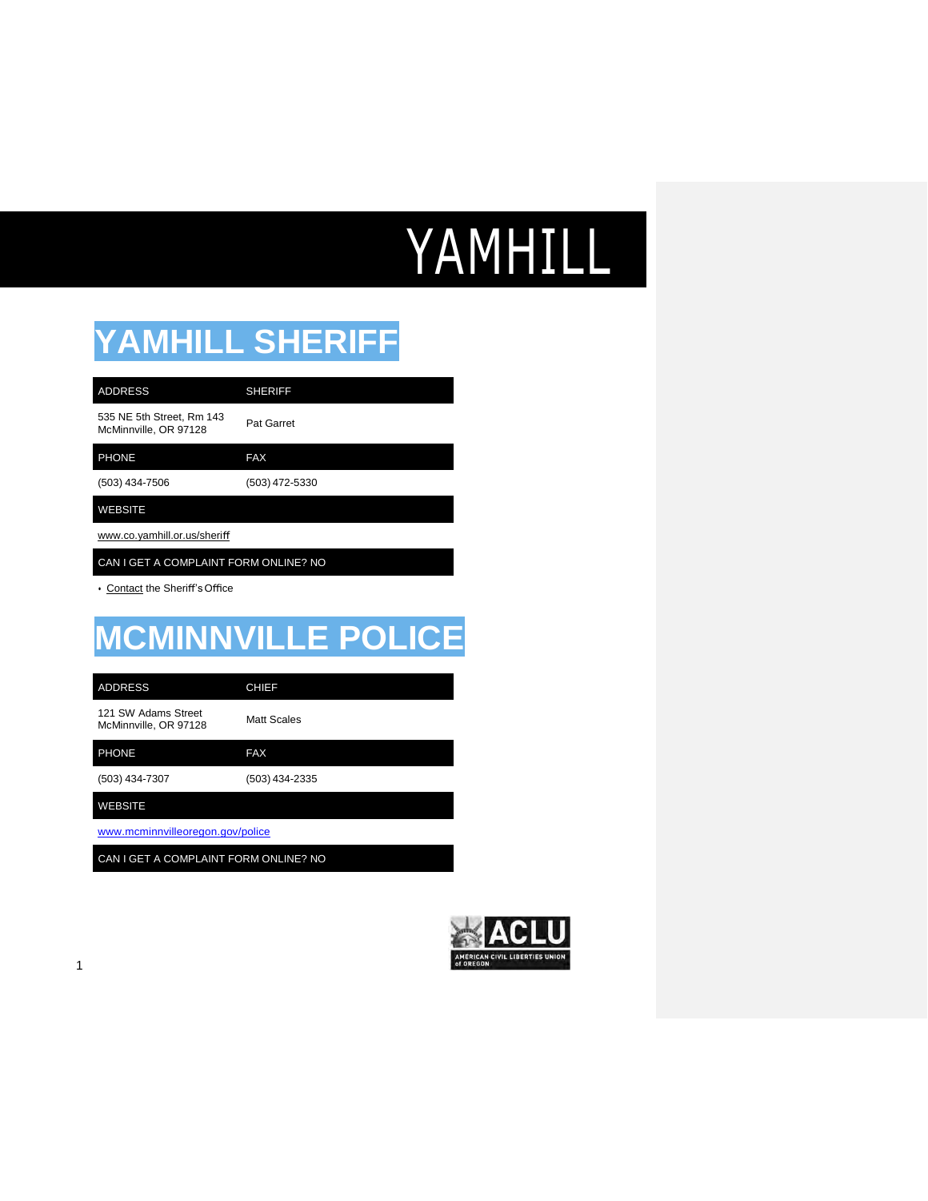# YAMHILL

## YAMHILL SHERIFF

| ADDRESS | SHERIFF |
|---|---|
| 535 NE 5th Street, Rm 143<br>McMinnville, OR 97128 | Pat Garret |
| **PHONE** | **FAX** |
| (503) 434-7506 | (503) 472-5330 |
| **WEBSITE** | |
| www.co.yamhill.or.us/sheriff | |
| **CAN I GET A COMPLAINT FORM ONLINE? NO** | |

- Contact the Sheriff's Office

## MCMINNVILLE POLICE

| ADDRESS | CHIEF |
|---|---|
| 121 SW Adams Street<br>McMinnville, OR 97128 | Matt Scales |
| **PHONE** | **FAX** |
| (503) 434-7307 | (503) 434-2335 |
| **WEBSITE** | |
| www.mcminnvilleoregon.gov/police | |
| **CAN I GET A COMPLAINT FORM ONLINE? NO** | |

ACLU
AMERICAN CIVIL LIBERTIES UNION of OREGON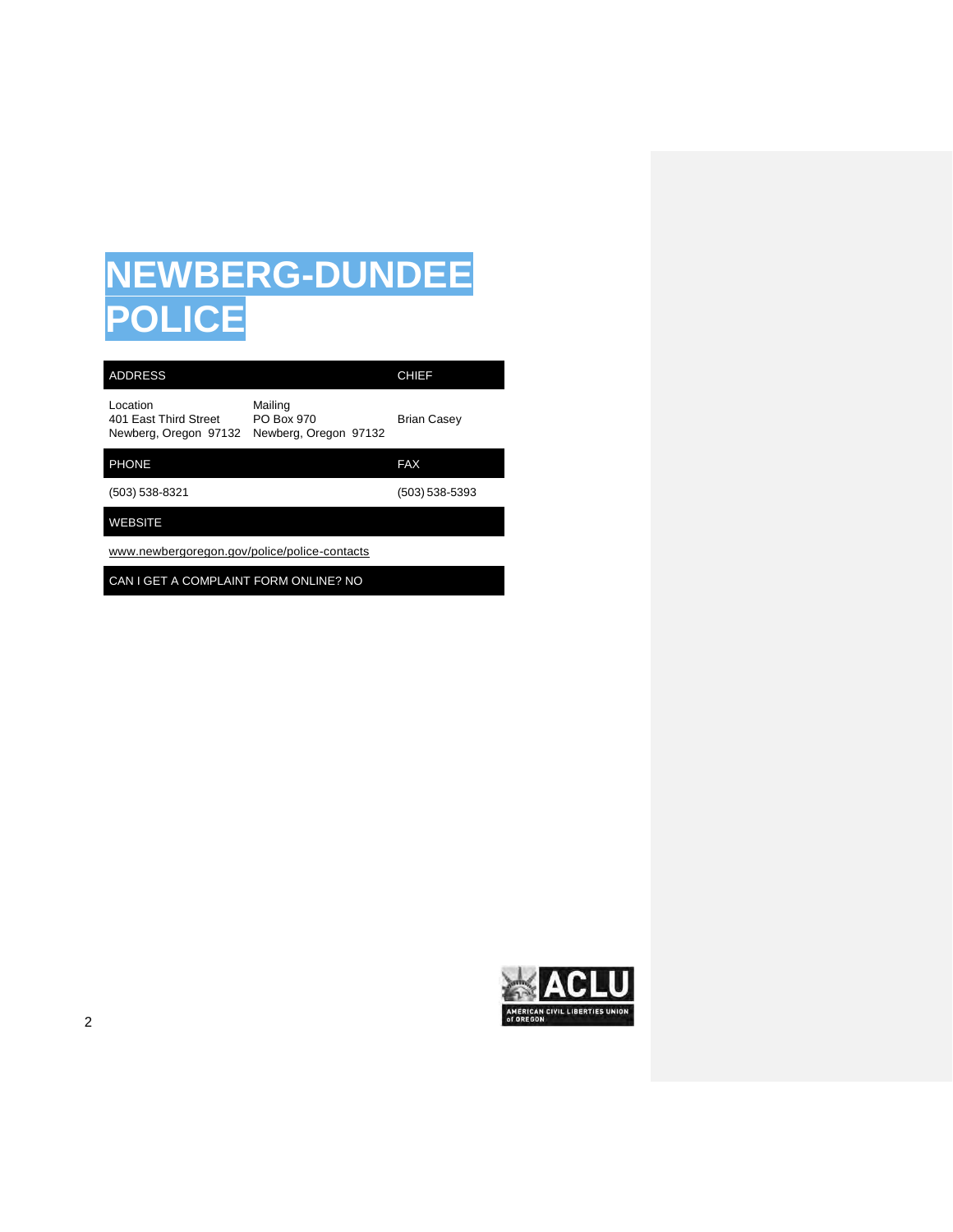# NEWBERG-DUNDEE POLICE

| ADDRESS | | CHIEF |
|---|---|---|
| Location<br>401 East Third Street<br>Newberg, Oregon 97132 | Mailing<br>PO Box 970<br>Newberg, Oregon 97132 | Brian Casey |
| **PHONE** | | **FAX** |
| (503) 538-8321 | | (503) 538-5393 |
| **WEBSITE** | | |
| www.newbergoregon.gov/police/police-contacts | | |
| **CAN I GET A COMPLAINT FORM ONLINE? NO** | | |